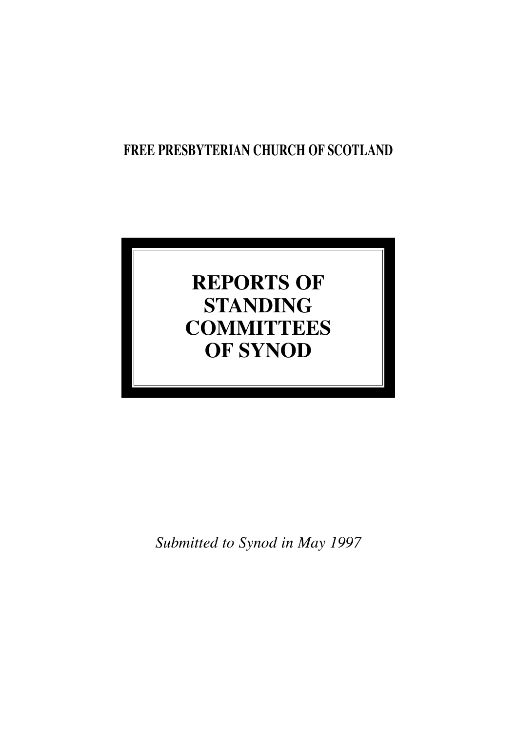**FREE PRESBYTERIAN CHURCH OF SCOTLAND**

# REPORTS OF STANDING COMMITTEES OF SYNOD

*Submitted to Synod in May 1997*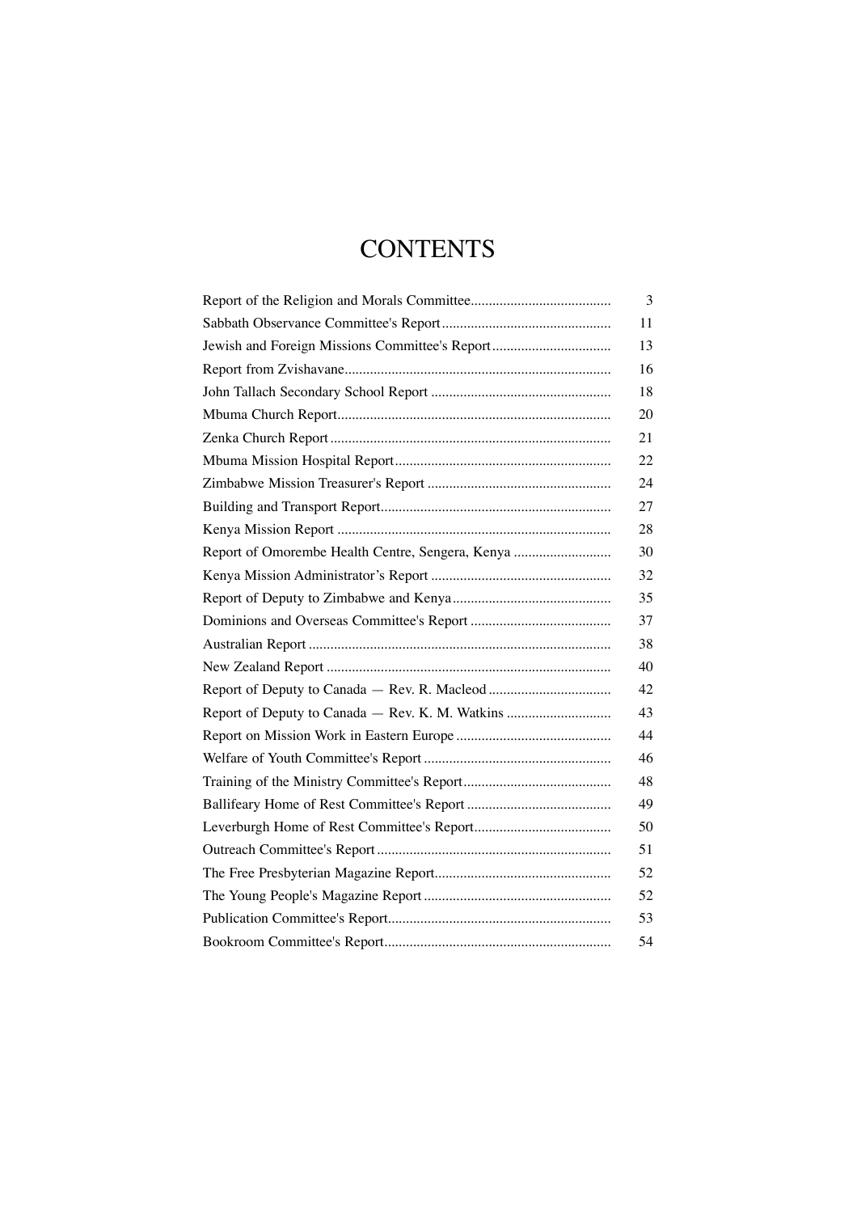# CONTENTS

| | |
|---|---|
| Report of the Religion and Morals Committee | 3 |
| Sabbath Observance Committee's Report | 11 |
| Jewish and Foreign Missions Committee's Report | 13 |
| Report from Zvishavane | 16 |
| John Tallach Secondary School Report | 18 |
| Mbuma Church Report | 20 |
| Zenka Church Report | 21 |
| Mbuma Mission Hospital Report | 22 |
| Zimbabwe Mission Treasurer's Report | 24 |
| Building and Transport Report | 27 |
| Kenya Mission Report | 28 |
| Report of Omorembe Health Centre, Sengera, Kenya | 30 |
| Kenya Mission Administrator's Report | 32 |
| Report of Deputy to Zimbabwe and Kenya | 35 |
| Dominions and Overseas Committee's Report | 37 |
| Australian Report | 38 |
| New Zealand Report | 40 |
| Report of Deputy to Canada — Rev. R. Macleod | 42 |
| Report of Deputy to Canada — Rev. K. M. Watkins | 43 |
| Report on Mission Work in Eastern Europe | 44 |
| Welfare of Youth Committee's Report | 46 |
| Training of the Ministry Committee's Report | 48 |
| Ballifeary Home of Rest Committee's Report | 49 |
| Leverburgh Home of Rest Committee's Report | 50 |
| Outreach Committee's Report | 51 |
| The Free Presbyterian Magazine Report | 52 |
| The Young People's Magazine Report | 52 |
| Publication Committee's Report | 53 |
| Bookroom Committee's Report | 54 |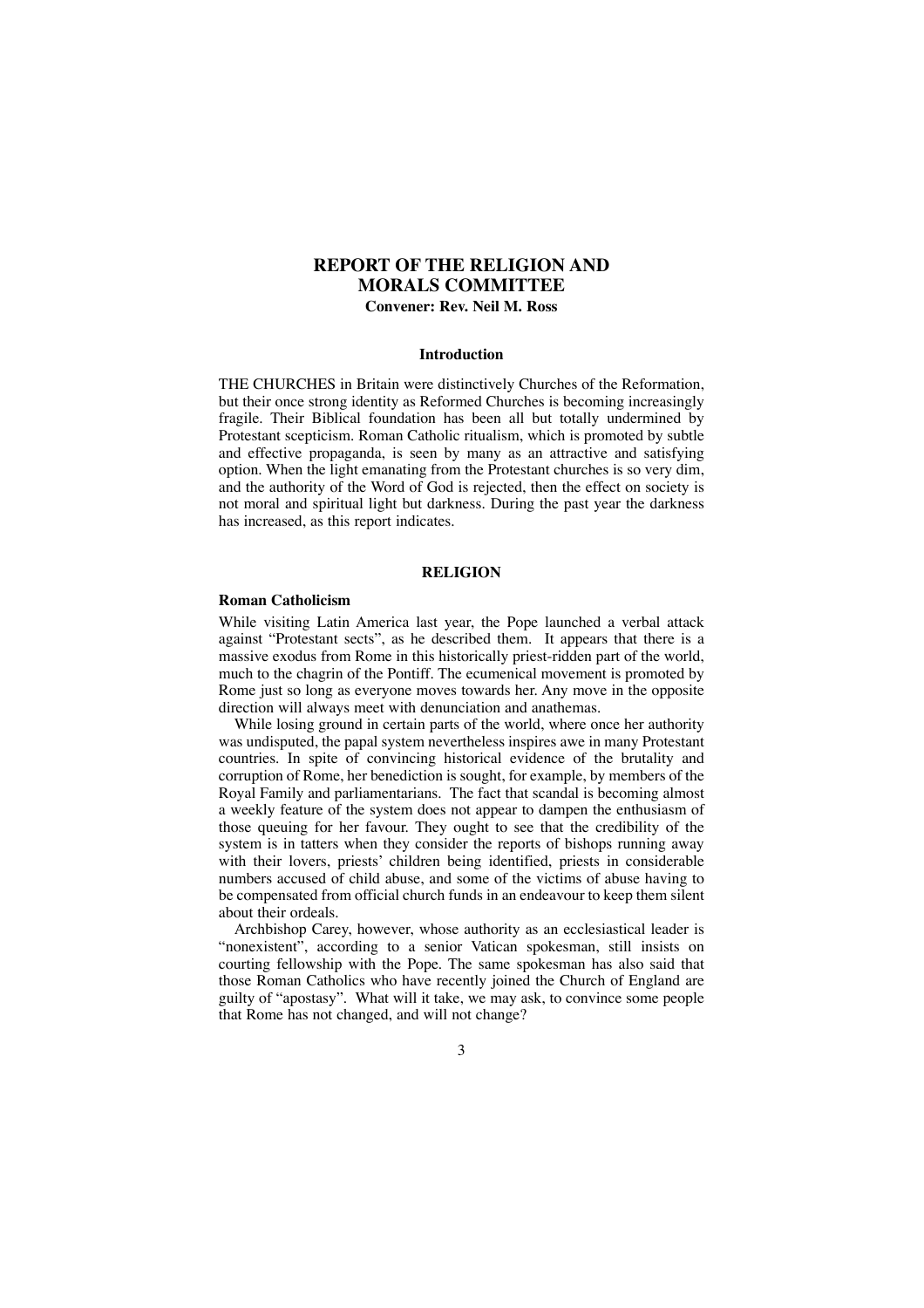# REPORT OF THE RELIGION AND MORALS COMMITTEE

**Convener: Rev. Neil M. Ross**

### Introduction

THE CHURCHES in Britain were distinctively Churches of the Reformation, but their once strong identity as Reformed Churches is becoming increasingly fragile. Their Biblical foundation has been all but totally undermined by Protestant scepticism. Roman Catholic ritualism, which is promoted by subtle and effective propaganda, is seen by many as an attractive and satisfying option. When the light emanating from the Protestant churches is so very dim, and the authority of the Word of God is rejected, then the effect on society is not moral and spiritual light but darkness. During the past year the darkness has increased, as this report indicates.

## RELIGION

### Roman Catholicism

While visiting Latin America last year, the Pope launched a verbal attack against "Protestant sects", as he described them. It appears that there is a massive exodus from Rome in this historically priest-ridden part of the world, much to the chagrin of the Pontiff. The ecumenical movement is promoted by Rome just so long as everyone moves towards her. Any move in the opposite direction will always meet with denunciation and anathemas.

While losing ground in certain parts of the world, where once her authority was undisputed, the papal system nevertheless inspires awe in many Protestant countries. In spite of convincing historical evidence of the brutality and corruption of Rome, her benediction is sought, for example, by members of the Royal Family and parliamentarians. The fact that scandal is becoming almost a weekly feature of the system does not appear to dampen the enthusiasm of those queuing for her favour. They ought to see that the credibility of the system is in tatters when they consider the reports of bishops running away with their lovers, priests' children being identified, priests in considerable numbers accused of child abuse, and some of the victims of abuse having to be compensated from official church funds in an endeavour to keep them silent about their ordeals.

Archbishop Carey, however, whose authority as an ecclesiastical leader is "nonexistent", according to a senior Vatican spokesman, still insists on courting fellowship with the Pope. The same spokesman has also said that those Roman Catholics who have recently joined the Church of England are guilty of "apostasy". What will it take, we may ask, to convince some people that Rome has not changed, and will not change?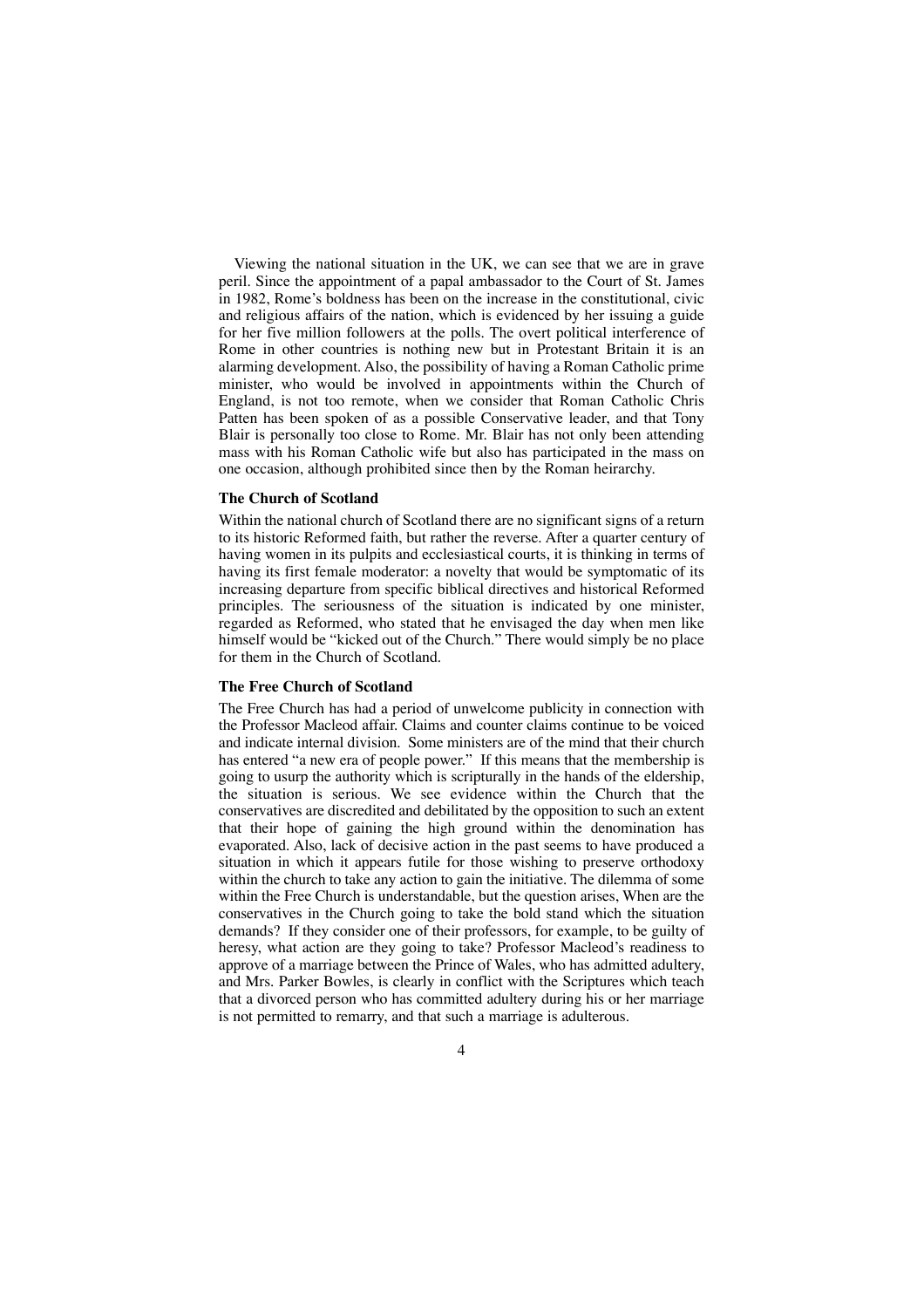Viewing the national situation in the UK, we can see that we are in grave peril. Since the appointment of a papal ambassador to the Court of St. James in 1982, Rome's boldness has been on the increase in the constitutional, civic and religious affairs of the nation, which is evidenced by her issuing a guide for her five million followers at the polls. The overt political interference of Rome in other countries is nothing new but in Protestant Britain it is an alarming development. Also, the possibility of having a Roman Catholic prime minister, who would be involved in appointments within the Church of England, is not too remote, when we consider that Roman Catholic Chris Patten has been spoken of as a possible Conservative leader, and that Tony Blair is personally too close to Rome. Mr. Blair has not only been attending mass with his Roman Catholic wife but also has participated in the mass on one occasion, although prohibited since then by the Roman heirarchy.

**The Church of Scotland**

Within the national church of Scotland there are no significant signs of a return to its historic Reformed faith, but rather the reverse. After a quarter century of having women in its pulpits and ecclesiastical courts, it is thinking in terms of having its first female moderator: a novelty that would be symptomatic of its increasing departure from specific biblical directives and historical Reformed principles. The seriousness of the situation is indicated by one minister, regarded as Reformed, who stated that he envisaged the day when men like himself would be "kicked out of the Church." There would simply be no place for them in the Church of Scotland.

**The Free Church of Scotland**

The Free Church has had a period of unwelcome publicity in connection with the Professor Macleod affair. Claims and counter claims continue to be voiced and indicate internal division. Some ministers are of the mind that their church has entered "a new era of people power." If this means that the membership is going to usurp the authority which is scripturally in the hands of the eldership, the situation is serious. We see evidence within the Church that the conservatives are discredited and debilitated by the opposition to such an extent that their hope of gaining the high ground within the denomination has evaporated. Also, lack of decisive action in the past seems to have produced a situation in which it appears futile for those wishing to preserve orthodoxy within the church to take any action to gain the initiative. The dilemma of some within the Free Church is understandable, but the question arises, When are the conservatives in the Church going to take the bold stand which the situation demands? If they consider one of their professors, for example, to be guilty of heresy, what action are they going to take? Professor Macleod's readiness to approve of a marriage between the Prince of Wales, who has admitted adultery, and Mrs. Parker Bowles, is clearly in conflict with the Scriptures which teach that a divorced person who has committed adultery during his or her marriage is not permitted to remarry, and that such a marriage is adulterous.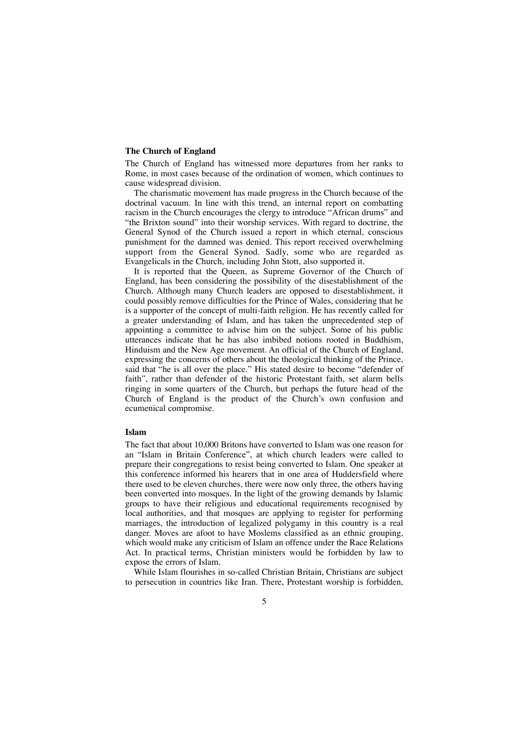### The Church of England

The Church of England has witnessed more departures from her ranks to Rome, in most cases because of the ordination of women, which continues to cause widespread division.

The charismatic movement has made progress in the Church because of the doctrinal vacuum. In line with this trend, an internal report on combatting racism in the Church encourages the clergy to introduce "African drums" and "the Brixton sound" into their worship services. With regard to doctrine, the General Synod of the Church issued a report in which eternal, conscious punishment for the damned was denied. This report received overwhelming support from the General Synod. Sadly, some who are regarded as Evangelicals in the Church, including John Stott, also supported it.

It is reported that the Queen, as Supreme Governor of the Church of England, has been considering the possibility of the disestablishment of the Church. Although many Church leaders are opposed to disestablishment, it could possibly remove difficulties for the Prince of Wales, considering that he is a supporter of the concept of multi-faith religion. He has recently called for a greater understanding of Islam, and has taken the unprecedented step of appointing a committee to advise him on the subject. Some of his public utterances indicate that he has also imbibed notions rooted in Buddhism, Hinduism and the New Age movement. An official of the Church of England, expressing the concerns of others about the theological thinking of the Prince, said that "he is all over the place." His stated desire to become "defender of faith", rather than defender of the historic Protestant faith, set alarm bells ringing in some quarters of the Church, but perhaps the future head of the Church of England is the product of the Church's own confusion and ecumenical compromise.

### Islam

The fact that about 10,000 Britons have converted to Islam was one reason for an "Islam in Britain Conference", at which church leaders were called to prepare their congregations to resist being converted to Islam. One speaker at this conference informed his hearers that in one area of Huddersfield where there used to be eleven churches, there were now only three, the others having been converted into mosques. In the light of the growing demands by Islamic groups to have their religious and educational requirements recognised by local authorities, and that mosques are applying to register for performing marriages, the introduction of legalized polygamy in this country is a real danger. Moves are afoot to have Moslems classified as an ethnic grouping, which would make any criticism of Islam an offence under the Race Relations Act. In practical terms, Christian ministers would be forbidden by law to expose the errors of Islam.

While Islam flourishes in so-called Christian Britain, Christians are subject to persecution in countries like Iran. There, Protestant worship is forbidden,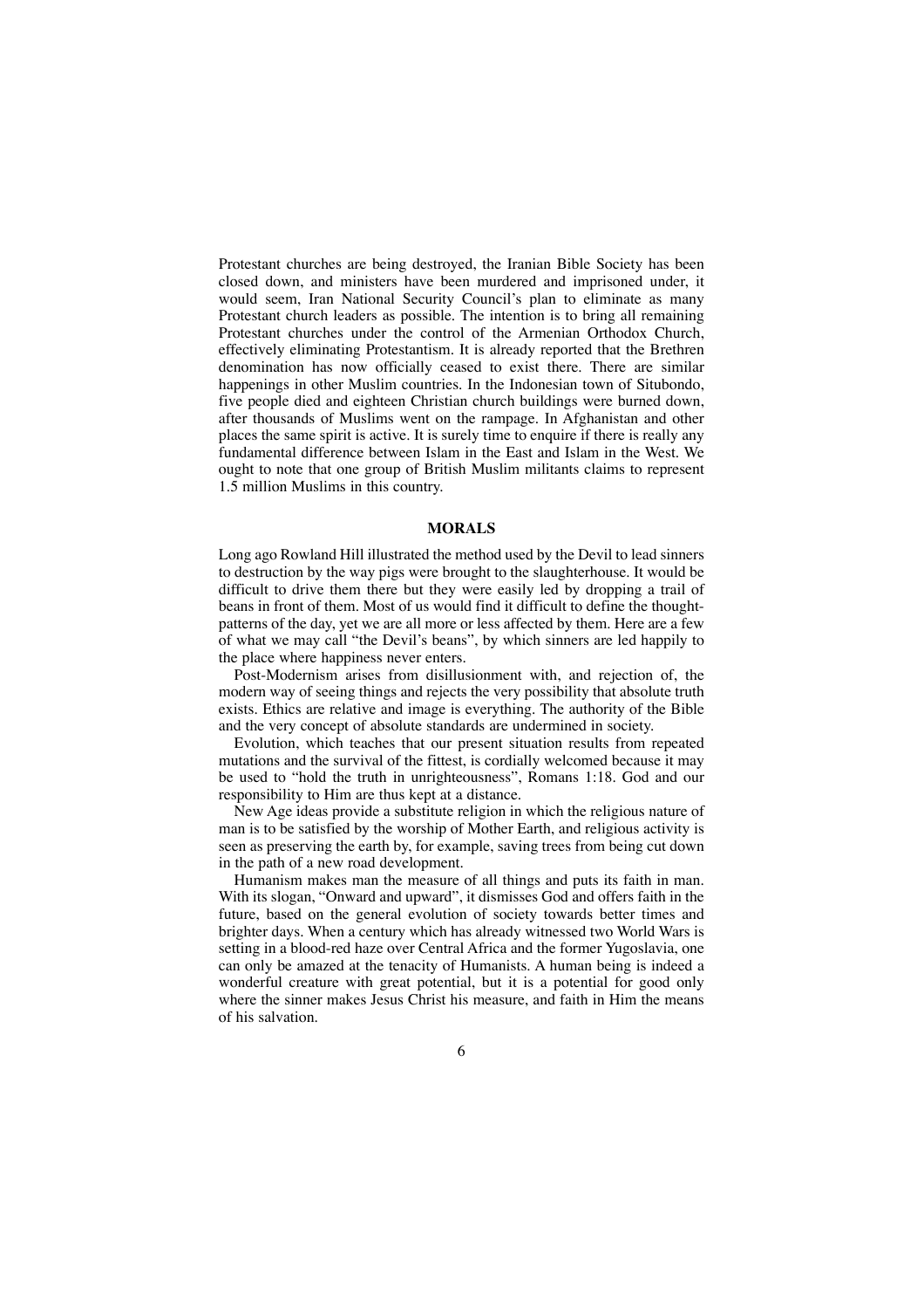Protestant churches are being destroyed, the Iranian Bible Society has been closed down, and ministers have been murdered and imprisoned under, it would seem, Iran National Security Council's plan to eliminate as many Protestant church leaders as possible. The intention is to bring all remaining Protestant churches under the control of the Armenian Orthodox Church, effectively eliminating Protestantism. It is already reported that the Brethren denomination has now officially ceased to exist there. There are similar happenings in other Muslim countries. In the Indonesian town of Situbondo, five people died and eighteen Christian church buildings were burned down, after thousands of Muslims went on the rampage. In Afghanistan and other places the same spirit is active. It is surely time to enquire if there is really any fundamental difference between Islam in the East and Islam in the West. We ought to note that one group of British Muslim militants claims to represent 1.5 million Muslims in this country.

## MORALS

Long ago Rowland Hill illustrated the method used by the Devil to lead sinners to destruction by the way pigs were brought to the slaughterhouse. It would be difficult to drive them there but they were easily led by dropping a trail of beans in front of them. Most of us would find it difficult to define the thought-patterns of the day, yet we are all more or less affected by them. Here are a few of what we may call "the Devil's beans", by which sinners are led happily to the place where happiness never enters.

Post-Modernism arises from disillusionment with, and rejection of, the modern way of seeing things and rejects the very possibility that absolute truth exists. Ethics are relative and image is everything. The authority of the Bible and the very concept of absolute standards are undermined in society.

Evolution, which teaches that our present situation results from repeated mutations and the survival of the fittest, is cordially welcomed because it may be used to "hold the truth in unrighteousness", Romans 1:18. God and our responsibility to Him are thus kept at a distance.

New Age ideas provide a substitute religion in which the religious nature of man is to be satisfied by the worship of Mother Earth, and religious activity is seen as preserving the earth by, for example, saving trees from being cut down in the path of a new road development.

Humanism makes man the measure of all things and puts its faith in man. With its slogan, "Onward and upward", it dismisses God and offers faith in the future, based on the general evolution of society towards better times and brighter days. When a century which has already witnessed two World Wars is setting in a blood-red haze over Central Africa and the former Yugoslavia, one can only be amazed at the tenacity of Humanists. A human being is indeed a wonderful creature with great potential, but it is a potential for good only where the sinner makes Jesus Christ his measure, and faith in Him the means of his salvation.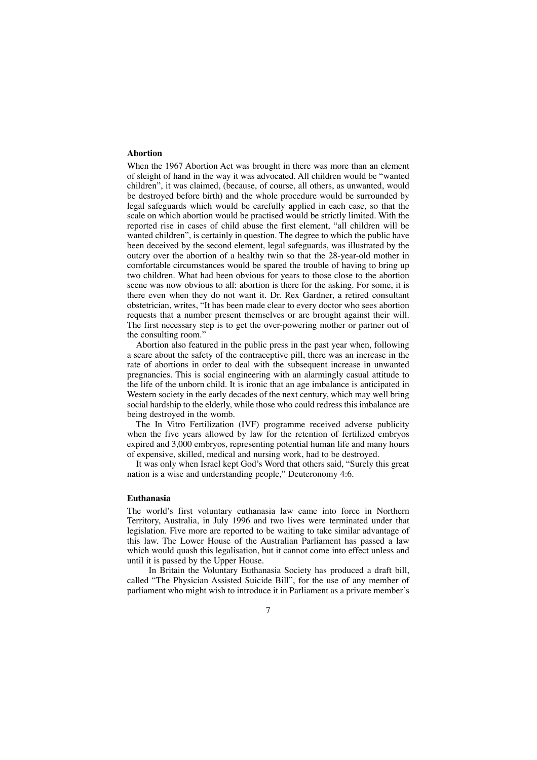**Abortion**

When the 1967 Abortion Act was brought in there was more than an element of sleight of hand in the way it was advocated. All children would be "wanted children", it was claimed, (because, of course, all others, as unwanted, would be destroyed before birth) and the whole procedure would be surrounded by legal safeguards which would be carefully applied in each case, so that the scale on which abortion would be practised would be strictly limited. With the reported rise in cases of child abuse the first element, "all children will be wanted children", is certainly in question. The degree to which the public have been deceived by the second element, legal safeguards, was illustrated by the outcry over the abortion of a healthy twin so that the 28-year-old mother in comfortable circumstances would be spared the trouble of having to bring up two children. What had been obvious for years to those close to the abortion scene was now obvious to all: abortion is there for the asking. For some, it is there even when they do not want it. Dr. Rex Gardner, a retired consultant obstetrician, writes, "It has been made clear to every doctor who sees abortion requests that a number present themselves or are brought against their will. The first necessary step is to get the over-powering mother or partner out of the consulting room."

Abortion also featured in the public press in the past year when, following a scare about the safety of the contraceptive pill, there was an increase in the rate of abortions in order to deal with the subsequent increase in unwanted pregnancies. This is social engineering with an alarmingly casual attitude to the life of the unborn child. It is ironic that an age imbalance is anticipated in Western society in the early decades of the next century, which may well bring social hardship to the elderly, while those who could redress this imbalance are being destroyed in the womb.

The In Vitro Fertilization (IVF) programme received adverse publicity when the five years allowed by law for the retention of fertilized embryos expired and 3,000 embryos, representing potential human life and many hours of expensive, skilled, medical and nursing work, had to be destroyed.

It was only when Israel kept God's Word that others said, "Surely this great nation is a wise and understanding people," Deuteronomy 4:6.

**Euthanasia**

The world's first voluntary euthanasia law came into force in Northern Territory, Australia, in July 1996 and two lives were terminated under that legislation. Five more are reported to be waiting to take similar advantage of this law. The Lower House of the Australian Parliament has passed a law which would quash this legalisation, but it cannot come into effect unless and until it is passed by the Upper House.

In Britain the Voluntary Euthanasia Society has produced a draft bill, called "The Physician Assisted Suicide Bill", for the use of any member of parliament who might wish to introduce it in Parliament as a private member's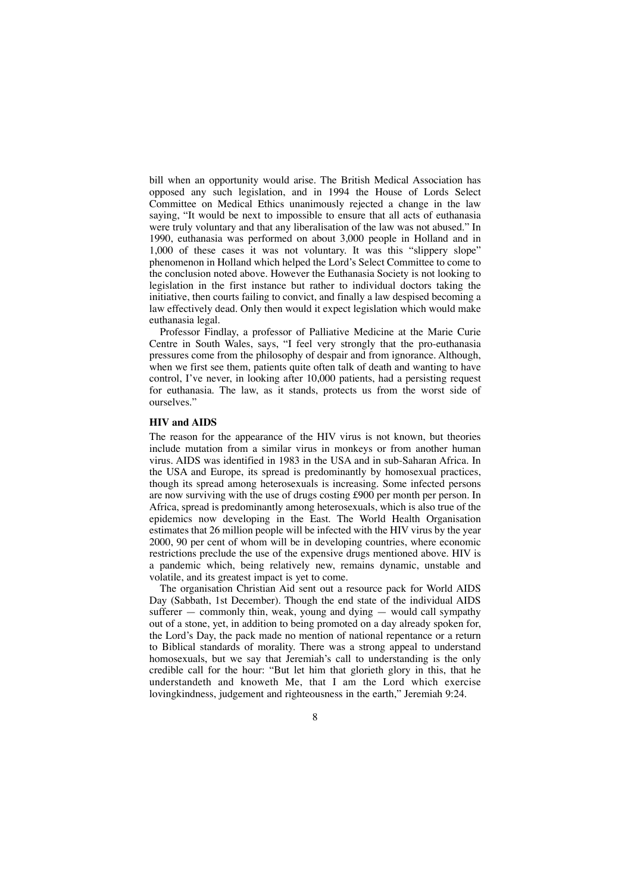bill when an opportunity would arise. The British Medical Association has opposed any such legislation, and in 1994 the House of Lords Select Committee on Medical Ethics unanimously rejected a change in the law saying, "It would be next to impossible to ensure that all acts of euthanasia were truly voluntary and that any liberalisation of the law was not abused." In 1990, euthanasia was performed on about 3,000 people in Holland and in 1,000 of these cases it was not voluntary. It was this "slippery slope" phenomenon in Holland which helped the Lord's Select Committee to come to the conclusion noted above. However the Euthanasia Society is not looking to legislation in the first instance but rather to individual doctors taking the initiative, then courts failing to convict, and finally a law despised becoming a law effectively dead. Only then would it expect legislation which would make euthanasia legal.

Professor Findlay, a professor of Palliative Medicine at the Marie Curie Centre in South Wales, says, "I feel very strongly that the pro-euthanasia pressures come from the philosophy of despair and from ignorance. Although, when we first see them, patients quite often talk of death and wanting to have control, I've never, in looking after 10,000 patients, had a persisting request for euthanasia. The law, as it stands, protects us from the worst side of ourselves."

**HIV and AIDS**

The reason for the appearance of the HIV virus is not known, but theories include mutation from a similar virus in monkeys or from another human virus. AIDS was identified in 1983 in the USA and in sub-Saharan Africa. In the USA and Europe, its spread is predominantly by homosexual practices, though its spread among heterosexuals is increasing. Some infected persons are now surviving with the use of drugs costing £900 per month per person. In Africa, spread is predominantly among heterosexuals, which is also true of the epidemics now developing in the East. The World Health Organisation estimates that 26 million people will be infected with the HIV virus by the year 2000, 90 per cent of whom will be in developing countries, where economic restrictions preclude the use of the expensive drugs mentioned above. HIV is a pandemic which, being relatively new, remains dynamic, unstable and volatile, and its greatest impact is yet to come.

The organisation Christian Aid sent out a resource pack for World AIDS Day (Sabbath, 1st December). Though the end state of the individual AIDS sufferer — commonly thin, weak, young and dying — would call sympathy out of a stone, yet, in addition to being promoted on a day already spoken for, the Lord's Day, the pack made no mention of national repentance or a return to Biblical standards of morality. There was a strong appeal to understand homosexuals, but we say that Jeremiah's call to understanding is the only credible call for the hour: "But let him that glorieth glory in this, that he understandeth and knoweth Me, that I am the Lord which exercise lovingkindness, judgement and righteousness in the earth," Jeremiah 9:24.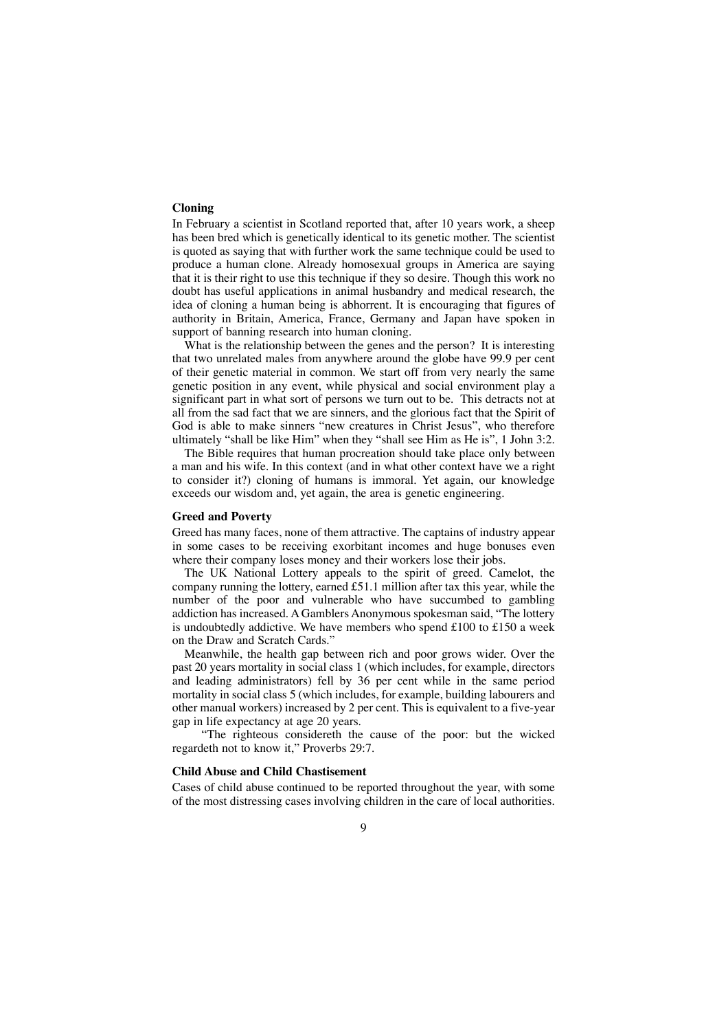### Cloning

In February a scientist in Scotland reported that, after 10 years work, a sheep has been bred which is genetically identical to its genetic mother. The scientist is quoted as saying that with further work the same technique could be used to produce a human clone. Already homosexual groups in America are saying that it is their right to use this technique if they so desire. Though this work no doubt has useful applications in animal husbandry and medical research, the idea of cloning a human being is abhorrent. It is encouraging that figures of authority in Britain, America, France, Germany and Japan have spoken in support of banning research into human cloning.

What is the relationship between the genes and the person? It is interesting that two unrelated males from anywhere around the globe have 99.9 per cent of their genetic material in common. We start off from very nearly the same genetic position in any event, while physical and social environment play a significant part in what sort of persons we turn out to be. This detracts not at all from the sad fact that we are sinners, and the glorious fact that the Spirit of God is able to make sinners "new creatures in Christ Jesus", who therefore ultimately "shall be like Him" when they "shall see Him as He is", 1 John 3:2.

The Bible requires that human procreation should take place only between a man and his wife. In this context (and in what other context have we a right to consider it?) cloning of humans is immoral. Yet again, our knowledge exceeds our wisdom and, yet again, the area is genetic engineering.

### Greed and Poverty

Greed has many faces, none of them attractive. The captains of industry appear in some cases to be receiving exorbitant incomes and huge bonuses even where their company loses money and their workers lose their jobs.

The UK National Lottery appeals to the spirit of greed. Camelot, the company running the lottery, earned £51.1 million after tax this year, while the number of the poor and vulnerable who have succumbed to gambling addiction has increased. A Gamblers Anonymous spokesman said, "The lottery is undoubtedly addictive. We have members who spend £100 to £150 a week on the Draw and Scratch Cards."

Meanwhile, the health gap between rich and poor grows wider. Over the past 20 years mortality in social class 1 (which includes, for example, directors and leading administrators) fell by 36 per cent while in the same period mortality in social class 5 (which includes, for example, building labourers and other manual workers) increased by 2 per cent. This is equivalent to a five-year gap in life expectancy at age 20 years.

"The righteous considereth the cause of the poor: but the wicked regardeth not to know it," Proverbs 29:7.

### Child Abuse and Child Chastisement

Cases of child abuse continued to be reported throughout the year, with some of the most distressing cases involving children in the care of local authorities.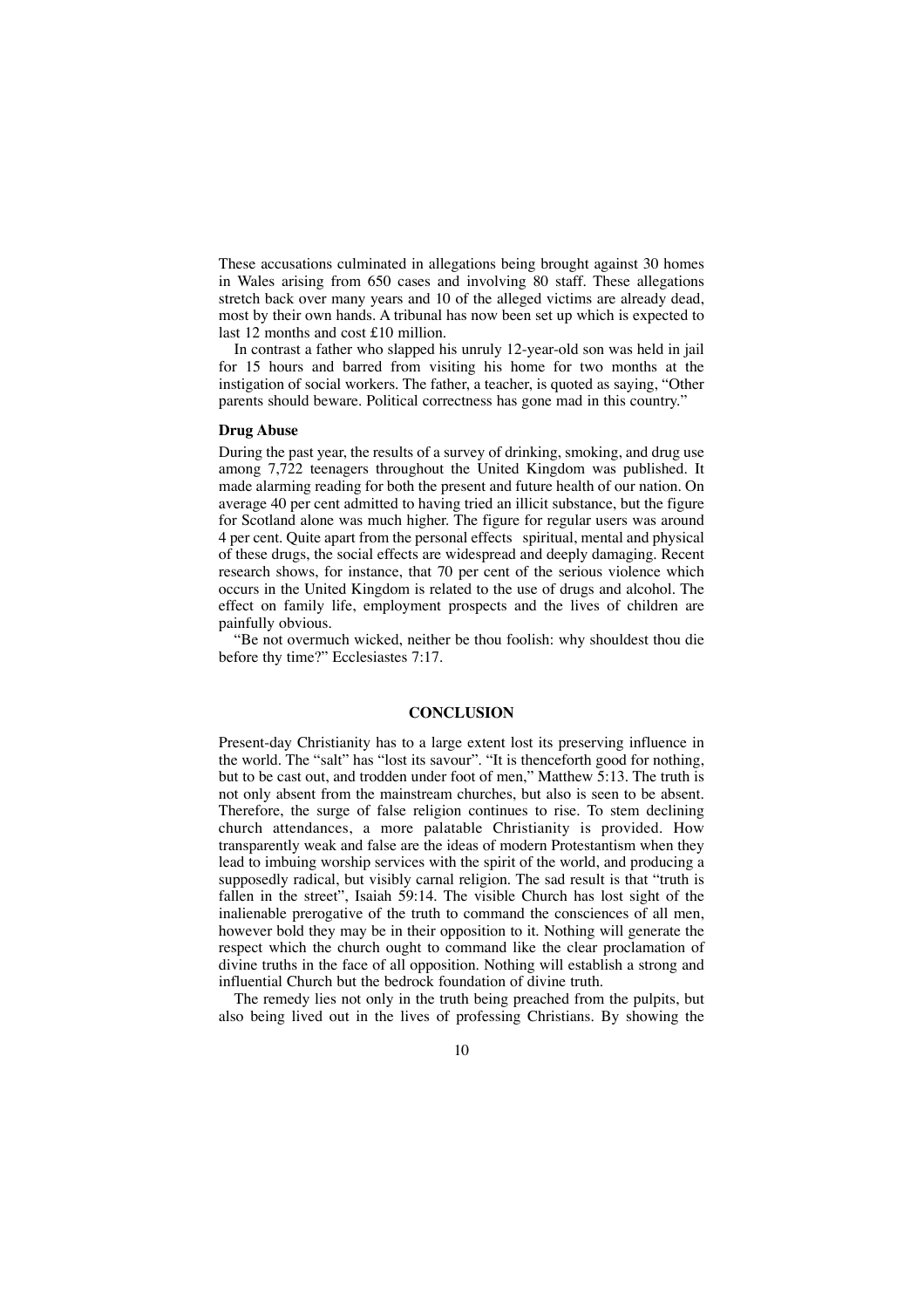These accusations culminated in allegations being brought against 30 homes in Wales arising from 650 cases and involving 80 staff. These allegations stretch back over many years and 10 of the alleged victims are already dead, most by their own hands. A tribunal has now been set up which is expected to last 12 months and cost £10 million.

In contrast a father who slapped his unruly 12-year-old son was held in jail for 15 hours and barred from visiting his home for two months at the instigation of social workers. The father, a teacher, is quoted as saying, "Other parents should beware. Political correctness has gone mad in this country."

**Drug Abuse**

During the past year, the results of a survey of drinking, smoking, and drug use among 7,722 teenagers throughout the United Kingdom was published. It made alarming reading for both the present and future health of our nation. On average 40 per cent admitted to having tried an illicit substance, but the figure for Scotland alone was much higher. The figure for regular users was around 4 per cent. Quite apart from the personal effects spiritual, mental and physical of these drugs, the social effects are widespread and deeply damaging. Recent research shows, for instance, that 70 per cent of the serious violence which occurs in the United Kingdom is related to the use of drugs and alcohol. The effect on family life, employment prospects and the lives of children are painfully obvious.

"Be not overmuch wicked, neither be thou foolish: why shouldest thou die before thy time?" Ecclesiastes 7:17.

## CONCLUSION

Present-day Christianity has to a large extent lost its preserving influence in the world. The "salt" has "lost its savour". "It is thenceforth good for nothing, but to be cast out, and trodden under foot of men," Matthew 5:13. The truth is not only absent from the mainstream churches, but also is seen to be absent. Therefore, the surge of false religion continues to rise. To stem declining church attendances, a more palatable Christianity is provided. How transparently weak and false are the ideas of modern Protestantism when they lead to imbuing worship services with the spirit of the world, and producing a supposedly radical, but visibly carnal religion. The sad result is that "truth is fallen in the street", Isaiah 59:14. The visible Church has lost sight of the inalienable prerogative of the truth to command the consciences of all men, however bold they may be in their opposition to it. Nothing will generate the respect which the church ought to command like the clear proclamation of divine truths in the face of all opposition. Nothing will establish a strong and influential Church but the bedrock foundation of divine truth.

The remedy lies not only in the truth being preached from the pulpits, but also being lived out in the lives of professing Christians. By showing the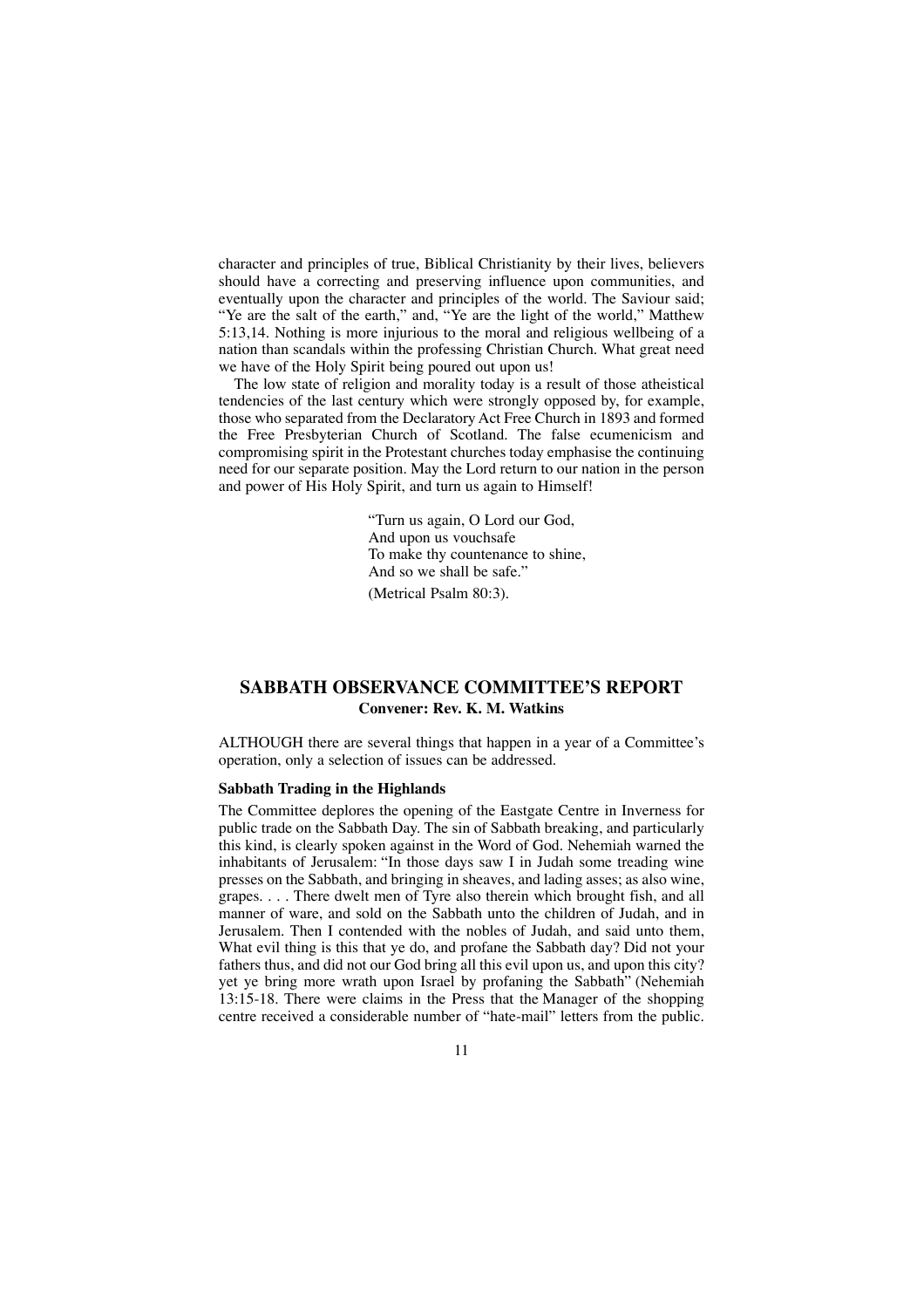character and principles of true, Biblical Christianity by their lives, believers should have a correcting and preserving influence upon communities, and eventually upon the character and principles of the world. The Saviour said; "Ye are the salt of the earth," and, "Ye are the light of the world," Matthew 5:13,14. Nothing is more injurious to the moral and religious wellbeing of a nation than scandals within the professing Christian Church. What great need we have of the Holy Spirit being poured out upon us!

The low state of religion and morality today is a result of those atheistical tendencies of the last century which were strongly opposed by, for example, those who separated from the Declaratory Act Free Church in 1893 and formed the Free Presbyterian Church of Scotland. The false ecumenicism and compromising spirit in the Protestant churches today emphasise the continuing need for our separate position. May the Lord return to our nation in the person and power of His Holy Spirit, and turn us again to Himself!

> "Turn us again, O Lord our God,
> And upon us vouchsafe
> To make thy countenance to shine,
> And so we shall be safe."
>
> (Metrical Psalm 80:3).

## SABBATH OBSERVANCE COMMITTEE'S REPORT

**Convener: Rev. K. M. Watkins**

ALTHOUGH there are several things that happen in a year of a Committee's operation, only a selection of issues can be addressed.

### Sabbath Trading in the Highlands

The Committee deplores the opening of the Eastgate Centre in Inverness for public trade on the Sabbath Day. The sin of Sabbath breaking, and particularly this kind, is clearly spoken against in the Word of God. Nehemiah warned the inhabitants of Jerusalem: "In those days saw I in Judah some treading wine presses on the Sabbath, and bringing in sheaves, and lading asses; as also wine, grapes. . . . There dwelt men of Tyre also therein which brought fish, and all manner of ware, and sold on the Sabbath unto the children of Judah, and in Jerusalem. Then I contended with the nobles of Judah, and said unto them, What evil thing is this that ye do, and profane the Sabbath day? Did not your fathers thus, and did not our God bring all this evil upon us, and upon this city? yet ye bring more wrath upon Israel by profaning the Sabbath" (Nehemiah 13:15-18. There were claims in the Press that the Manager of the shopping centre received a considerable number of "hate-mail" letters from the public.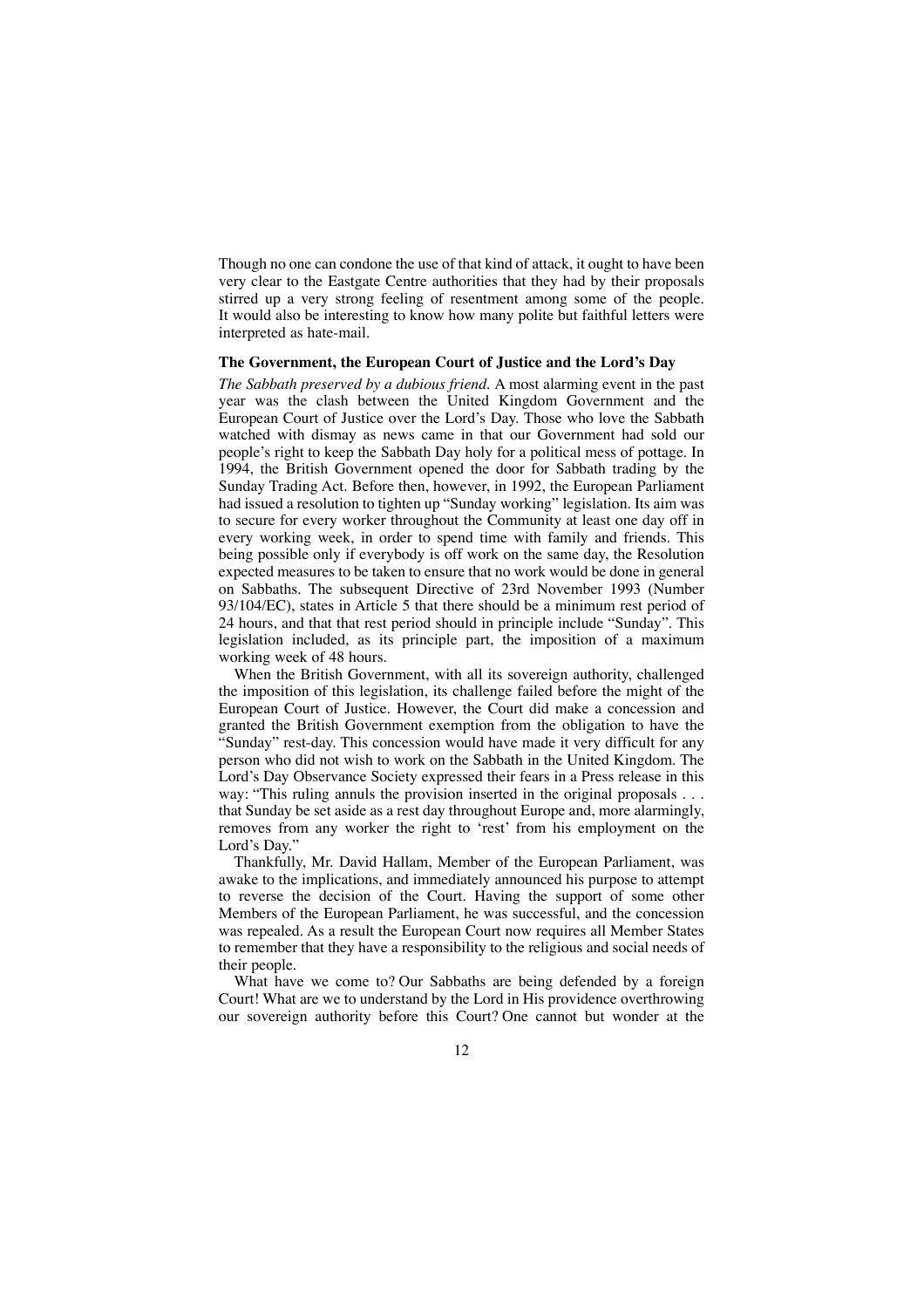Though no one can condone the use of that kind of attack, it ought to have been very clear to the Eastgate Centre authorities that they had by their proposals stirred up a very strong feeling of resentment among some of the people. It would also be interesting to know how many polite but faithful letters were interpreted as hate-mail.

### The Government, the European Court of Justice and the Lord's Day

*The Sabbath preserved by a dubious friend.* A most alarming event in the past year was the clash between the United Kingdom Government and the European Court of Justice over the Lord's Day. Those who love the Sabbath watched with dismay as news came in that our Government had sold our people's right to keep the Sabbath Day holy for a political mess of pottage. In 1994, the British Government opened the door for Sabbath trading by the Sunday Trading Act. Before then, however, in 1992, the European Parliament had issued a resolution to tighten up "Sunday working" legislation. Its aim was to secure for every worker throughout the Community at least one day off in every working week, in order to spend time with family and friends. This being possible only if everybody is off work on the same day, the Resolution expected measures to be taken to ensure that no work would be done in general on Sabbaths. The subsequent Directive of 23rd November 1993 (Number 93/104/EC), states in Article 5 that there should be a minimum rest period of 24 hours, and that that rest period should in principle include "Sunday". This legislation included, as its principle part, the imposition of a maximum working week of 48 hours.

When the British Government, with all its sovereign authority, challenged the imposition of this legislation, its challenge failed before the might of the European Court of Justice. However, the Court did make a concession and granted the British Government exemption from the obligation to have the "Sunday" rest-day. This concession would have made it very difficult for any person who did not wish to work on the Sabbath in the United Kingdom. The Lord's Day Observance Society expressed their fears in a Press release in this way: "This ruling annuls the provision inserted in the original proposals . . . that Sunday be set aside as a rest day throughout Europe and, more alarmingly, removes from any worker the right to 'rest' from his employment on the Lord's Day."

Thankfully, Mr. David Hallam, Member of the European Parliament, was awake to the implications, and immediately announced his purpose to attempt to reverse the decision of the Court. Having the support of some other Members of the European Parliament, he was successful, and the concession was repealed. As a result the European Court now requires all Member States to remember that they have a responsibility to the religious and social needs of their people.

What have we come to? Our Sabbaths are being defended by a foreign Court! What are we to understand by the Lord in His providence overthrowing our sovereign authority before this Court? One cannot but wonder at the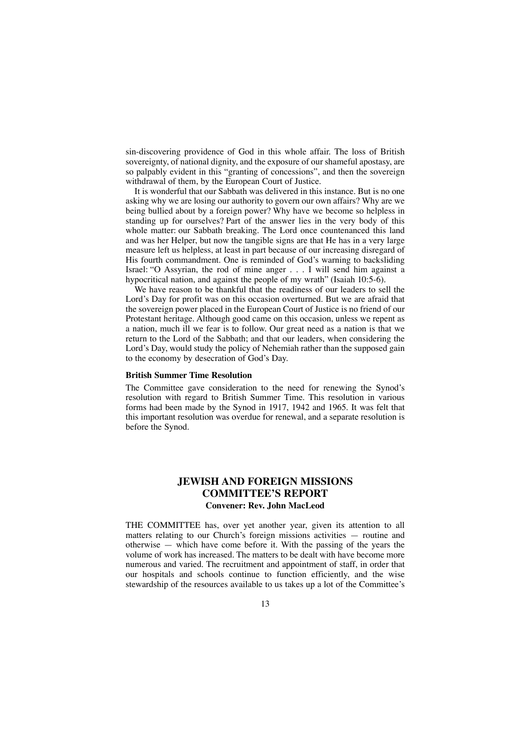sin-discovering providence of God in this whole affair. The loss of British sovereignty, of national dignity, and the exposure of our shameful apostasy, are so palpably evident in this "granting of concessions", and then the sovereign withdrawal of them, by the European Court of Justice.

It is wonderful that our Sabbath was delivered in this instance. But is no one asking why we are losing our authority to govern our own affairs? Why are we being bullied about by a foreign power? Why have we become so helpless in standing up for ourselves? Part of the answer lies in the very body of this whole matter: our Sabbath breaking. The Lord once countenanced this land and was her Helper, but now the tangible signs are that He has in a very large measure left us helpless, at least in part because of our increasing disregard of His fourth commandment. One is reminded of God's warning to backsliding Israel: "O Assyrian, the rod of mine anger . . . I will send him against a hypocritical nation, and against the people of my wrath" (Isaiah 10:5-6).

We have reason to be thankful that the readiness of our leaders to sell the Lord's Day for profit was on this occasion overturned. But we are afraid that the sovereign power placed in the European Court of Justice is no friend of our Protestant heritage. Although good came on this occasion, unless we repent as a nation, much ill we fear is to follow. Our great need as a nation is that we return to the Lord of the Sabbath; and that our leaders, when considering the Lord's Day, would study the policy of Nehemiah rather than the supposed gain to the economy by desecration of God's Day.

**British Summer Time Resolution**

The Committee gave consideration to the need for renewing the Synod's resolution with regard to British Summer Time. This resolution in various forms had been made by the Synod in 1917, 1942 and 1965. It was felt that this important resolution was overdue for renewal, and a separate resolution is before the Synod.

## JEWISH AND FOREIGN MISSIONS COMMITTEE'S REPORT

**Convener: Rev. John MacLeod**

THE COMMITTEE has, over yet another year, given its attention to all matters relating to our Church's foreign missions activities — routine and otherwise — which have come before it. With the passing of the years the volume of work has increased. The matters to be dealt with have become more numerous and varied. The recruitment and appointment of staff, in order that our hospitals and schools continue to function efficiently, and the wise stewardship of the resources available to us takes up a lot of the Committee's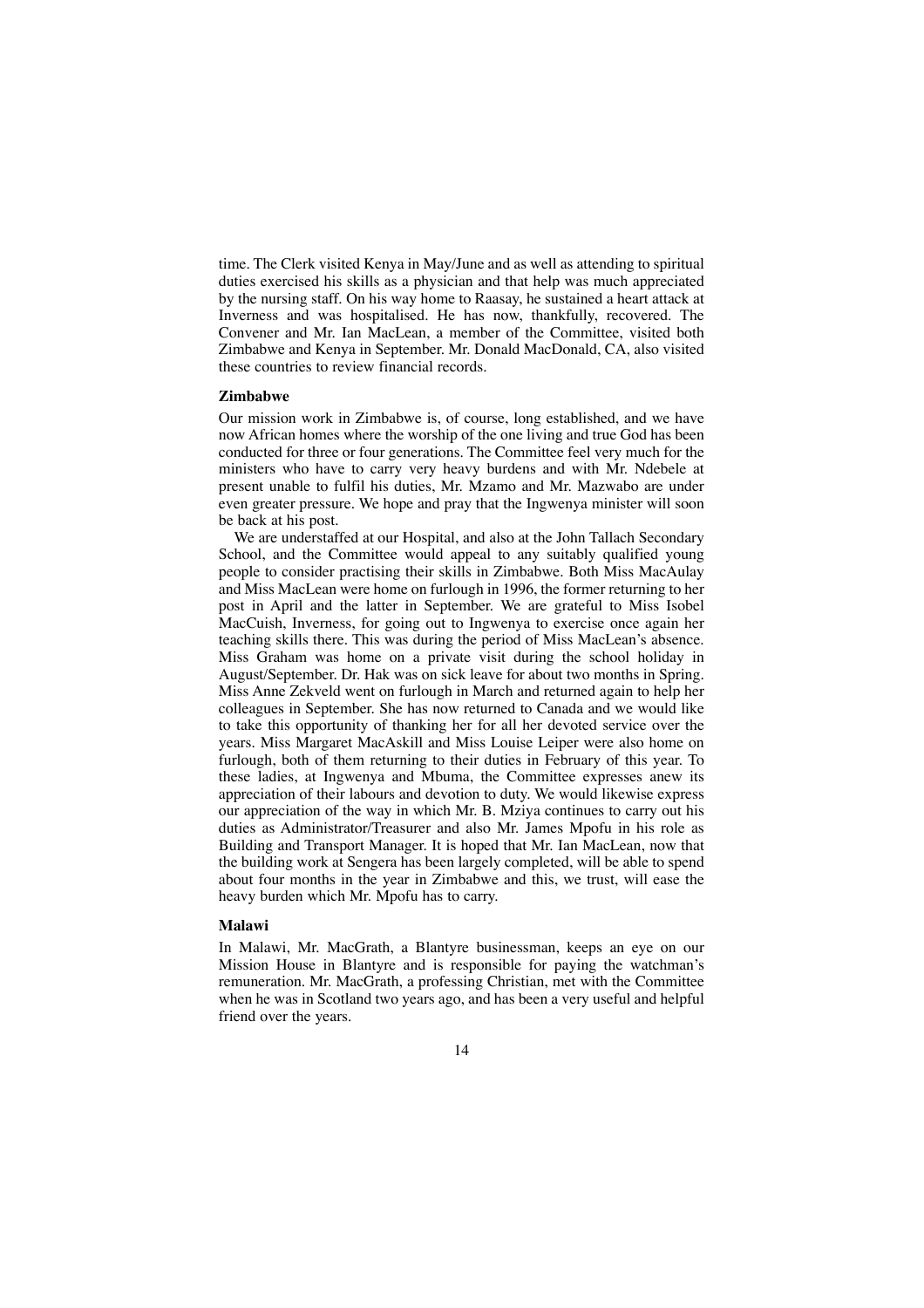time. The Clerk visited Kenya in May/June and as well as attending to spiritual duties exercised his skills as a physician and that help was much appreciated by the nursing staff. On his way home to Raasay, he sustained a heart attack at Inverness and was hospitalised. He has now, thankfully, recovered. The Convener and Mr. Ian MacLean, a member of the Committee, visited both Zimbabwe and Kenya in September. Mr. Donald MacDonald, CA, also visited these countries to review financial records.

### Zimbabwe

Our mission work in Zimbabwe is, of course, long established, and we have now African homes where the worship of the one living and true God has been conducted for three or four generations. The Committee feel very much for the ministers who have to carry very heavy burdens and with Mr. Ndebele at present unable to fulfil his duties, Mr. Mzamo and Mr. Mazwabo are under even greater pressure. We hope and pray that the Ingwenya minister will soon be back at his post.

We are understaffed at our Hospital, and also at the John Tallach Secondary School, and the Committee would appeal to any suitably qualified young people to consider practising their skills in Zimbabwe. Both Miss MacAulay and Miss MacLean were home on furlough in 1996, the former returning to her post in April and the latter in September. We are grateful to Miss Isobel MacCuish, Inverness, for going out to Ingwenya to exercise once again her teaching skills there. This was during the period of Miss MacLean's absence. Miss Graham was home on a private visit during the school holiday in August/September. Dr. Hak was on sick leave for about two months in Spring. Miss Anne Zekveld went on furlough in March and returned again to help her colleagues in September. She has now returned to Canada and we would like to take this opportunity of thanking her for all her devoted service over the years. Miss Margaret MacAskill and Miss Louise Leiper were also home on furlough, both of them returning to their duties in February of this year. To these ladies, at Ingwenya and Mbuma, the Committee expresses anew its appreciation of their labours and devotion to duty. We would likewise express our appreciation of the way in which Mr. B. Mziya continues to carry out his duties as Administrator/Treasurer and also Mr. James Mpofu in his role as Building and Transport Manager. It is hoped that Mr. Ian MacLean, now that the building work at Sengera has been largely completed, will be able to spend about four months in the year in Zimbabwe and this, we trust, will ease the heavy burden which Mr. Mpofu has to carry.

### Malawi

In Malawi, Mr. MacGrath, a Blantyre businessman, keeps an eye on our Mission House in Blantyre and is responsible for paying the watchman's remuneration. Mr. MacGrath, a professing Christian, met with the Committee when he was in Scotland two years ago, and has been a very useful and helpful friend over the years.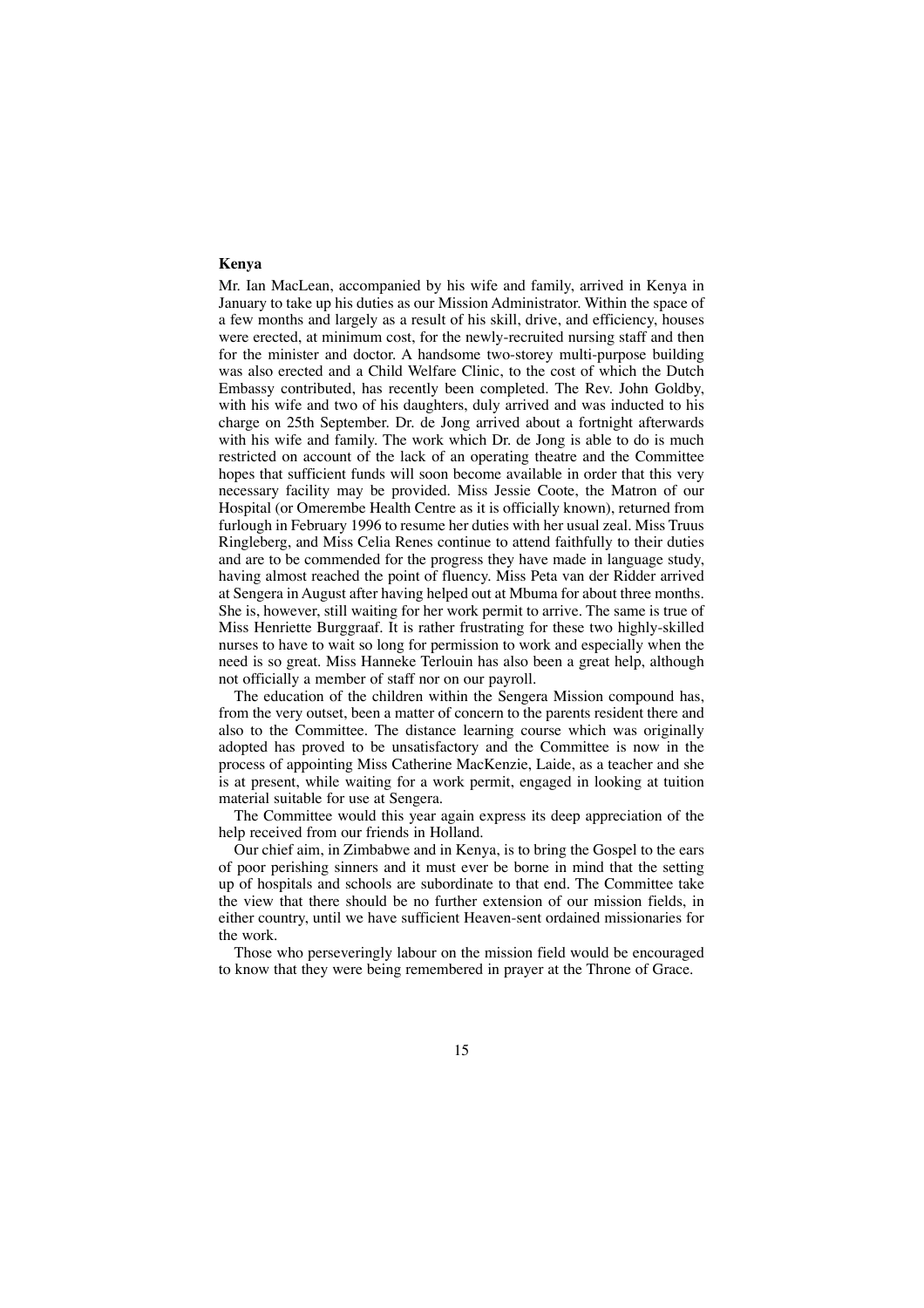### Kenya

Mr. Ian MacLean, accompanied by his wife and family, arrived in Kenya in January to take up his duties as our Mission Administrator. Within the space of a few months and largely as a result of his skill, drive, and efficiency, houses were erected, at minimum cost, for the newly-recruited nursing staff and then for the minister and doctor. A handsome two-storey multi-purpose building was also erected and a Child Welfare Clinic, to the cost of which the Dutch Embassy contributed, has recently been completed. The Rev. John Goldby, with his wife and two of his daughters, duly arrived and was inducted to his charge on 25th September. Dr. de Jong arrived about a fortnight afterwards with his wife and family. The work which Dr. de Jong is able to do is much restricted on account of the lack of an operating theatre and the Committee hopes that sufficient funds will soon become available in order that this very necessary facility may be provided. Miss Jessie Coote, the Matron of our Hospital (or Omerembe Health Centre as it is officially known), returned from furlough in February 1996 to resume her duties with her usual zeal. Miss Truus Ringleberg, and Miss Celia Renes continue to attend faithfully to their duties and are to be commended for the progress they have made in language study, having almost reached the point of fluency. Miss Peta van der Ridder arrived at Sengera in August after having helped out at Mbuma for about three months. She is, however, still waiting for her work permit to arrive. The same is true of Miss Henriette Burggraaf. It is rather frustrating for these two highly-skilled nurses to have to wait so long for permission to work and especially when the need is so great. Miss Hanneke Terlouin has also been a great help, although not officially a member of staff nor on our payroll.

The education of the children within the Sengera Mission compound has, from the very outset, been a matter of concern to the parents resident there and also to the Committee. The distance learning course which was originally adopted has proved to be unsatisfactory and the Committee is now in the process of appointing Miss Catherine MacKenzie, Laide, as a teacher and she is at present, while waiting for a work permit, engaged in looking at tuition material suitable for use at Sengera.

The Committee would this year again express its deep appreciation of the help received from our friends in Holland.

Our chief aim, in Zimbabwe and in Kenya, is to bring the Gospel to the ears of poor perishing sinners and it must ever be borne in mind that the setting up of hospitals and schools are subordinate to that end. The Committee take the view that there should be no further extension of our mission fields, in either country, until we have sufficient Heaven-sent ordained missionaries for the work.

Those who perseveringly labour on the mission field would be encouraged to know that they were being remembered in prayer at the Throne of Grace.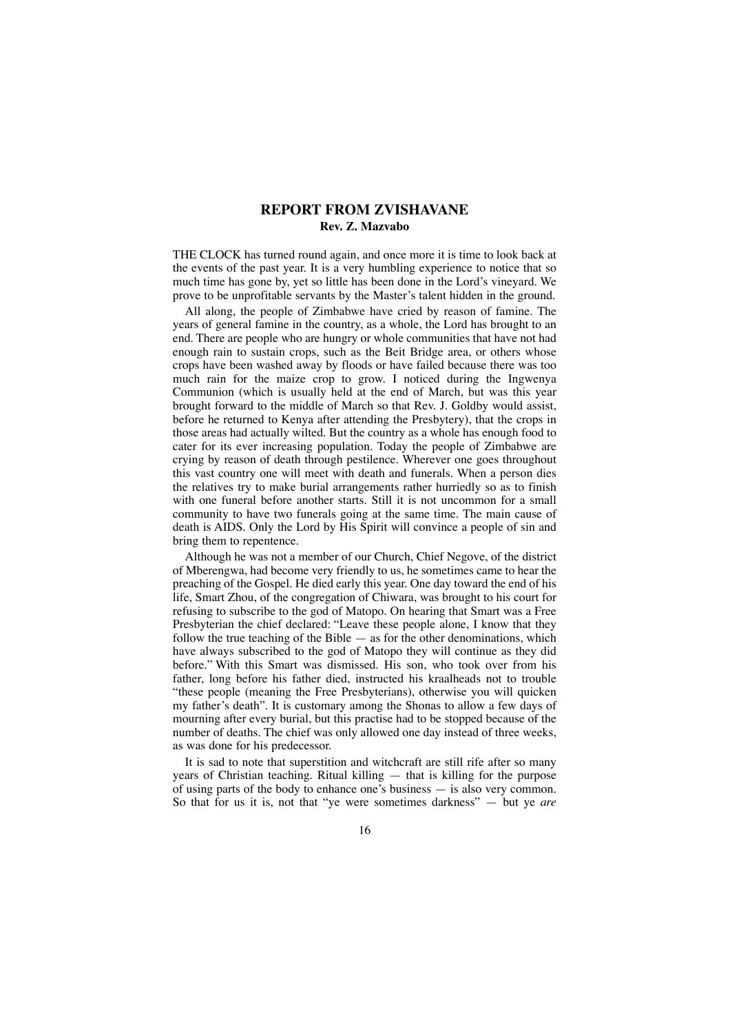## REPORT FROM ZVISHAVANE

**Rev. Z. Mazvabo**

THE CLOCK has turned round again, and once more it is time to look back at the events of the past year. It is a very humbling experience to notice that so much time has gone by, yet so little has been done in the Lord's vineyard. We prove to be unprofitable servants by the Master's talent hidden in the ground.

All along, the people of Zimbabwe have cried by reason of famine. The years of general famine in the country, as a whole, the Lord has brought to an end. There are people who are hungry or whole communities that have not had enough rain to sustain crops, such as the Beit Bridge area, or others whose crops have been washed away by floods or have failed because there was too much rain for the maize crop to grow. I noticed during the Ingwenya Communion (which is usually held at the end of March, but was this year brought forward to the middle of March so that Rev. J. Goldby would assist, before he returned to Kenya after attending the Presbytery), that the crops in those areas had actually wilted. But the country as a whole has enough food to cater for its ever increasing population. Today the people of Zimbabwe are crying by reason of death through pestilence. Wherever one goes throughout this vast country one will meet with death and funerals. When a person dies the relatives try to make burial arrangements rather hurriedly so as to finish with one funeral before another starts. Still it is not uncommon for a small community to have two funerals going at the same time. The main cause of death is AIDS. Only the Lord by His Spirit will convince a people of sin and bring them to repentence.

Although he was not a member of our Church, Chief Negove, of the district of Mberengwa, had become very friendly to us, he sometimes came to hear the preaching of the Gospel. He died early this year. One day toward the end of his life, Smart Zhou, of the congregation of Chiwara, was brought to his court for refusing to subscribe to the god of Matopo. On hearing that Smart was a Free Presbyterian the chief declared: "Leave these people alone, I know that they follow the true teaching of the Bible — as for the other denominations, which have always subscribed to the god of Matopo they will continue as they did before." With this Smart was dismissed. His son, who took over from his father, long before his father died, instructed his kraalheads not to trouble "these people (meaning the Free Presbyterians), otherwise you will quicken my father's death". It is customary among the Shonas to allow a few days of mourning after every burial, but this practise had to be stopped because of the number of deaths. The chief was only allowed one day instead of three weeks, as was done for his predecessor.

It is sad to note that superstition and witchcraft are still rife after so many years of Christian teaching. Ritual killing — that is killing for the purpose of using parts of the body to enhance one's business — is also very common. So that for us it is, not that "ye were sometimes darkness" — but ye *are*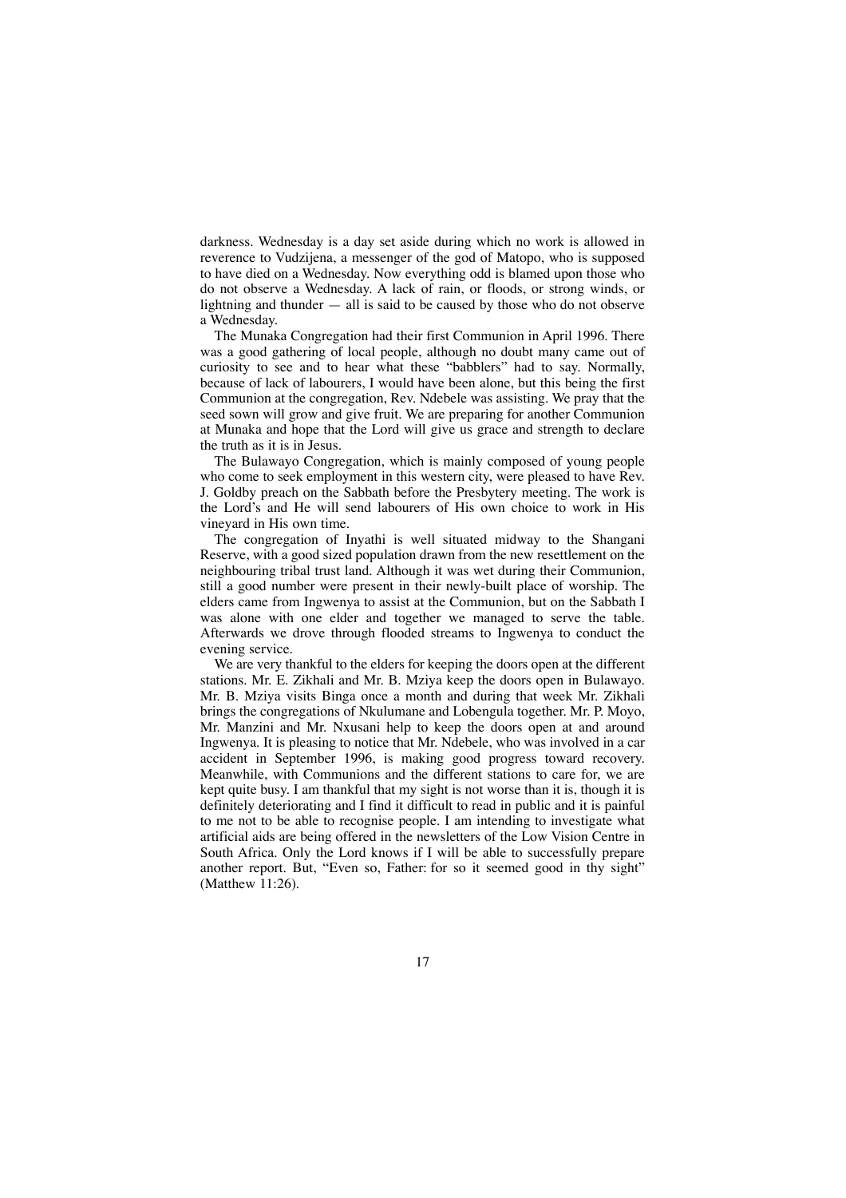darkness. Wednesday is a day set aside during which no work is allowed in reverence to Vudzijena, a messenger of the god of Matopo, who is supposed to have died on a Wednesday. Now everything odd is blamed upon those who do not observe a Wednesday. A lack of rain, or floods, or strong winds, or lightning and thunder — all is said to be caused by those who do not observe a Wednesday.

The Munaka Congregation had their first Communion in April 1996. There was a good gathering of local people, although no doubt many came out of curiosity to see and to hear what these "babblers" had to say. Normally, because of lack of labourers, I would have been alone, but this being the first Communion at the congregation, Rev. Ndebele was assisting. We pray that the seed sown will grow and give fruit. We are preparing for another Communion at Munaka and hope that the Lord will give us grace and strength to declare the truth as it is in Jesus.

The Bulawayo Congregation, which is mainly composed of young people who come to seek employment in this western city, were pleased to have Rev. J. Goldby preach on the Sabbath before the Presbytery meeting. The work is the Lord's and He will send labourers of His own choice to work in His vineyard in His own time.

The congregation of Inyathi is well situated midway to the Shangani Reserve, with a good sized population drawn from the new resettlement on the neighbouring tribal trust land. Although it was wet during their Communion, still a good number were present in their newly-built place of worship. The elders came from Ingwenya to assist at the Communion, but on the Sabbath I was alone with one elder and together we managed to serve the table. Afterwards we drove through flooded streams to Ingwenya to conduct the evening service.

We are very thankful to the elders for keeping the doors open at the different stations. Mr. E. Zikhali and Mr. B. Mziya keep the doors open in Bulawayo. Mr. B. Mziya visits Binga once a month and during that week Mr. Zikhali brings the congregations of Nkulumane and Lobengula together. Mr. P. Moyo, Mr. Manzini and Mr. Nxusani help to keep the doors open at and around Ingwenya. It is pleasing to notice that Mr. Ndebele, who was involved in a car accident in September 1996, is making good progress toward recovery. Meanwhile, with Communions and the different stations to care for, we are kept quite busy. I am thankful that my sight is not worse than it is, though it is definitely deteriorating and I find it difficult to read in public and it is painful to me not to be able to recognise people. I am intending to investigate what artificial aids are being offered in the newsletters of the Low Vision Centre in South Africa. Only the Lord knows if I will be able to successfully prepare another report. But, "Even so, Father: for so it seemed good in thy sight" (Matthew 11:26).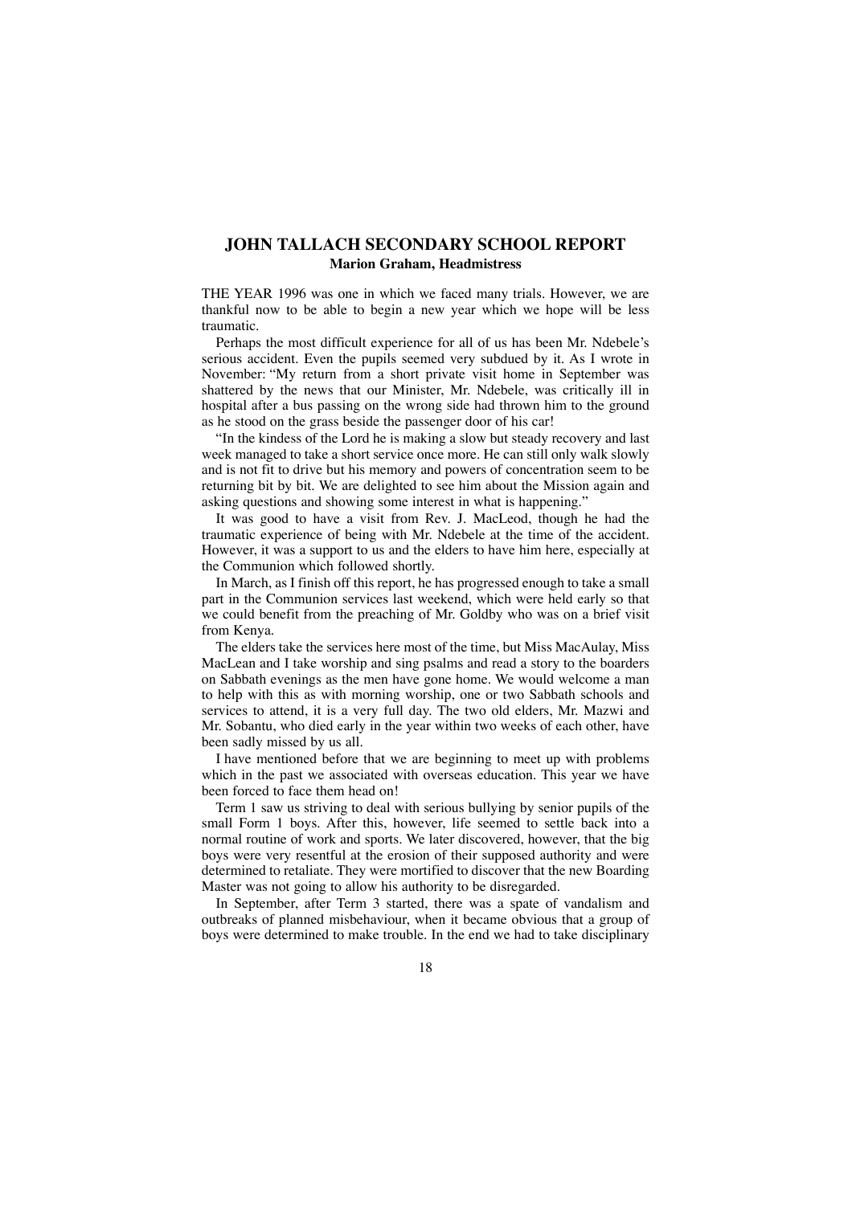## JOHN TALLACH SECONDARY SCHOOL REPORT

**Marion Graham, Headmistress**

THE YEAR 1996 was one in which we faced many trials. However, we are thankful now to be able to begin a new year which we hope will be less traumatic.

Perhaps the most difficult experience for all of us has been Mr. Ndebele's serious accident. Even the pupils seemed very subdued by it. As I wrote in November: "My return from a short private visit home in September was shattered by the news that our Minister, Mr. Ndebele, was critically ill in hospital after a bus passing on the wrong side had thrown him to the ground as he stood on the grass beside the passenger door of his car!

"In the kindess of the Lord he is making a slow but steady recovery and last week managed to take a short service once more. He can still only walk slowly and is not fit to drive but his memory and powers of concentration seem to be returning bit by bit. We are delighted to see him about the Mission again and asking questions and showing some interest in what is happening."

It was good to have a visit from Rev. J. MacLeod, though he had the traumatic experience of being with Mr. Ndebele at the time of the accident. However, it was a support to us and the elders to have him here, especially at the Communion which followed shortly.

In March, as I finish off this report, he has progressed enough to take a small part in the Communion services last weekend, which were held early so that we could benefit from the preaching of Mr. Goldby who was on a brief visit from Kenya.

The elders take the services here most of the time, but Miss MacAulay, Miss MacLean and I take worship and sing psalms and read a story to the boarders on Sabbath evenings as the men have gone home. We would welcome a man to help with this as with morning worship, one or two Sabbath schools and services to attend, it is a very full day. The two old elders, Mr. Mazwi and Mr. Sobantu, who died early in the year within two weeks of each other, have been sadly missed by us all.

I have mentioned before that we are beginning to meet up with problems which in the past we associated with overseas education. This year we have been forced to face them head on!

Term 1 saw us striving to deal with serious bullying by senior pupils of the small Form 1 boys. After this, however, life seemed to settle back into a normal routine of work and sports. We later discovered, however, that the big boys were very resentful at the erosion of their supposed authority and were determined to retaliate. They were mortified to discover that the new Boarding Master was not going to allow his authority to be disregarded.

In September, after Term 3 started, there was a spate of vandalism and outbreaks of planned misbehaviour, when it became obvious that a group of boys were determined to make trouble. In the end we had to take disciplinary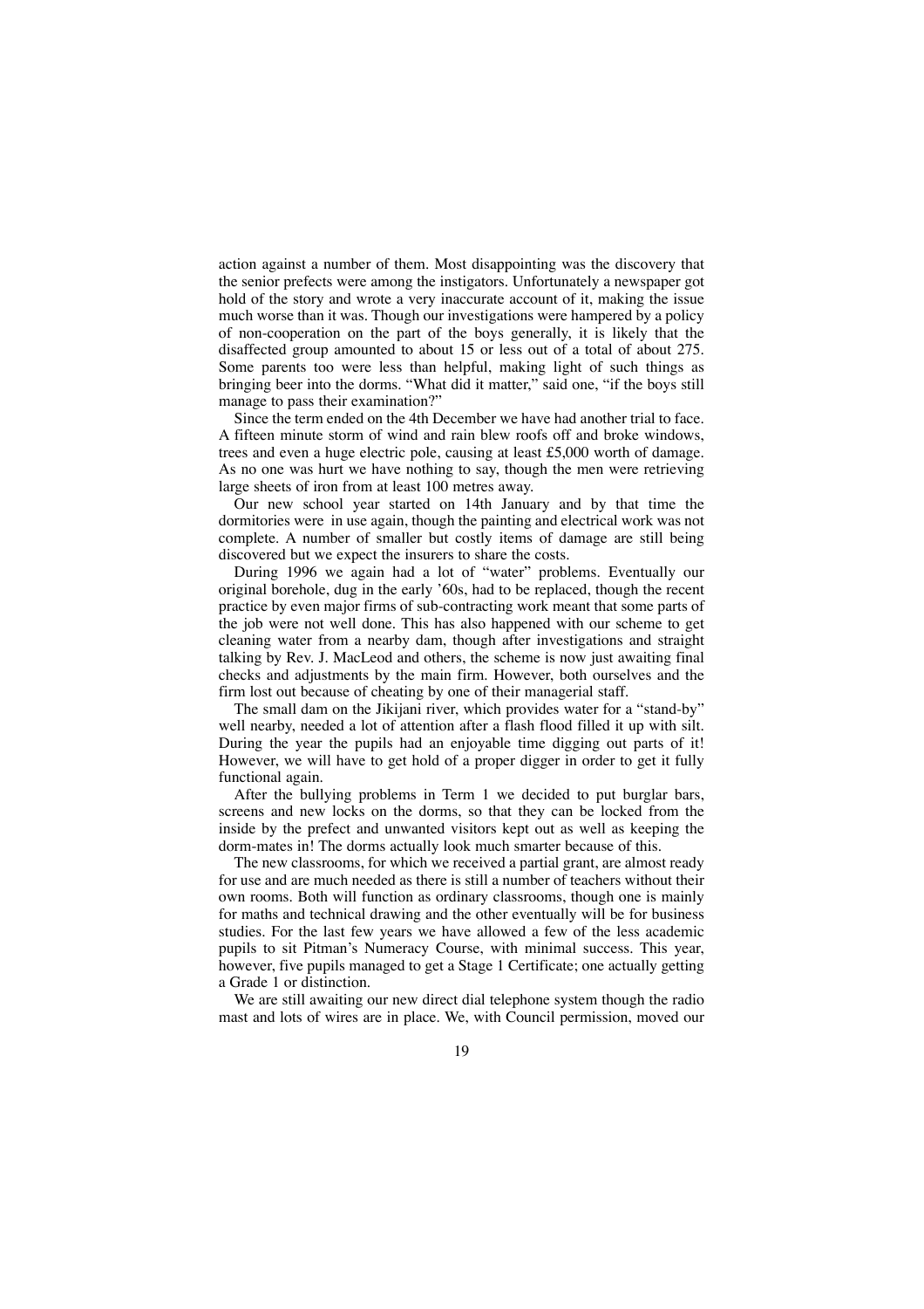action against a number of them. Most disappointing was the discovery that the senior prefects were among the instigators. Unfortunately a newspaper got hold of the story and wrote a very inaccurate account of it, making the issue much worse than it was. Though our investigations were hampered by a policy of non-cooperation on the part of the boys generally, it is likely that the disaffected group amounted to about 15 or less out of a total of about 275. Some parents too were less than helpful, making light of such things as bringing beer into the dorms. "What did it matter," said one, "if the boys still manage to pass their examination?"

Since the term ended on the 4th December we have had another trial to face. A fifteen minute storm of wind and rain blew roofs off and broke windows, trees and even a huge electric pole, causing at least £5,000 worth of damage. As no one was hurt we have nothing to say, though the men were retrieving large sheets of iron from at least 100 metres away.

Our new school year started on 14th January and by that time the dormitories were in use again, though the painting and electrical work was not complete. A number of smaller but costly items of damage are still being discovered but we expect the insurers to share the costs.

During 1996 we again had a lot of "water" problems. Eventually our original borehole, dug in the early '60s, had to be replaced, though the recent practice by even major firms of sub-contracting work meant that some parts of the job were not well done. This has also happened with our scheme to get cleaning water from a nearby dam, though after investigations and straight talking by Rev. J. MacLeod and others, the scheme is now just awaiting final checks and adjustments by the main firm. However, both ourselves and the firm lost out because of cheating by one of their managerial staff.

The small dam on the Jikijani river, which provides water for a "stand-by" well nearby, needed a lot of attention after a flash flood filled it up with silt. During the year the pupils had an enjoyable time digging out parts of it! However, we will have to get hold of a proper digger in order to get it fully functional again.

After the bullying problems in Term 1 we decided to put burglar bars, screens and new locks on the dorms, so that they can be locked from the inside by the prefect and unwanted visitors kept out as well as keeping the dorm-mates in! The dorms actually look much smarter because of this.

The new classrooms, for which we received a partial grant, are almost ready for use and are much needed as there is still a number of teachers without their own rooms. Both will function as ordinary classrooms, though one is mainly for maths and technical drawing and the other eventually will be for business studies. For the last few years we have allowed a few of the less academic pupils to sit Pitman's Numeracy Course, with minimal success. This year, however, five pupils managed to get a Stage 1 Certificate; one actually getting a Grade 1 or distinction.

We are still awaiting our new direct dial telephone system though the radio mast and lots of wires are in place. We, with Council permission, moved our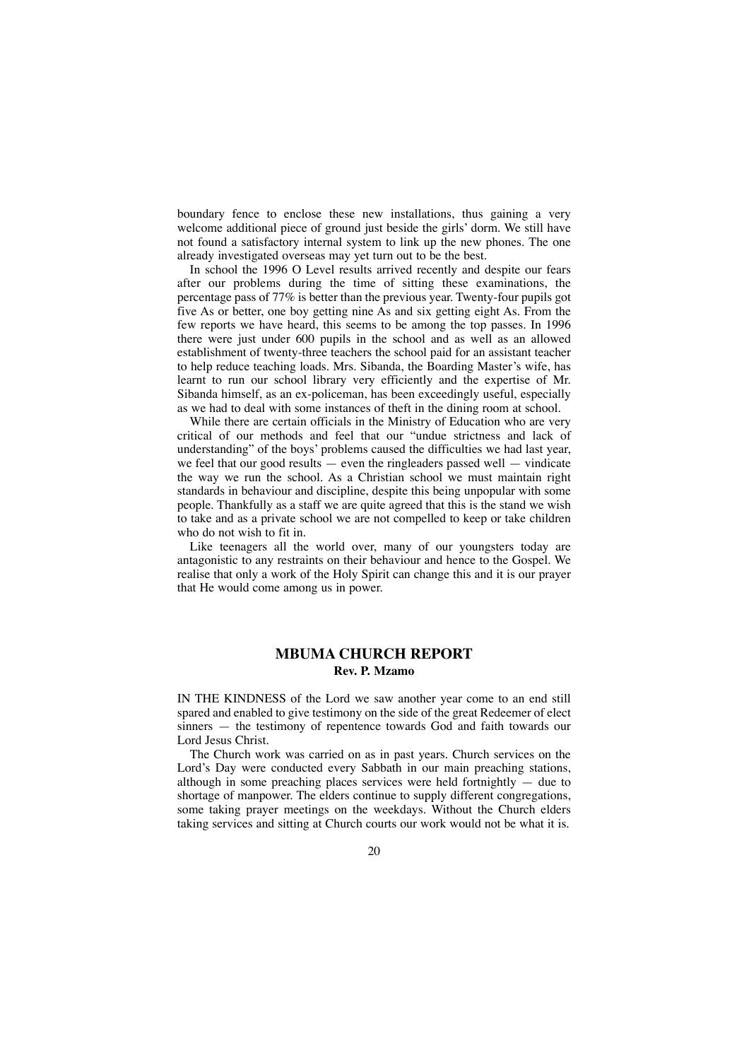boundary fence to enclose these new installations, thus gaining a very welcome additional piece of ground just beside the girls' dorm. We still have not found a satisfactory internal system to link up the new phones. The one already investigated overseas may yet turn out to be the best.

In school the 1996 O Level results arrived recently and despite our fears after our problems during the time of sitting these examinations, the percentage pass of 77% is better than the previous year. Twenty-four pupils got five As or better, one boy getting nine As and six getting eight As. From the few reports we have heard, this seems to be among the top passes. In 1996 there were just under 600 pupils in the school and as well as an allowed establishment of twenty-three teachers the school paid for an assistant teacher to help reduce teaching loads. Mrs. Sibanda, the Boarding Master's wife, has learnt to run our school library very efficiently and the expertise of Mr. Sibanda himself, as an ex-policeman, has been exceedingly useful, especially as we had to deal with some instances of theft in the dining room at school.

While there are certain officials in the Ministry of Education who are very critical of our methods and feel that our "undue strictness and lack of understanding" of the boys' problems caused the difficulties we had last year, we feel that our good results — even the ringleaders passed well — vindicate the way we run the school. As a Christian school we must maintain right standards in behaviour and discipline, despite this being unpopular with some people. Thankfully as a staff we are quite agreed that this is the stand we wish to take and as a private school we are not compelled to keep or take children who do not wish to fit in.

Like teenagers all the world over, many of our youngsters today are antagonistic to any restraints on their behaviour and hence to the Gospel. We realise that only a work of the Holy Spirit can change this and it is our prayer that He would come among us in power.

## MBUMA CHURCH REPORT

**Rev. P. Mzamo**

IN THE KINDNESS of the Lord we saw another year come to an end still spared and enabled to give testimony on the side of the great Redeemer of elect sinners — the testimony of repentence towards God and faith towards our Lord Jesus Christ.

The Church work was carried on as in past years. Church services on the Lord's Day were conducted every Sabbath in our main preaching stations, although in some preaching places services were held fortnightly — due to shortage of manpower. The elders continue to supply different congregations, some taking prayer meetings on the weekdays. Without the Church elders taking services and sitting at Church courts our work would not be what it is.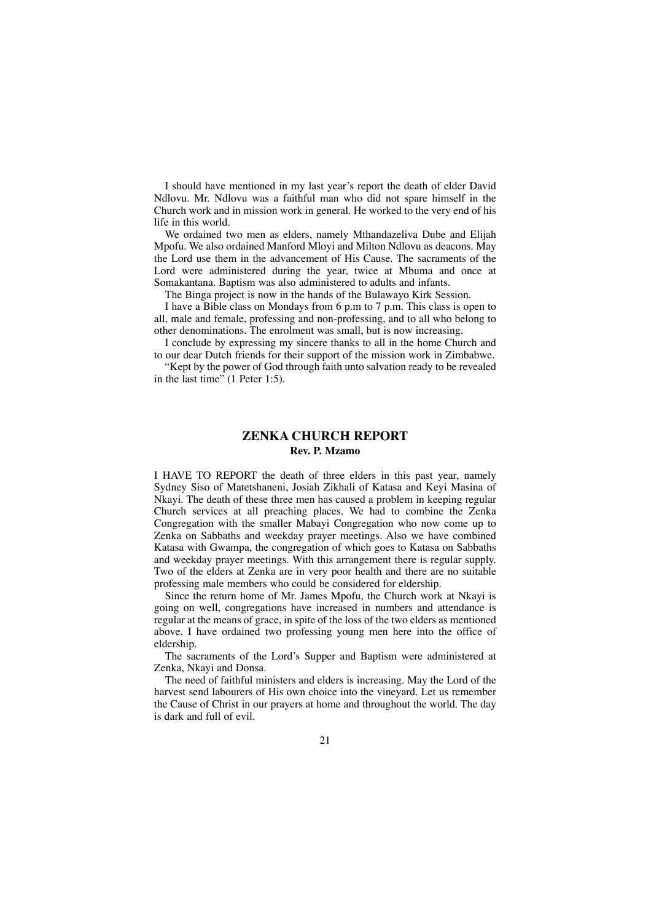I should have mentioned in my last year's report the death of elder David Ndlovu. Mr. Ndlovu was a faithful man who did not spare himself in the Church work and in mission work in general. He worked to the very end of his life in this world.

We ordained two men as elders, namely Mthandazeliva Dube and Elijah Mpofu. We also ordained Manford Mloyi and Milton Ndlovu as deacons. May the Lord use them in the advancement of His Cause. The sacraments of the Lord were administered during the year, twice at Mbuma and once at Somakantana. Baptism was also administered to adults and infants.

The Binga project is now in the hands of the Bulawayo Kirk Session.

I have a Bible class on Mondays from 6 p.m to 7 p.m. This class is open to all, male and female, professing and non-professing, and to all who belong to other denominations. The enrolment was small, but is now increasing.

I conclude by expressing my sincere thanks to all in the home Church and to our dear Dutch friends for their support of the mission work in Zimbabwe.

"Kept by the power of God through faith unto salvation ready to be revealed in the last time" (1 Peter 1:5).

## ZENKA CHURCH REPORT

**Rev. P. Mzamo**

I HAVE TO REPORT the death of three elders in this past year, namely Sydney Siso of Matetshaneni, Josiah Zikhali of Katasa and Keyi Masina of Nkayi. The death of these three men has caused a problem in keeping regular Church services at all preaching places. We had to combine the Zenka Congregation with the smaller Mabayi Congregation who now come up to Zenka on Sabbaths and weekday prayer meetings. Also we have combined Katasa with Gwampa, the congregation of which goes to Katasa on Sabbaths and weekday prayer meetings. With this arrangement there is regular supply. Two of the elders at Zenka are in very poor health and there are no suitable professing male members who could be considered for eldership.

Since the return home of Mr. James Mpofu, the Church work at Nkayi is going on well, congregations have increased in numbers and attendance is regular at the means of grace, in spite of the loss of the two elders as mentioned above. I have ordained two professing young men here into the office of eldership.

The sacraments of the Lord's Supper and Baptism were administered at Zenka, Nkayi and Donsa.

The need of faithful ministers and elders is increasing. May the Lord of the harvest send labourers of His own choice into the vineyard. Let us remember the Cause of Christ in our prayers at home and throughout the world. The day is dark and full of evil.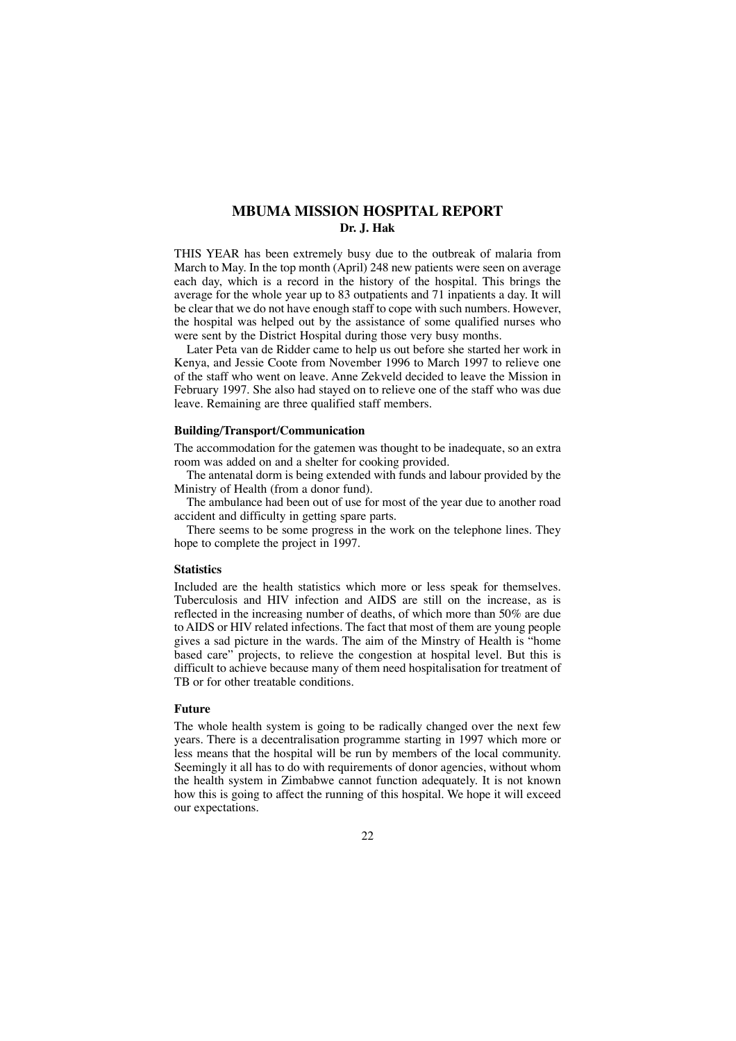## MBUMA MISSION HOSPITAL REPORT

**Dr. J. Hak**

THIS YEAR has been extremely busy due to the outbreak of malaria from March to May. In the top month (April) 248 new patients were seen on average each day, which is a record in the history of the hospital. This brings the average for the whole year up to 83 outpatients and 71 inpatients a day. It will be clear that we do not have enough staff to cope with such numbers. However, the hospital was helped out by the assistance of some qualified nurses who were sent by the District Hospital during those very busy months.

Later Peta van de Ridder came to help us out before she started her work in Kenya, and Jessie Coote from November 1996 to March 1997 to relieve one of the staff who went on leave. Anne Zekveld decided to leave the Mission in February 1997. She also had stayed on to relieve one of the staff who was due leave. Remaining are three qualified staff members.

### Building/Transport/Communication

The accommodation for the gatemen was thought to be inadequate, so an extra room was added on and a shelter for cooking provided.

The antenatal dorm is being extended with funds and labour provided by the Ministry of Health (from a donor fund).

The ambulance had been out of use for most of the year due to another road accident and difficulty in getting spare parts.

There seems to be some progress in the work on the telephone lines. They hope to complete the project in 1997.

### Statistics

Included are the health statistics which more or less speak for themselves. Tuberculosis and HIV infection and AIDS are still on the increase, as is reflected in the increasing number of deaths, of which more than 50% are due to AIDS or HIV related infections. The fact that most of them are young people gives a sad picture in the wards. The aim of the Minstry of Health is "home based care" projects, to relieve the congestion at hospital level. But this is difficult to achieve because many of them need hospitalisation for treatment of TB or for other treatable conditions.

### Future

The whole health system is going to be radically changed over the next few years. There is a decentralisation programme starting in 1997 which more or less means that the hospital will be run by members of the local community. Seemingly it all has to do with requirements of donor agencies, without whom the health system in Zimbabwe cannot function adequately. It is not known how this is going to affect the running of this hospital. We hope it will exceed our expectations.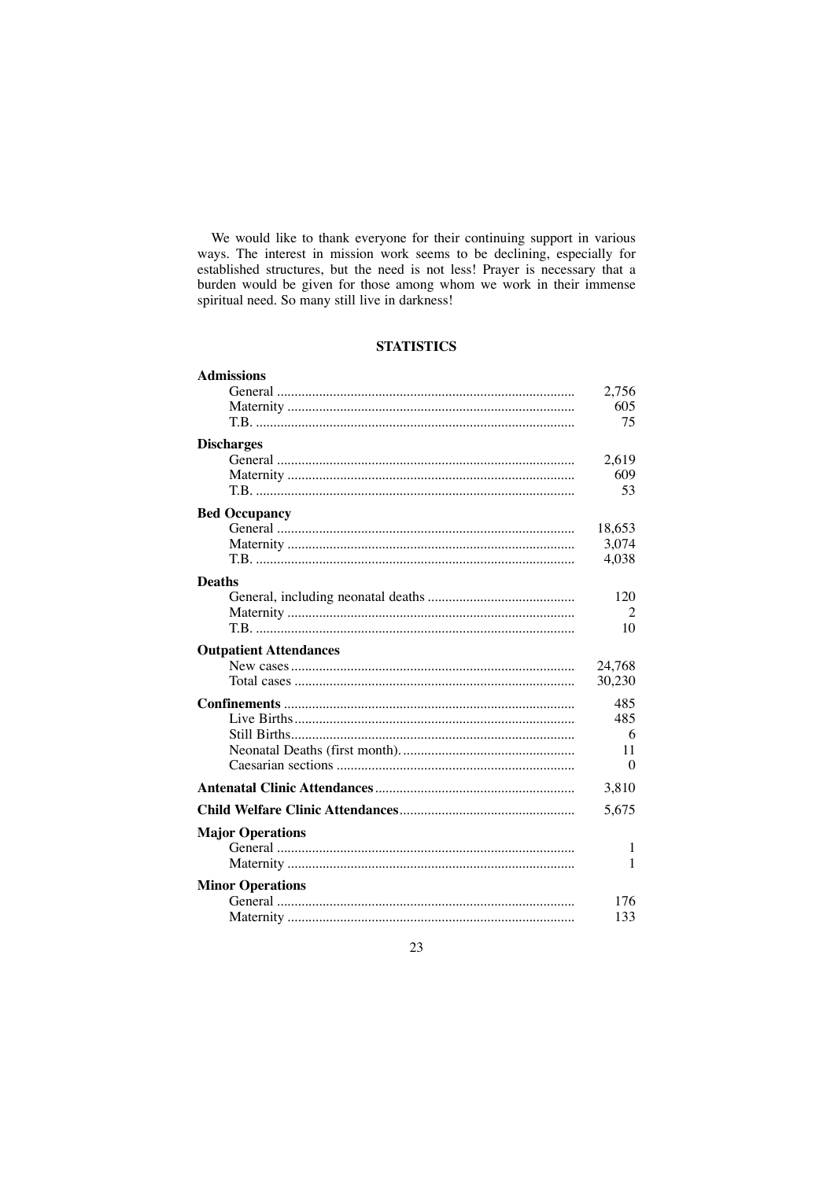We would like to thank everyone for their continuing support in various ways. The interest in mission work seems to be declining, especially for established structures, but the need is not less! Prayer is necessary that a burden would be given for those among whom we work in their immense spiritual need. So many still live in darkness!

## STATISTICS

| | |
|---|---|
| **Admissions** | |
| General | 2,756 |
| Maternity | 605 |
| T.B. | 75 |
| **Discharges** | |
| General | 2,619 |
| Maternity | 609 |
| T.B. | 53 |
| **Bed Occupancy** | |
| General | 18,653 |
| Maternity | 3,074 |
| T.B. | 4,038 |
| **Deaths** | |
| General, including neonatal deaths | 120 |
| Maternity | 2 |
| T.B. | 10 |
| **Outpatient Attendances** | |
| New cases | 24,768 |
| Total cases | 30,230 |
| **Confinements** | 485 |
| Live Births | 485 |
| Still Births | 6 |
| Neonatal Deaths (first month). | 11 |
| Caesarian sections | 0 |
| **Antenatal Clinic Attendances** | 3,810 |
| **Child Welfare Clinic Attendances** | 5,675 |
| **Major Operations** | |
| General | 1 |
| Maternity | 1 |
| **Minor Operations** | |
| General | 176 |
| Maternity | 133 |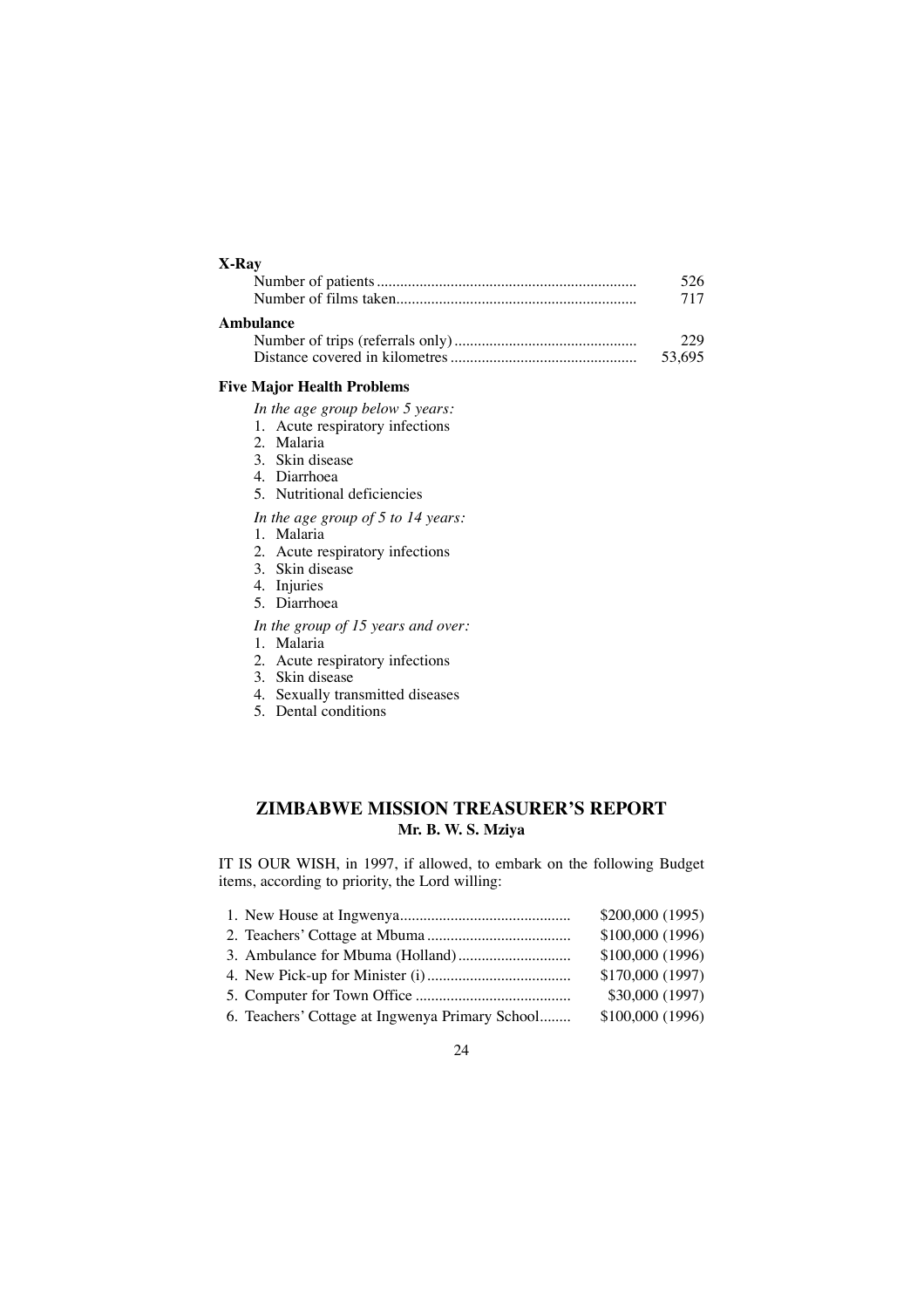**X-Ray**

| | |
|---|---|
| Number of patients | 526 |
| Number of films taken | 717 |

**Ambulance**

| | |
|---|---|
| Number of trips (referrals only) | 229 |
| Distance covered in kilometres | 53,695 |

### Five Major Health Problems

*In the age group below 5 years:*

1. Acute respiratory infections
2. Malaria
3. Skin disease
4. Diarrhoea
5. Nutritional deficiencies

*In the age group of 5 to 14 years:*

1. Malaria
2. Acute respiratory infections
3. Skin disease
4. Injuries
5. Diarrhoea

*In the group of 15 years and over:*

1. Malaria
2. Acute respiratory infections
3. Skin disease
4. Sexually transmitted diseases
5. Dental conditions

## ZIMBABWE MISSION TREASURER'S REPORT

**Mr. B. W. S. Mziya**

IT IS OUR WISH, in 1997, if allowed, to embark on the following Budget items, according to priority, the Lord willing:

| | |
|---|---|
| 1. New House at Ingwenya | $200,000 (1995) |
| 2. Teachers' Cottage at Mbuma | $100,000 (1996) |
| 3. Ambulance for Mbuma (Holland) | $100,000 (1996) |
| 4. New Pick-up for Minister (i) | $170,000 (1997) |
| 5. Computer for Town Office | $30,000 (1997) |
| 6. Teachers' Cottage at Ingwenya Primary School | $100,000 (1996) |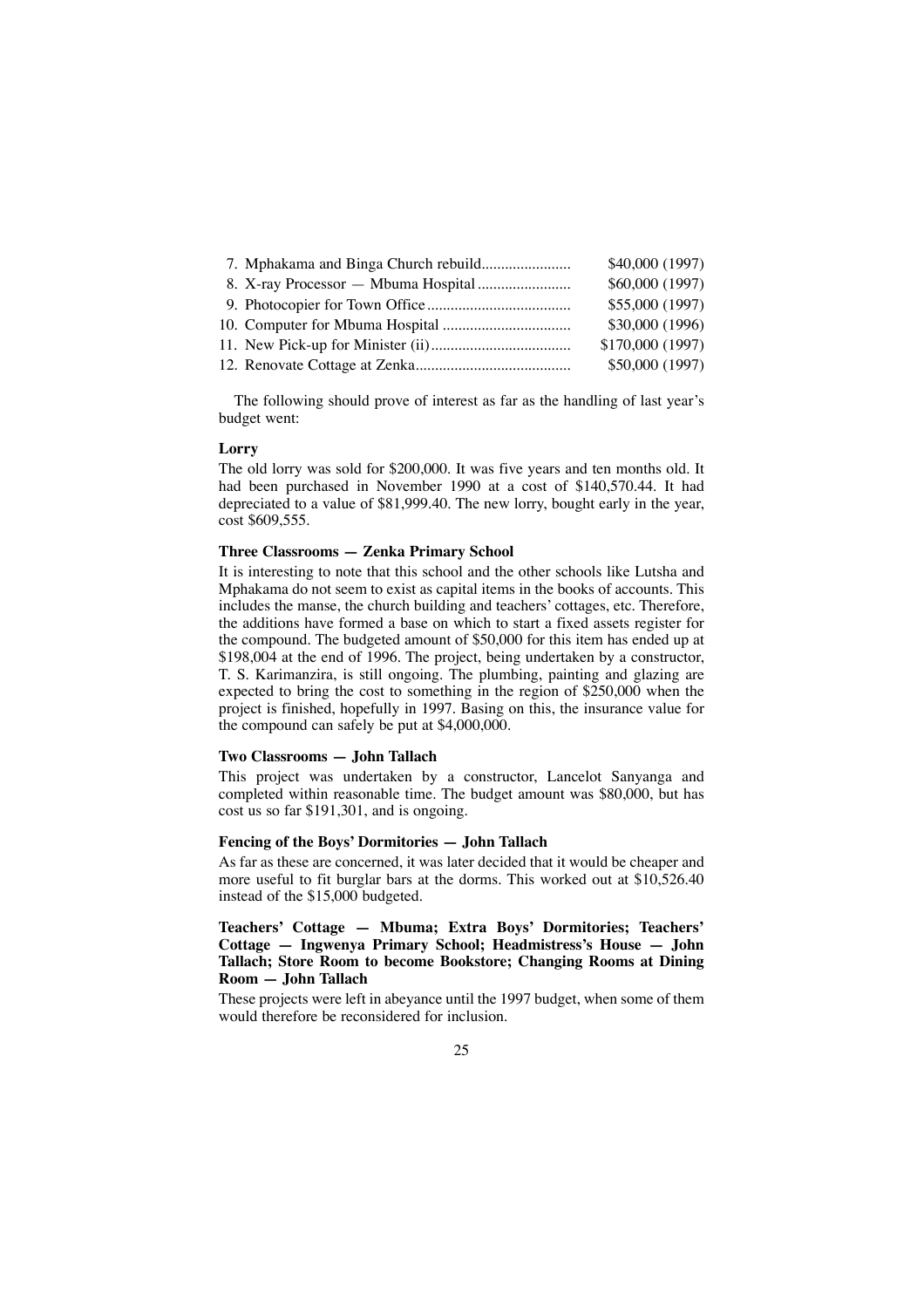| | |
|---|---|
| 7. Mphakama and Binga Church rebuild | $40,000 (1997) |
| 8. X-ray Processor — Mbuma Hospital | $60,000 (1997) |
| 9. Photocopier for Town Office | $55,000 (1997) |
| 10. Computer for Mbuma Hospital | $30,000 (1996) |
| 11. New Pick-up for Minister (ii) | $170,000 (1997) |
| 12. Renovate Cottage at Zenka | $50,000 (1997) |

The following should prove of interest as far as the handling of last year's budget went:

**Lorry**

The old lorry was sold for $200,000. It was five years and ten months old. It had been purchased in November 1990 at a cost of $140,570.44. It had depreciated to a value of $81,999.40. The new lorry, bought early in the year, cost $609,555.

**Three Classrooms — Zenka Primary School**

It is interesting to note that this school and the other schools like Lutsha and Mphakama do not seem to exist as capital items in the books of accounts. This includes the manse, the church building and teachers' cottages, etc. Therefore, the additions have formed a base on which to start a fixed assets register for the compound. The budgeted amount of $50,000 for this item has ended up at $198,004 at the end of 1996. The project, being undertaken by a constructor, T. S. Karimanzira, is still ongoing. The plumbing, painting and glazing are expected to bring the cost to something in the region of $250,000 when the project is finished, hopefully in 1997. Basing on this, the insurance value for the compound can safely be put at $4,000,000.

**Two Classrooms — John Tallach**

This project was undertaken by a constructor, Lancelot Sanyanga and completed within reasonable time. The budget amount was $80,000, but has cost us so far $191,301, and is ongoing.

**Fencing of the Boys' Dormitories — John Tallach**

As far as these are concerned, it was later decided that it would be cheaper and more useful to fit burglar bars at the dorms. This worked out at $10,526.40 instead of the $15,000 budgeted.

**Teachers' Cottage — Mbuma; Extra Boys' Dormitories; Teachers' Cottage — Ingwenya Primary School; Headmistress's House — John Tallach; Store Room to become Bookstore; Changing Rooms at Dining Room — John Tallach**

These projects were left in abeyance until the 1997 budget, when some of them would therefore be reconsidered for inclusion.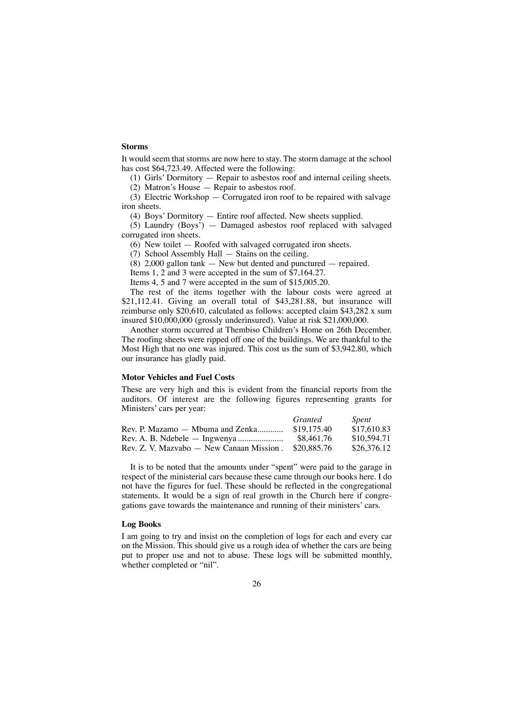### Storms

It would seem that storms are now here to stay. The storm damage at the school has cost $64,723.49. Affected were the following:

(1) Girls' Dormitory — Repair to asbestos roof and internal ceiling sheets.

(2) Matron's House — Repair to asbestos roof.

(3) Electric Workshop — Corrugated iron roof to be repaired with salvage iron sheets.

(4) Boys' Dormitory — Entire roof affected. New sheets supplied.

(5) Laundry (Boys') — Damaged asbestos roof replaced with salvaged corrugated iron sheets.

(6) New toilet — Roofed with salvaged corrugated iron sheets.

(7) School Assembly Hall — Stains on the ceiling.

(8) 2,000 gallon tank — New but dented and punctured — repaired.

Items 1, 2 and 3 were accepted in the sum of $7,164.27.

Items 4, 5 and 7 were accepted in the sum of $15,005.20.

The rest of the items together with the labour costs were agreed at $21,112.41. Giving an overall total of $43,281.88, but insurance will reimburse only $20,610, calculated as follows: accepted claim $43,282 x sum insured $10,000,000 (grossly underinsured). Value at risk $21,000,000.

Another storm occurred at Thembiso Children's Home on 26th December. The roofing sheets were ripped off one of the buildings. We are thankful to the Most High that no one was injured. This cost us the sum of $3,942.80, which our insurance has gladly paid.

### Motor Vehicles and Fuel Costs

These are very high and this is evident from the financial reports from the auditors. Of interest are the following figures representing grants for Ministers' cars per year:

| | *Granted* | *Spent* |
|---|---|---|
| Rev. P. Mazamo — Mbuma and Zenka | $19,175.40 | $17,610.83 |
| Rev. A. B. Ndebele — Ingwenya | $8,461.76 | $10,594.71 |
| Rev. Z. V. Mazvabo — New Canaan Mission | $20,885.76 | $26,376.12 |

It is to be noted that the amounts under "spent" were paid to the garage in respect of the ministerial cars because these came through our books here. I do not have the figures for fuel. These should be reflected in the congregational statements. It would be a sign of real growth in the Church here if congregations gave towards the maintenance and running of their ministers' cars.

### Log Books

I am going to try and insist on the completion of logs for each and every car on the Mission. This should give us a rough idea of whether the cars are being put to proper use and not to abuse. These logs will be submitted monthly, whether completed or "nil".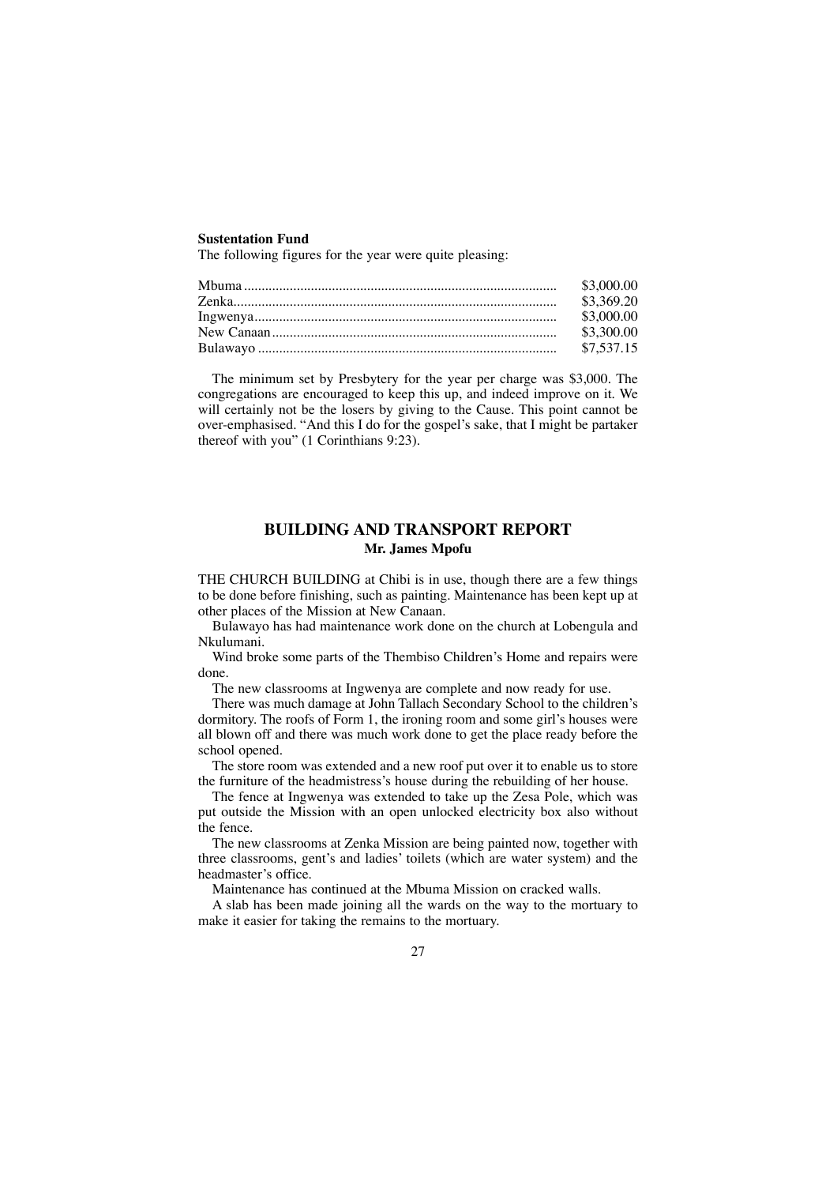**Sustentation Fund**

The following figures for the year were quite pleasing:

| | |
|---|---|
| Mbuma | \$3,000.00 |
| Zenka | \$3,369.20 |
| Ingwenya | \$3,000.00 |
| New Canaan | \$3,300.00 |
| Bulawayo | \$7,537.15 |

The minimum set by Presbytery for the year per charge was \$3,000. The congregations are encouraged to keep this up, and indeed improve on it. We will certainly not be the losers by giving to the Cause. This point cannot be over-emphasised. "And this I do for the gospel's sake, that I might be partaker thereof with you" (1 Corinthians 9:23).

## BUILDING AND TRANSPORT REPORT

**Mr. James Mpofu**

THE CHURCH BUILDING at Chibi is in use, though there are a few things to be done before finishing, such as painting. Maintenance has been kept up at other places of the Mission at New Canaan.

Bulawayo has had maintenance work done on the church at Lobengula and Nkulumani.

Wind broke some parts of the Thembiso Children's Home and repairs were done.

The new classrooms at Ingwenya are complete and now ready for use.

There was much damage at John Tallach Secondary School to the children's dormitory. The roofs of Form 1, the ironing room and some girl's houses were all blown off and there was much work done to get the place ready before the school opened.

The store room was extended and a new roof put over it to enable us to store the furniture of the headmistress's house during the rebuilding of her house.

The fence at Ingwenya was extended to take up the Zesa Pole, which was put outside the Mission with an open unlocked electricity box also without the fence.

The new classrooms at Zenka Mission are being painted now, together with three classrooms, gent's and ladies' toilets (which are water system) and the headmaster's office.

Maintenance has continued at the Mbuma Mission on cracked walls.

A slab has been made joining all the wards on the way to the mortuary to make it easier for taking the remains to the mortuary.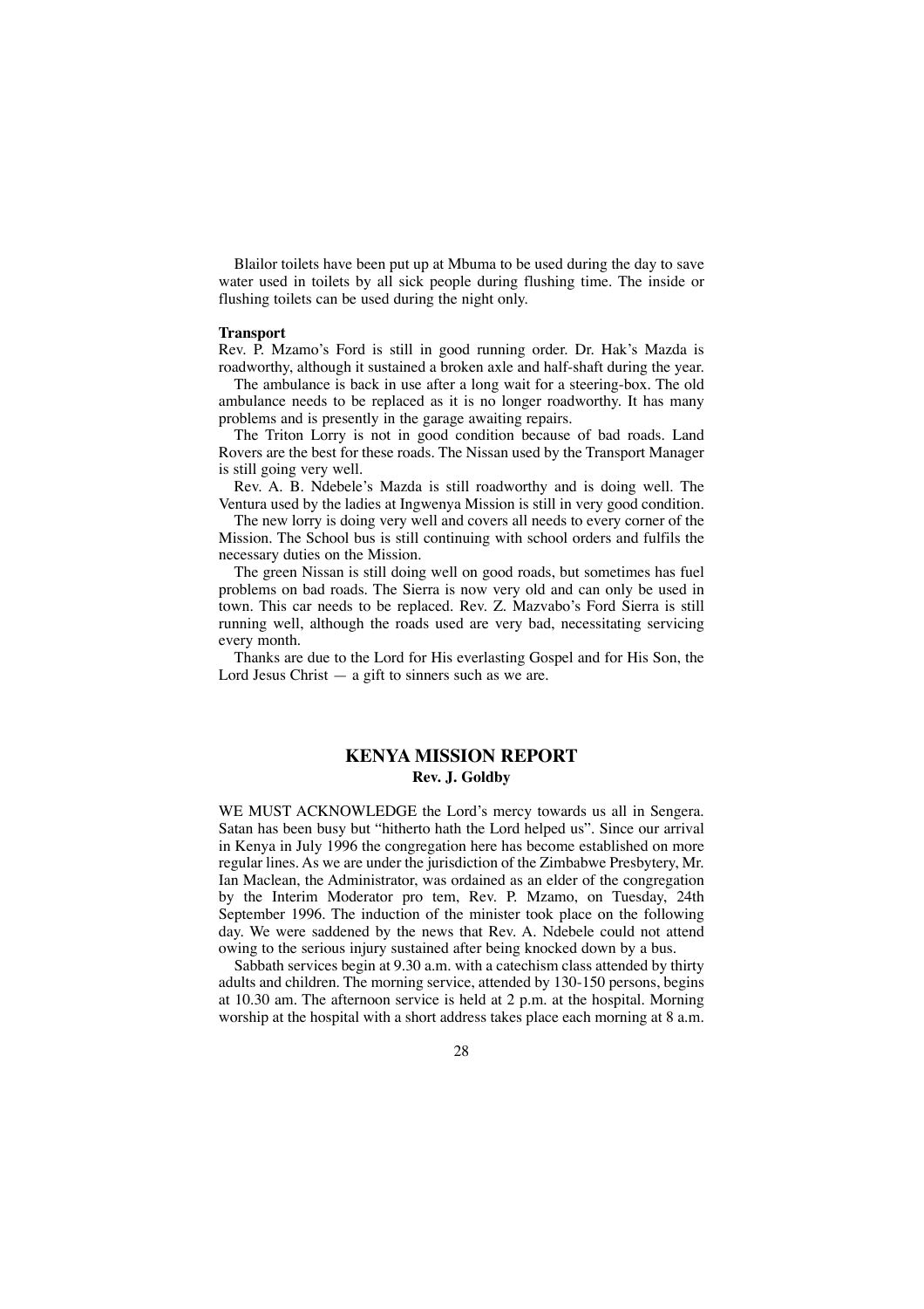Blailor toilets have been put up at Mbuma to be used during the day to save water used in toilets by all sick people during flushing time. The inside or flushing toilets can be used during the night only.

**Transport**

Rev. P. Mzamo's Ford is still in good running order. Dr. Hak's Mazda is roadworthy, although it sustained a broken axle and half-shaft during the year.

The ambulance is back in use after a long wait for a steering-box. The old ambulance needs to be replaced as it is no longer roadworthy. It has many problems and is presently in the garage awaiting repairs.

The Triton Lorry is not in good condition because of bad roads. Land Rovers are the best for these roads. The Nissan used by the Transport Manager is still going very well.

Rev. A. B. Ndebele's Mazda is still roadworthy and is doing well. The Ventura used by the ladies at Ingwenya Mission is still in very good condition.

The new lorry is doing very well and covers all needs to every corner of the Mission. The School bus is still continuing with school orders and fulfils the necessary duties on the Mission.

The green Nissan is still doing well on good roads, but sometimes has fuel problems on bad roads. The Sierra is now very old and can only be used in town. This car needs to be replaced. Rev. Z. Mazvabo's Ford Sierra is still running well, although the roads used are very bad, necessitating servicing every month.

Thanks are due to the Lord for His everlasting Gospel and for His Son, the Lord Jesus Christ — a gift to sinners such as we are.

## KENYA MISSION REPORT

**Rev. J. Goldby**

WE MUST ACKNOWLEDGE the Lord's mercy towards us all in Sengera. Satan has been busy but "hitherto hath the Lord helped us". Since our arrival in Kenya in July 1996 the congregation here has become established on more regular lines. As we are under the jurisdiction of the Zimbabwe Presbytery, Mr. Ian Maclean, the Administrator, was ordained as an elder of the congregation by the Interim Moderator pro tem, Rev. P. Mzamo, on Tuesday, 24th September 1996. The induction of the minister took place on the following day. We were saddened by the news that Rev. A. Ndebele could not attend owing to the serious injury sustained after being knocked down by a bus.

Sabbath services begin at 9.30 a.m. with a catechism class attended by thirty adults and children. The morning service, attended by 130-150 persons, begins at 10.30 am. The afternoon service is held at 2 p.m. at the hospital. Morning worship at the hospital with a short address takes place each morning at 8 a.m.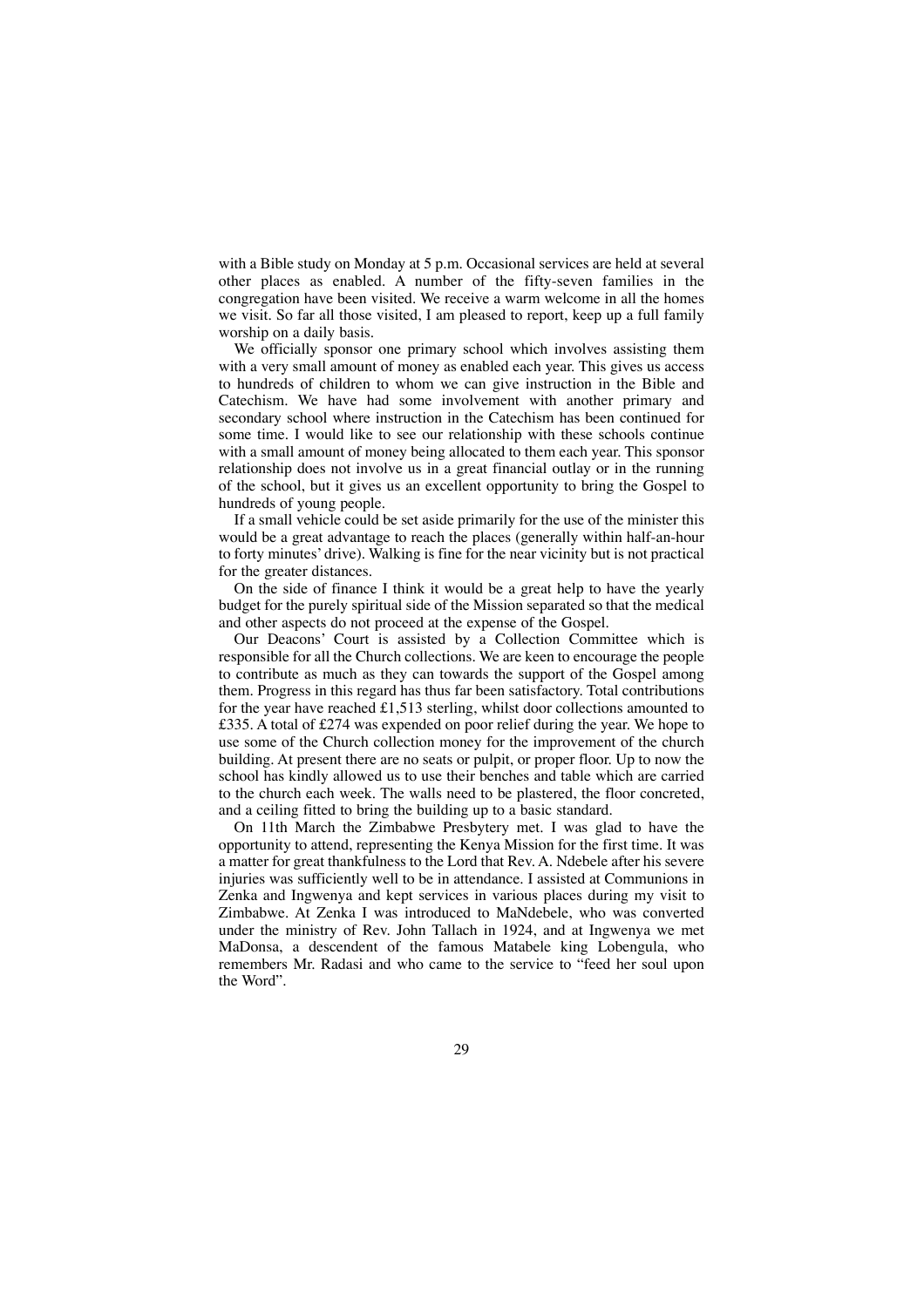with a Bible study on Monday at 5 p.m. Occasional services are held at several other places as enabled. A number of the fifty-seven families in the congregation have been visited. We receive a warm welcome in all the homes we visit. So far all those visited, I am pleased to report, keep up a full family worship on a daily basis.

We officially sponsor one primary school which involves assisting them with a very small amount of money as enabled each year. This gives us access to hundreds of children to whom we can give instruction in the Bible and Catechism. We have had some involvement with another primary and secondary school where instruction in the Catechism has been continued for some time. I would like to see our relationship with these schools continue with a small amount of money being allocated to them each year. This sponsor relationship does not involve us in a great financial outlay or in the running of the school, but it gives us an excellent opportunity to bring the Gospel to hundreds of young people.

If a small vehicle could be set aside primarily for the use of the minister this would be a great advantage to reach the places (generally within half-an-hour to forty minutes' drive). Walking is fine for the near vicinity but is not practical for the greater distances.

On the side of finance I think it would be a great help to have the yearly budget for the purely spiritual side of the Mission separated so that the medical and other aspects do not proceed at the expense of the Gospel.

Our Deacons' Court is assisted by a Collection Committee which is responsible for all the Church collections. We are keen to encourage the people to contribute as much as they can towards the support of the Gospel among them. Progress in this regard has thus far been satisfactory. Total contributions for the year have reached £1,513 sterling, whilst door collections amounted to £335. A total of £274 was expended on poor relief during the year. We hope to use some of the Church collection money for the improvement of the church building. At present there are no seats or pulpit, or proper floor. Up to now the school has kindly allowed us to use their benches and table which are carried to the church each week. The walls need to be plastered, the floor concreted, and a ceiling fitted to bring the building up to a basic standard.

On 11th March the Zimbabwe Presbytery met. I was glad to have the opportunity to attend, representing the Kenya Mission for the first time. It was a matter for great thankfulness to the Lord that Rev. A. Ndebele after his severe injuries was sufficiently well to be in attendance. I assisted at Communions in Zenka and Ingwenya and kept services in various places during my visit to Zimbabwe. At Zenka I was introduced to MaNdebele, who was converted under the ministry of Rev. John Tallach in 1924, and at Ingwenya we met MaDonsa, a descendent of the famous Matabele king Lobengula, who remembers Mr. Radasi and who came to the service to "feed her soul upon the Word".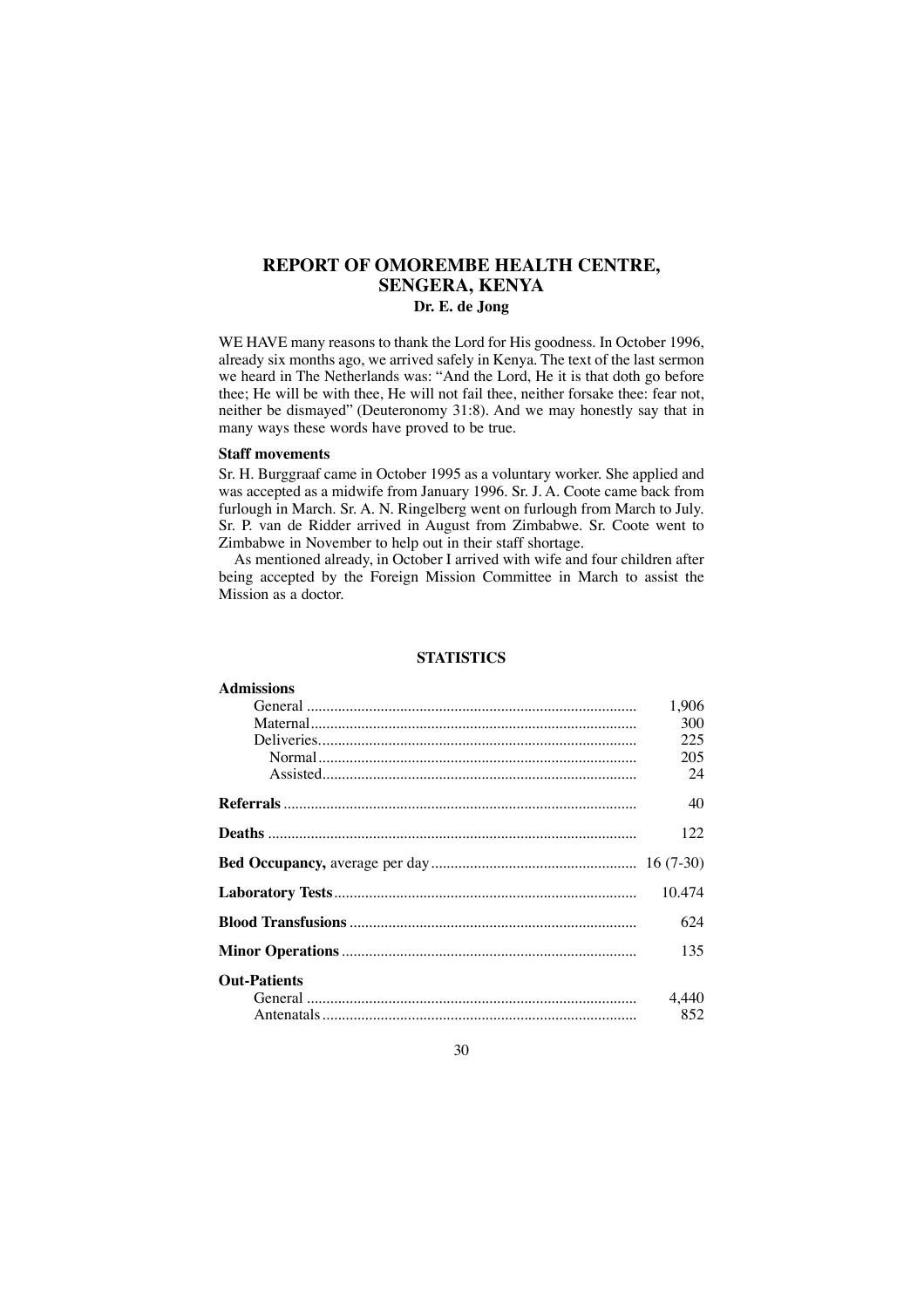## REPORT OF OMOREMBE HEALTH CENTRE, SENGERA, KENYA

**Dr. E. de Jong**

WE HAVE many reasons to thank the Lord for His goodness. In October 1996, already six months ago, we arrived safely in Kenya. The text of the last sermon we heard in The Netherlands was: "And the Lord, He it is that doth go before thee; He will be with thee, He will not fail thee, neither forsake thee: fear not, neither be dismayed" (Deuteronomy 31:8). And we may honestly say that in many ways these words have proved to be true.

### Staff movements

Sr. H. Burggraaf came in October 1995 as a voluntary worker. She applied and was accepted as a midwife from January 1996. Sr. J. A. Coote came back from furlough in March. Sr. A. N. Ringelberg went on furlough from March to July. Sr. P. van de Ridder arrived in August from Zimbabwe. Sr. Coote went to Zimbabwe in November to help out in their staff shortage.

As mentioned already, in October I arrived with wife and four children after being accepted by the Foreign Mission Committee in March to assist the Mission as a doctor.

### STATISTICS

| | |
|---|---|
| **Admissions** | |
| General | 1,906 |
| Maternal | 300 |
| Deliveries | 225 |
| Normal | 205 |
| Assisted | 24 |
| **Referrals** | 40 |
| **Deaths** | 122 |
| **Bed Occupancy,** average per day | 16 (7-30) |
| **Laboratory Tests** | 10.474 |
| **Blood Transfusions** | 624 |
| **Minor Operations** | 135 |
| **Out-Patients** | |
| General | 4,440 |
| Antenatals | 852 |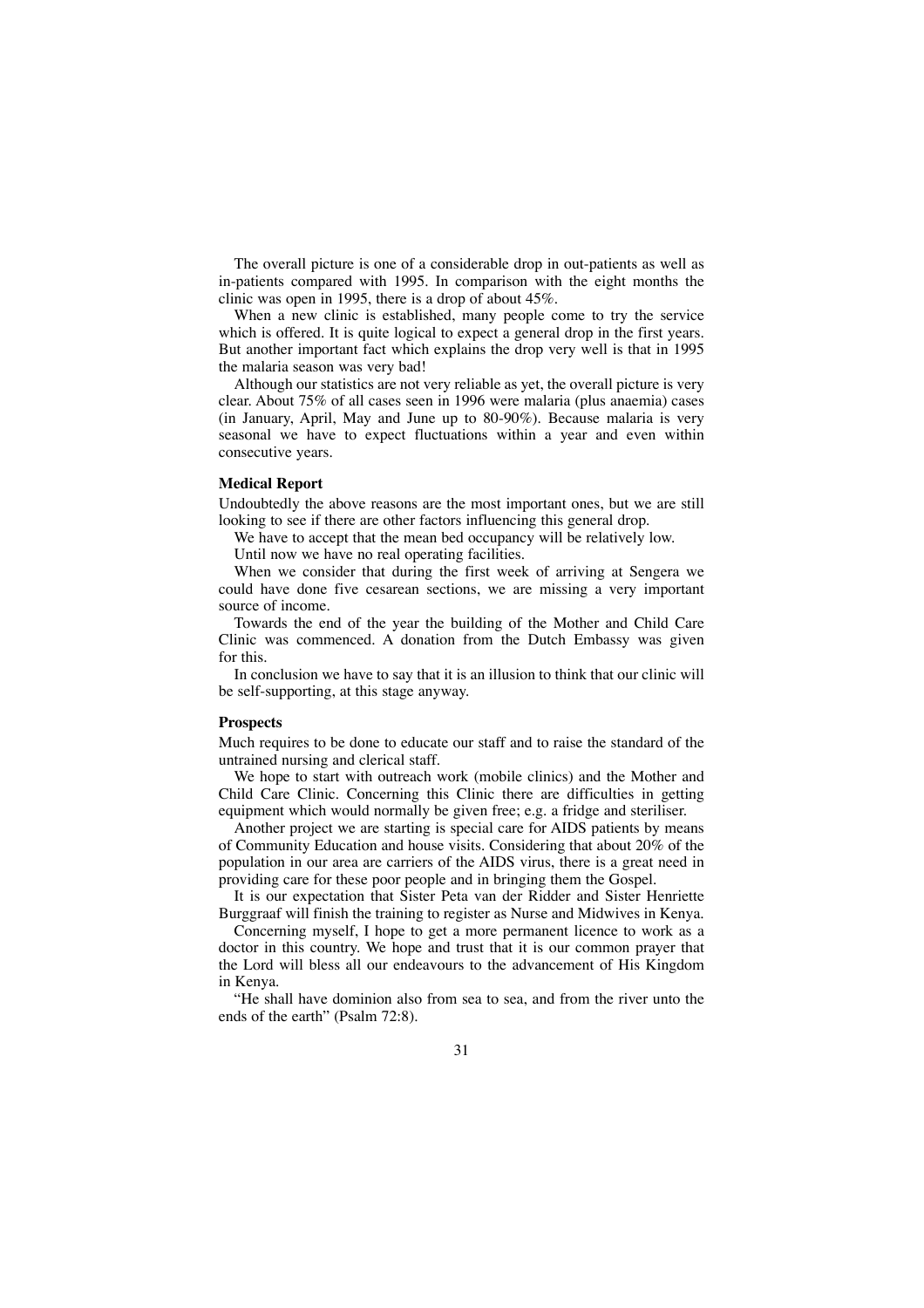The overall picture is one of a considerable drop in out-patients as well as in-patients compared with 1995. In comparison with the eight months the clinic was open in 1995, there is a drop of about 45%.

When a new clinic is established, many people come to try the service which is offered. It is quite logical to expect a general drop in the first years. But another important fact which explains the drop very well is that in 1995 the malaria season was very bad!

Although our statistics are not very reliable as yet, the overall picture is very clear. About 75% of all cases seen in 1996 were malaria (plus anaemia) cases (in January, April, May and June up to 80-90%). Because malaria is very seasonal we have to expect fluctuations within a year and even within consecutive years.

**Medical Report**

Undoubtedly the above reasons are the most important ones, but we are still looking to see if there are other factors influencing this general drop.

We have to accept that the mean bed occupancy will be relatively low.

Until now we have no real operating facilities.

When we consider that during the first week of arriving at Sengera we could have done five cesarean sections, we are missing a very important source of income.

Towards the end of the year the building of the Mother and Child Care Clinic was commenced. A donation from the Dutch Embassy was given for this.

In conclusion we have to say that it is an illusion to think that our clinic will be self-supporting, at this stage anyway.

**Prospects**

Much requires to be done to educate our staff and to raise the standard of the untrained nursing and clerical staff.

We hope to start with outreach work (mobile clinics) and the Mother and Child Care Clinic. Concerning this Clinic there are difficulties in getting equipment which would normally be given free; e.g. a fridge and steriliser.

Another project we are starting is special care for AIDS patients by means of Community Education and house visits. Considering that about 20% of the population in our area are carriers of the AIDS virus, there is a great need in providing care for these poor people and in bringing them the Gospel.

It is our expectation that Sister Peta van der Ridder and Sister Henriette Burggraaf will finish the training to register as Nurse and Midwives in Kenya.

Concerning myself, I hope to get a more permanent licence to work as a doctor in this country. We hope and trust that it is our common prayer that the Lord will bless all our endeavours to the advancement of His Kingdom in Kenya.

"He shall have dominion also from sea to sea, and from the river unto the ends of the earth" (Psalm 72:8).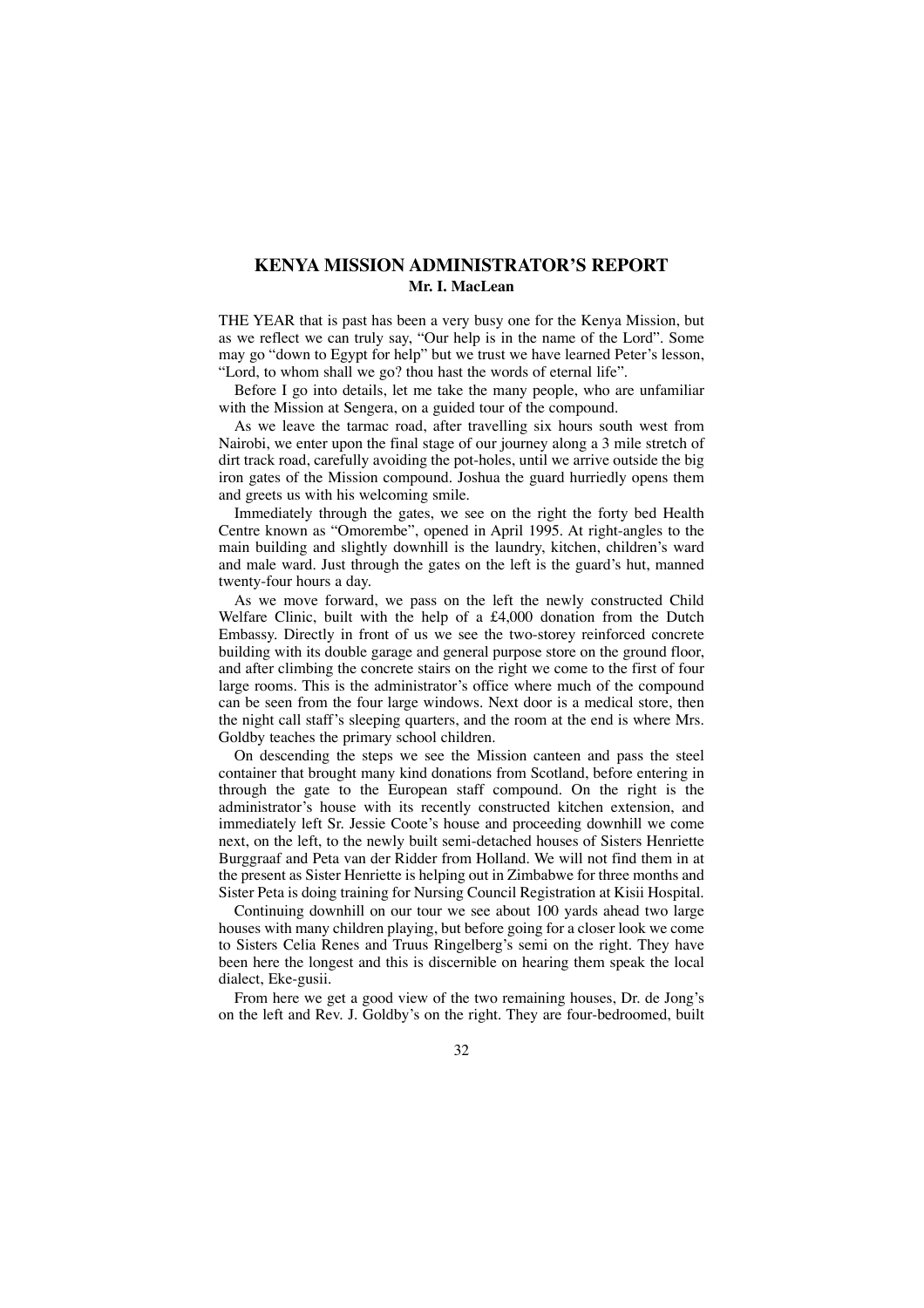## KENYA MISSION ADMINISTRATOR'S REPORT

**Mr. I. MacLean**

THE YEAR that is past has been a very busy one for the Kenya Mission, but as we reflect we can truly say, "Our help is in the name of the Lord". Some may go "down to Egypt for help" but we trust we have learned Peter's lesson, "Lord, to whom shall we go? thou hast the words of eternal life".

Before I go into details, let me take the many people, who are unfamiliar with the Mission at Sengera, on a guided tour of the compound.

As we leave the tarmac road, after travelling six hours south west from Nairobi, we enter upon the final stage of our journey along a 3 mile stretch of dirt track road, carefully avoiding the pot-holes, until we arrive outside the big iron gates of the Mission compound. Joshua the guard hurriedly opens them and greets us with his welcoming smile.

Immediately through the gates, we see on the right the forty bed Health Centre known as "Omorembe", opened in April 1995. At right-angles to the main building and slightly downhill is the laundry, kitchen, children's ward and male ward. Just through the gates on the left is the guard's hut, manned twenty-four hours a day.

As we move forward, we pass on the left the newly constructed Child Welfare Clinic, built with the help of a £4,000 donation from the Dutch Embassy. Directly in front of us we see the two-storey reinforced concrete building with its double garage and general purpose store on the ground floor, and after climbing the concrete stairs on the right we come to the first of four large rooms. This is the administrator's office where much of the compound can be seen from the four large windows. Next door is a medical store, then the night call staff's sleeping quarters, and the room at the end is where Mrs. Goldby teaches the primary school children.

On descending the steps we see the Mission canteen and pass the steel container that brought many kind donations from Scotland, before entering in through the gate to the European staff compound. On the right is the administrator's house with its recently constructed kitchen extension, and immediately left Sr. Jessie Coote's house and proceeding downhill we come next, on the left, to the newly built semi-detached houses of Sisters Henriette Burggraaf and Peta van der Ridder from Holland. We will not find them in at the present as Sister Henriette is helping out in Zimbabwe for three months and Sister Peta is doing training for Nursing Council Registration at Kisii Hospital.

Continuing downhill on our tour we see about 100 yards ahead two large houses with many children playing, but before going for a closer look we come to Sisters Celia Renes and Truus Ringelberg's semi on the right. They have been here the longest and this is discernible on hearing them speak the local dialect, Eke-gusii.

From here we get a good view of the two remaining houses, Dr. de Jong's on the left and Rev. J. Goldby's on the right. They are four-bedroomed, built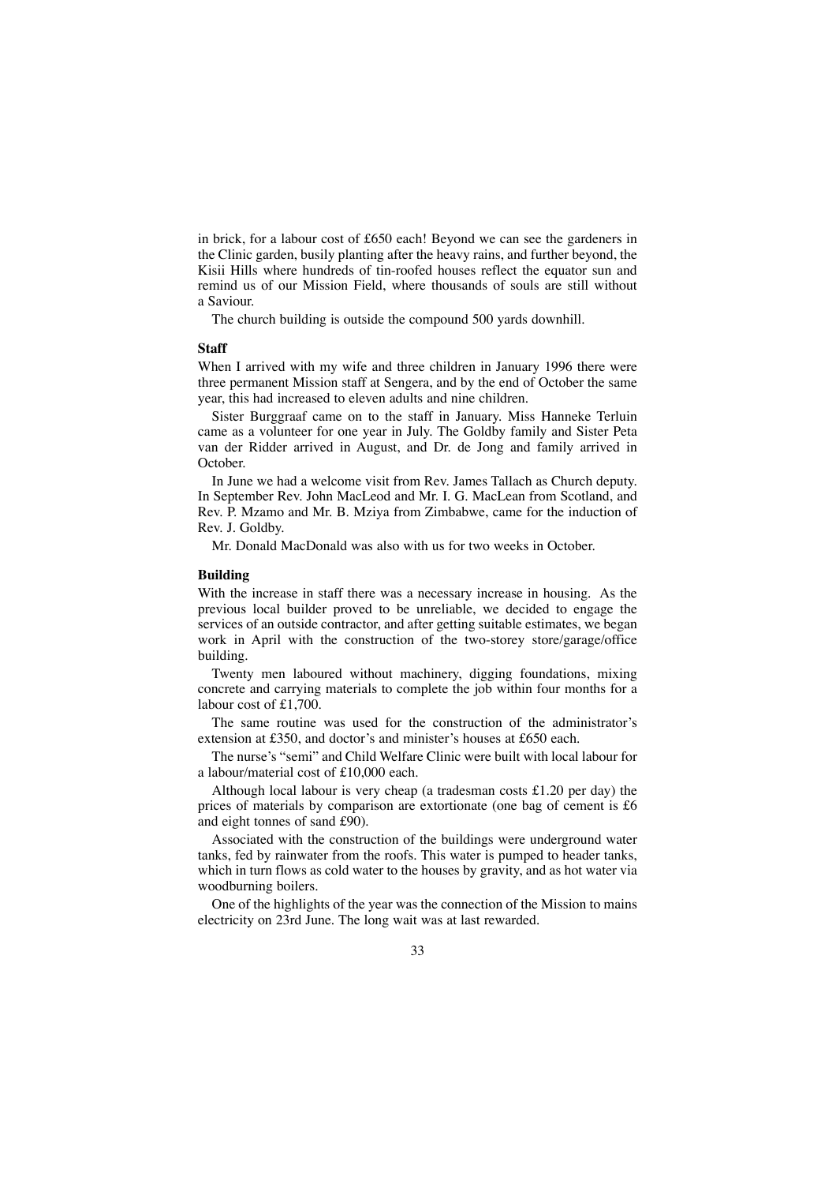in brick, for a labour cost of £650 each! Beyond we can see the gardeners in the Clinic garden, busily planting after the heavy rains, and further beyond, the Kisii Hills where hundreds of tin-roofed houses reflect the equator sun and remind us of our Mission Field, where thousands of souls are still without a Saviour.

The church building is outside the compound 500 yards downhill.

**Staff**

When I arrived with my wife and three children in January 1996 there were three permanent Mission staff at Sengera, and by the end of October the same year, this had increased to eleven adults and nine children.

Sister Burggraaf came on to the staff in January. Miss Hanneke Terluin came as a volunteer for one year in July. The Goldby family and Sister Peta van der Ridder arrived in August, and Dr. de Jong and family arrived in October.

In June we had a welcome visit from Rev. James Tallach as Church deputy. In September Rev. John MacLeod and Mr. I. G. MacLean from Scotland, and Rev. P. Mzamo and Mr. B. Mziya from Zimbabwe, came for the induction of Rev. J. Goldby.

Mr. Donald MacDonald was also with us for two weeks in October.

**Building**

With the increase in staff there was a necessary increase in housing. As the previous local builder proved to be unreliable, we decided to engage the services of an outside contractor, and after getting suitable estimates, we began work in April with the construction of the two-storey store/garage/office building.

Twenty men laboured without machinery, digging foundations, mixing concrete and carrying materials to complete the job within four months for a labour cost of £1,700.

The same routine was used for the construction of the administrator's extension at £350, and doctor's and minister's houses at £650 each.

The nurse's "semi" and Child Welfare Clinic were built with local labour for a labour/material cost of £10,000 each.

Although local labour is very cheap (a tradesman costs £1.20 per day) the prices of materials by comparison are extortionate (one bag of cement is £6 and eight tonnes of sand £90).

Associated with the construction of the buildings were underground water tanks, fed by rainwater from the roofs. This water is pumped to header tanks, which in turn flows as cold water to the houses by gravity, and as hot water via woodburning boilers.

One of the highlights of the year was the connection of the Mission to mains electricity on 23rd June. The long wait was at last rewarded.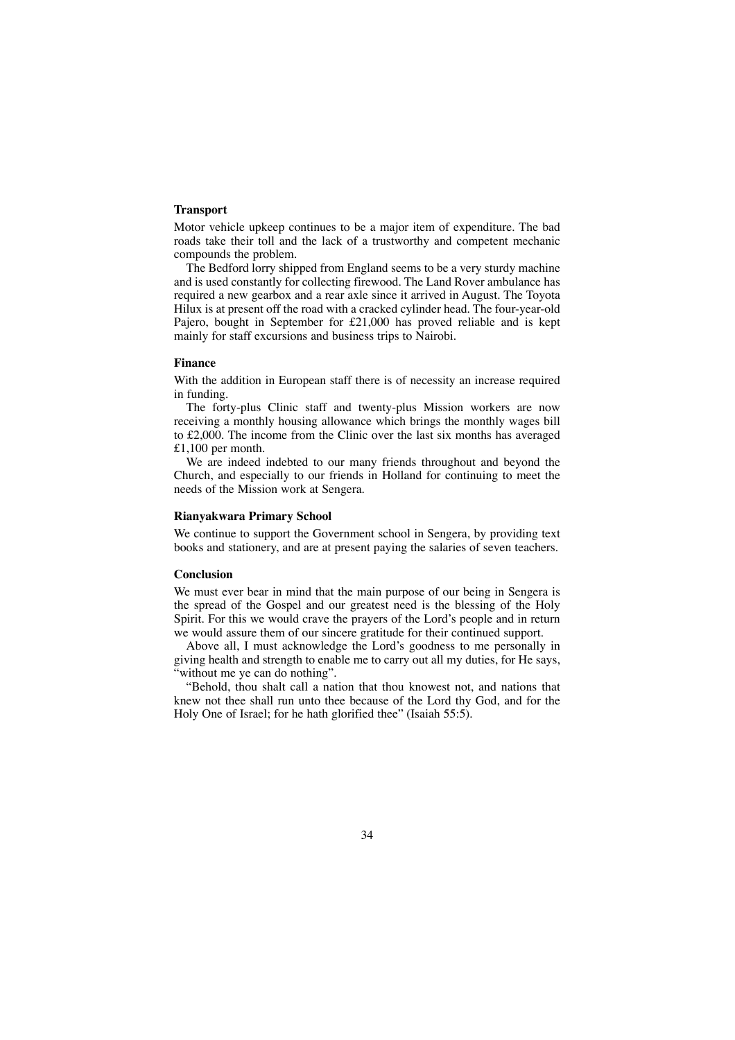**Transport**

Motor vehicle upkeep continues to be a major item of expenditure. The bad roads take their toll and the lack of a trustworthy and competent mechanic compounds the problem.

The Bedford lorry shipped from England seems to be a very sturdy machine and is used constantly for collecting firewood. The Land Rover ambulance has required a new gearbox and a rear axle since it arrived in August. The Toyota Hilux is at present off the road with a cracked cylinder head. The four-year-old Pajero, bought in September for £21,000 has proved reliable and is kept mainly for staff excursions and business trips to Nairobi.

**Finance**

With the addition in European staff there is of necessity an increase required in funding.

The forty-plus Clinic staff and twenty-plus Mission workers are now receiving a monthly housing allowance which brings the monthly wages bill to £2,000. The income from the Clinic over the last six months has averaged £1,100 per month.

We are indeed indebted to our many friends throughout and beyond the Church, and especially to our friends in Holland for continuing to meet the needs of the Mission work at Sengera.

**Rianyakwara Primary School**

We continue to support the Government school in Sengera, by providing text books and stationery, and are at present paying the salaries of seven teachers.

**Conclusion**

We must ever bear in mind that the main purpose of our being in Sengera is the spread of the Gospel and our greatest need is the blessing of the Holy Spirit. For this we would crave the prayers of the Lord's people and in return we would assure them of our sincere gratitude for their continued support.

Above all, I must acknowledge the Lord's goodness to me personally in giving health and strength to enable me to carry out all my duties, for He says, "without me ye can do nothing".

"Behold, thou shalt call a nation that thou knowest not, and nations that knew not thee shall run unto thee because of the Lord thy God, and for the Holy One of Israel; for he hath glorified thee" (Isaiah 55:5).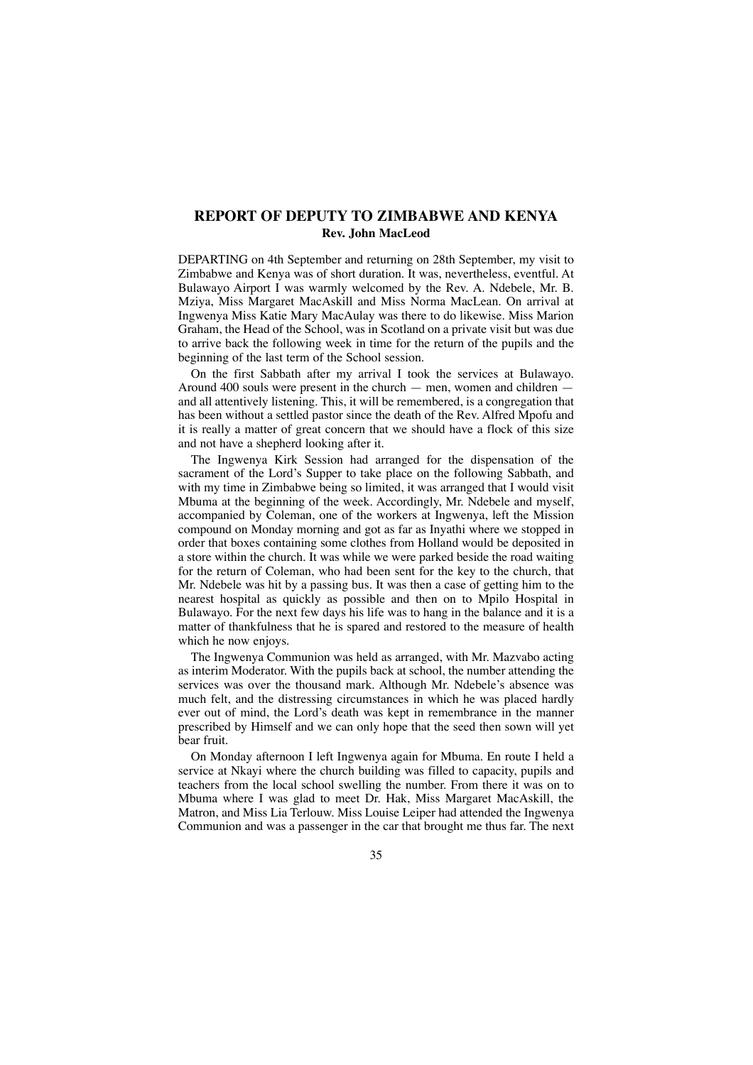# REPORT OF DEPUTY TO ZIMBABWE AND KENYA

**Rev. John MacLeod**

DEPARTING on 4th September and returning on 28th September, my visit to Zimbabwe and Kenya was of short duration. It was, nevertheless, eventful. At Bulawayo Airport I was warmly welcomed by the Rev. A. Ndebele, Mr. B. Mziya, Miss Margaret MacAskill and Miss Norma MacLean. On arrival at Ingwenya Miss Katie Mary MacAulay was there to do likewise. Miss Marion Graham, the Head of the School, was in Scotland on a private visit but was due to arrive back the following week in time for the return of the pupils and the beginning of the last term of the School session.

On the first Sabbath after my arrival I took the services at Bulawayo. Around 400 souls were present in the church — men, women and children — and all attentively listening. This, it will be remembered, is a congregation that has been without a settled pastor since the death of the Rev. Alfred Mpofu and it is really a matter of great concern that we should have a flock of this size and not have a shepherd looking after it.

The Ingwenya Kirk Session had arranged for the dispensation of the sacrament of the Lord's Supper to take place on the following Sabbath, and with my time in Zimbabwe being so limited, it was arranged that I would visit Mbuma at the beginning of the week. Accordingly, Mr. Ndebele and myself, accompanied by Coleman, one of the workers at Ingwenya, left the Mission compound on Monday morning and got as far as Inyathi where we stopped in order that boxes containing some clothes from Holland would be deposited in a store within the church. It was while we were parked beside the road waiting for the return of Coleman, who had been sent for the key to the church, that Mr. Ndebele was hit by a passing bus. It was then a case of getting him to the nearest hospital as quickly as possible and then on to Mpilo Hospital in Bulawayo. For the next few days his life was to hang in the balance and it is a matter of thankfulness that he is spared and restored to the measure of health which he now enjoys.

The Ingwenya Communion was held as arranged, with Mr. Mazvabo acting as interim Moderator. With the pupils back at school, the number attending the services was over the thousand mark. Although Mr. Ndebele's absence was much felt, and the distressing circumstances in which he was placed hardly ever out of mind, the Lord's death was kept in remembrance in the manner prescribed by Himself and we can only hope that the seed then sown will yet bear fruit.

On Monday afternoon I left Ingwenya again for Mbuma. En route I held a service at Nkayi where the church building was filled to capacity, pupils and teachers from the local school swelling the number. From there it was on to Mbuma where I was glad to meet Dr. Hak, Miss Margaret MacAskill, the Matron, and Miss Lia Terlouw. Miss Louise Leiper had attended the Ingwenya Communion and was a passenger in the car that brought me thus far. The next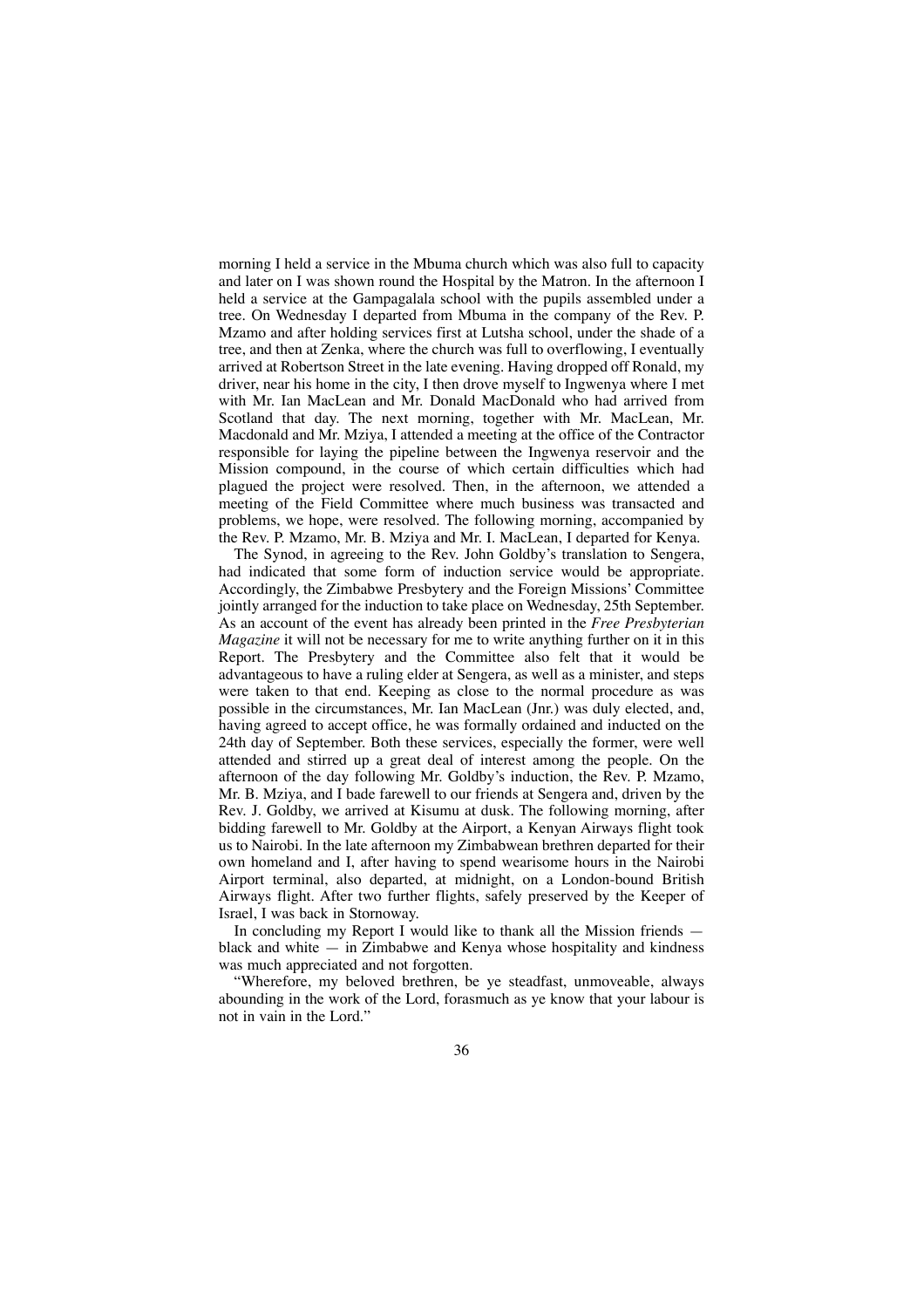morning I held a service in the Mbuma church which was also full to capacity and later on I was shown round the Hospital by the Matron. In the afternoon I held a service at the Gampagalala school with the pupils assembled under a tree. On Wednesday I departed from Mbuma in the company of the Rev. P. Mzamo and after holding services first at Lutsha school, under the shade of a tree, and then at Zenka, where the church was full to overflowing, I eventually arrived at Robertson Street in the late evening. Having dropped off Ronald, my driver, near his home in the city, I then drove myself to Ingwenya where I met with Mr. Ian MacLean and Mr. Donald MacDonald who had arrived from Scotland that day. The next morning, together with Mr. MacLean, Mr. Macdonald and Mr. Mziya, I attended a meeting at the office of the Contractor responsible for laying the pipeline between the Ingwenya reservoir and the Mission compound, in the course of which certain difficulties which had plagued the project were resolved. Then, in the afternoon, we attended a meeting of the Field Committee where much business was transacted and problems, we hope, were resolved. The following morning, accompanied by the Rev. P. Mzamo, Mr. B. Mziya and Mr. I. MacLean, I departed for Kenya.

The Synod, in agreeing to the Rev. John Goldby's translation to Sengera, had indicated that some form of induction service would be appropriate. Accordingly, the Zimbabwe Presbytery and the Foreign Missions' Committee jointly arranged for the induction to take place on Wednesday, 25th September. As an account of the event has already been printed in the *Free Presbyterian Magazine* it will not be necessary for me to write anything further on it in this Report. The Presbytery and the Committee also felt that it would be advantageous to have a ruling elder at Sengera, as well as a minister, and steps were taken to that end. Keeping as close to the normal procedure as was possible in the circumstances, Mr. Ian MacLean (Jnr.) was duly elected, and, having agreed to accept office, he was formally ordained and inducted on the 24th day of September. Both these services, especially the former, were well attended and stirred up a great deal of interest among the people. On the afternoon of the day following Mr. Goldby's induction, the Rev. P. Mzamo, Mr. B. Mziya, and I bade farewell to our friends at Sengera and, driven by the Rev. J. Goldby, we arrived at Kisumu at dusk. The following morning, after bidding farewell to Mr. Goldby at the Airport, a Kenyan Airways flight took us to Nairobi. In the late afternoon my Zimbabwean brethren departed for their own homeland and I, after having to spend wearisome hours in the Nairobi Airport terminal, also departed, at midnight, on a London-bound British Airways flight. After two further flights, safely preserved by the Keeper of Israel, I was back in Stornoway.

In concluding my Report I would like to thank all the Mission friends — black and white — in Zimbabwe and Kenya whose hospitality and kindness was much appreciated and not forgotten.

"Wherefore, my beloved brethren, be ye steadfast, unmoveable, always abounding in the work of the Lord, forasmuch as ye know that your labour is not in vain in the Lord."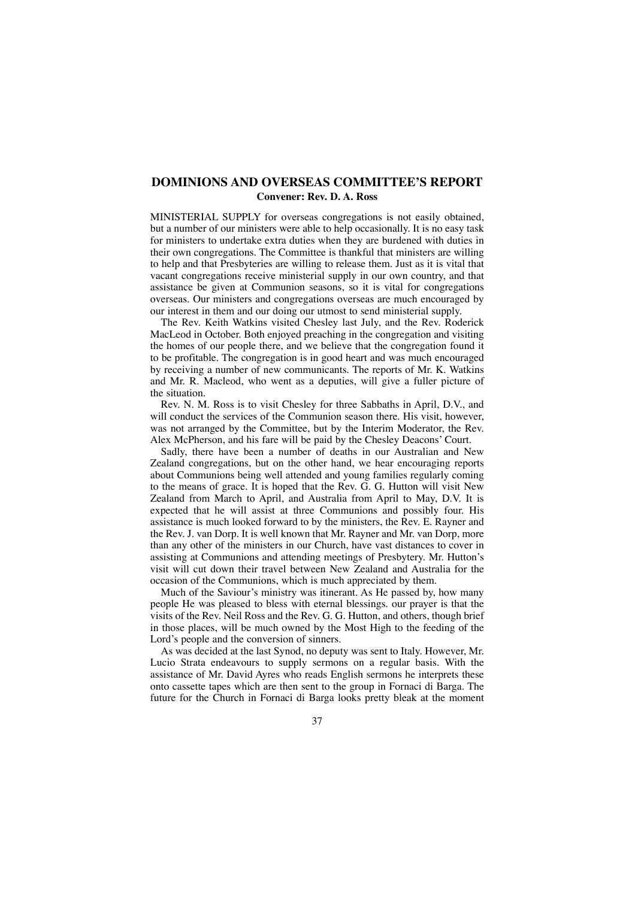## DOMINIONS AND OVERSEAS COMMITTEE'S REPORT

**Convener: Rev. D. A. Ross**

MINISTERIAL SUPPLY for overseas congregations is not easily obtained, but a number of our ministers were able to help occasionally. It is no easy task for ministers to undertake extra duties when they are burdened with duties in their own congregations. The Committee is thankful that ministers are willing to help and that Presbyteries are willing to release them. Just as it is vital that vacant congregations receive ministerial supply in our own country, and that assistance be given at Communion seasons, so it is vital for congregations overseas. Our ministers and congregations overseas are much encouraged by our interest in them and our doing our utmost to send ministerial supply.

The Rev. Keith Watkins visited Chesley last July, and the Rev. Roderick MacLeod in October. Both enjoyed preaching in the congregation and visiting the homes of our people there, and we believe that the congregation found it to be profitable. The congregation is in good heart and was much encouraged by receiving a number of new communicants. The reports of Mr. K. Watkins and Mr. R. Macleod, who went as a deputies, will give a fuller picture of the situation.

Rev. N. M. Ross is to visit Chesley for three Sabbaths in April, D.V., and will conduct the services of the Communion season there. His visit, however, was not arranged by the Committee, but by the Interim Moderator, the Rev. Alex McPherson, and his fare will be paid by the Chesley Deacons' Court.

Sadly, there have been a number of deaths in our Australian and New Zealand congregations, but on the other hand, we hear encouraging reports about Communions being well attended and young families regularly coming to the means of grace. It is hoped that the Rev. G. G. Hutton will visit New Zealand from March to April, and Australia from April to May, D.V. It is expected that he will assist at three Communions and possibly four. His assistance is much looked forward to by the ministers, the Rev. E. Rayner and the Rev. J. van Dorp. It is well known that Mr. Rayner and Mr. van Dorp, more than any other of the ministers in our Church, have vast distances to cover in assisting at Communions and attending meetings of Presbytery. Mr. Hutton's visit will cut down their travel between New Zealand and Australia for the occasion of the Communions, which is much appreciated by them.

Much of the Saviour's ministry was itinerant. As He passed by, how many people He was pleased to bless with eternal blessings. our prayer is that the visits of the Rev. Neil Ross and the Rev. G. G. Hutton, and others, though brief in those places, will be much owned by the Most High to the feeding of the Lord's people and the conversion of sinners.

As was decided at the last Synod, no deputy was sent to Italy. However, Mr. Lucio Strata endeavours to supply sermons on a regular basis. With the assistance of Mr. David Ayres who reads English sermons he interprets these onto cassette tapes which are then sent to the group in Fornaci di Barga. The future for the Church in Fornaci di Barga looks pretty bleak at the moment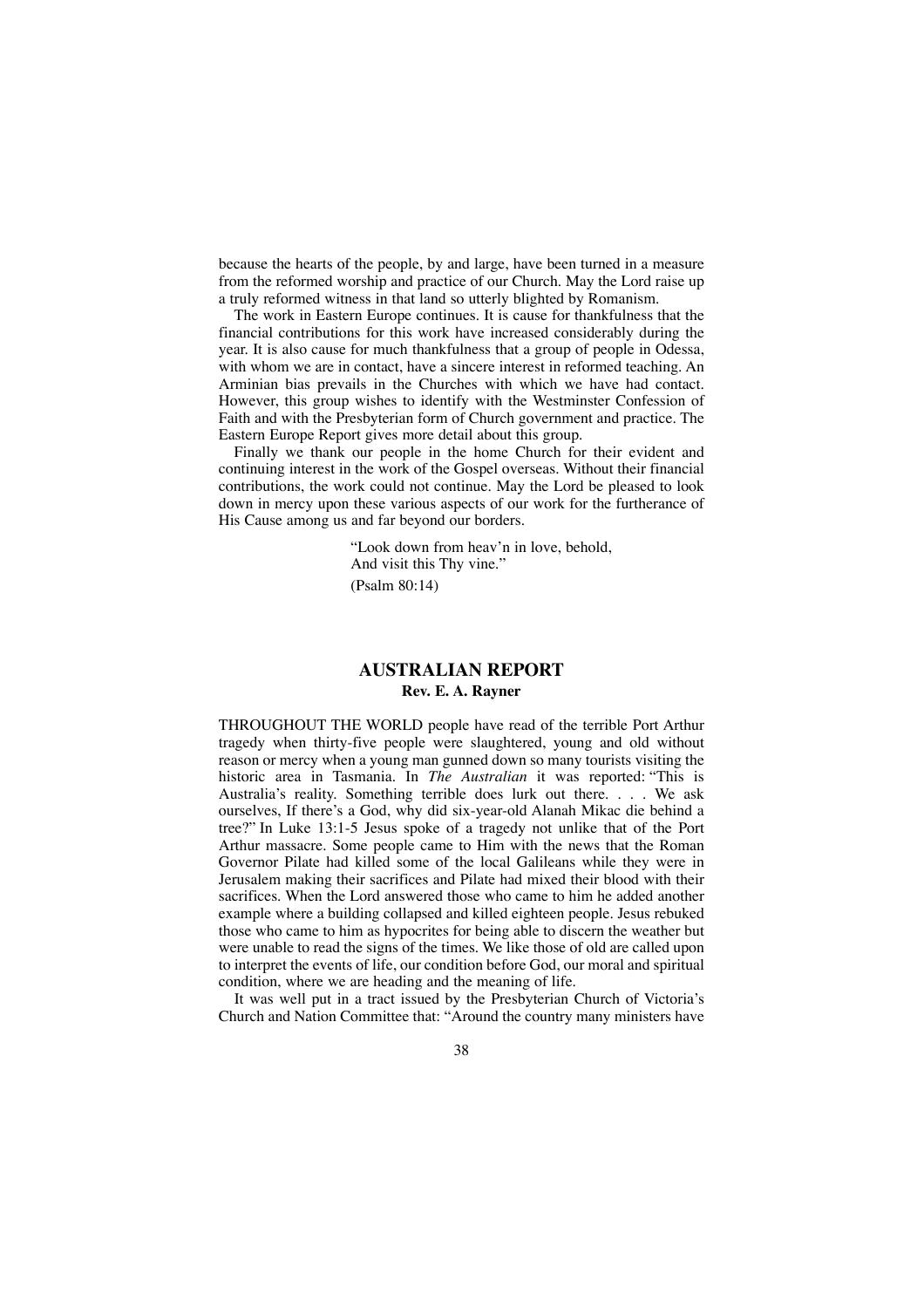because the hearts of the people, by and large, have been turned in a measure from the reformed worship and practice of our Church. May the Lord raise up a truly reformed witness in that land so utterly blighted by Romanism.

The work in Eastern Europe continues. It is cause for thankfulness that the financial contributions for this work have increased considerably during the year. It is also cause for much thankfulness that a group of people in Odessa, with whom we are in contact, have a sincere interest in reformed teaching. An Arminian bias prevails in the Churches with which we have had contact. However, this group wishes to identify with the Westminster Confession of Faith and with the Presbyterian form of Church government and practice. The Eastern Europe Report gives more detail about this group.

Finally we thank our people in the home Church for their evident and continuing interest in the work of the Gospel overseas. Without their financial contributions, the work could not continue. May the Lord be pleased to look down in mercy upon these various aspects of our work for the furtherance of His Cause among us and far beyond our borders.

> "Look down from heav'n in love, behold,
> And visit this Thy vine."
>
> (Psalm 80:14)

## AUSTRALIAN REPORT

**Rev. E. A. Rayner**

THROUGHOUT THE WORLD people have read of the terrible Port Arthur tragedy when thirty-five people were slaughtered, young and old without reason or mercy when a young man gunned down so many tourists visiting the historic area in Tasmania. In *The Australian* it was reported: "This is Australia's reality. Something terrible does lurk out there. . . . We ask ourselves, If there's a God, why did six-year-old Alanah Mikac die behind a tree?" In Luke 13:1-5 Jesus spoke of a tragedy not unlike that of the Port Arthur massacre. Some people came to Him with the news that the Roman Governor Pilate had killed some of the local Galileans while they were in Jerusalem making their sacrifices and Pilate had mixed their blood with their sacrifices. When the Lord answered those who came to him he added another example where a building collapsed and killed eighteen people. Jesus rebuked those who came to him as hypocrites for being able to discern the weather but were unable to read the signs of the times. We like those of old are called upon to interpret the events of life, our condition before God, our moral and spiritual condition, where we are heading and the meaning of life.

It was well put in a tract issued by the Presbyterian Church of Victoria's Church and Nation Committee that: "Around the country many ministers have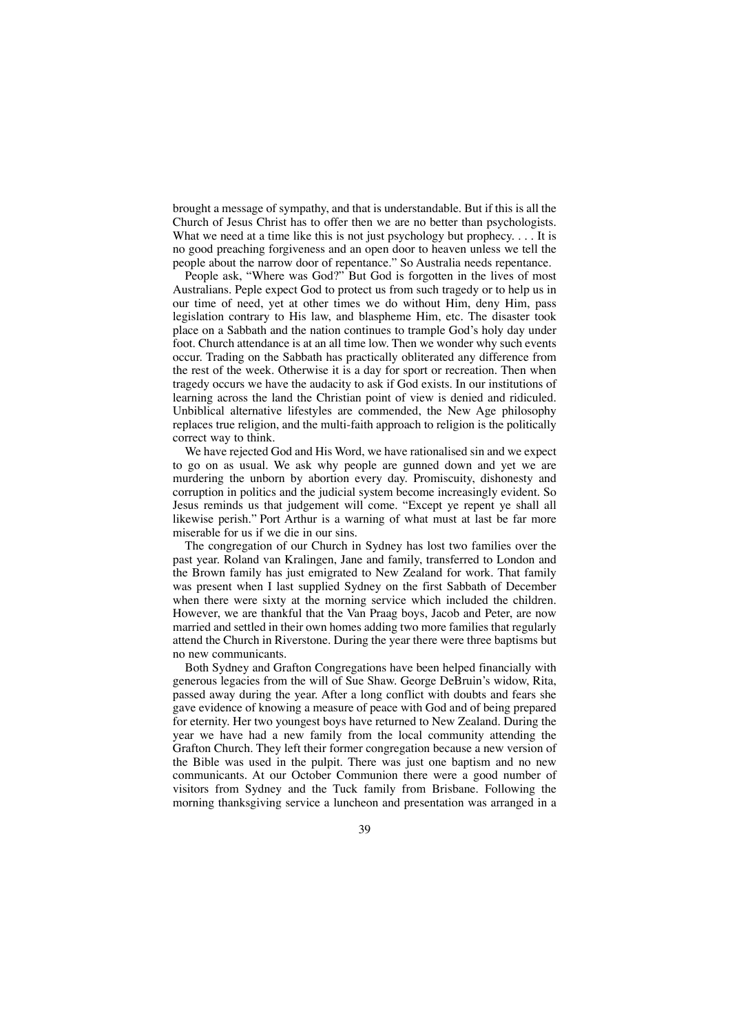brought a message of sympathy, and that is understandable. But if this is all the Church of Jesus Christ has to offer then we are no better than psychologists. What we need at a time like this is not just psychology but prophecy. . . . It is no good preaching forgiveness and an open door to heaven unless we tell the people about the narrow door of repentance." So Australia needs repentance.

People ask, "Where was God?" But God is forgotten in the lives of most Australians. Peple expect God to protect us from such tragedy or to help us in our time of need, yet at other times we do without Him, deny Him, pass legislation contrary to His law, and blaspheme Him, etc. The disaster took place on a Sabbath and the nation continues to trample God's holy day under foot. Church attendance is at an all time low. Then we wonder why such events occur. Trading on the Sabbath has practically obliterated any difference from the rest of the week. Otherwise it is a day for sport or recreation. Then when tragedy occurs we have the audacity to ask if God exists. In our institutions of learning across the land the Christian point of view is denied and ridiculed. Unbiblical alternative lifestyles are commended, the New Age philosophy replaces true religion, and the multi-faith approach to religion is the politically correct way to think.

We have rejected God and His Word, we have rationalised sin and we expect to go on as usual. We ask why people are gunned down and yet we are murdering the unborn by abortion every day. Promiscuity, dishonesty and corruption in politics and the judicial system become increasingly evident. So Jesus reminds us that judgement will come. "Except ye repent ye shall all likewise perish." Port Arthur is a warning of what must at last be far more miserable for us if we die in our sins.

The congregation of our Church in Sydney has lost two families over the past year. Roland van Kralingen, Jane and family, transferred to London and the Brown family has just emigrated to New Zealand for work. That family was present when I last supplied Sydney on the first Sabbath of December when there were sixty at the morning service which included the children. However, we are thankful that the Van Praag boys, Jacob and Peter, are now married and settled in their own homes adding two more families that regularly attend the Church in Riverstone. During the year there were three baptisms but no new communicants.

Both Sydney and Grafton Congregations have been helped financially with generous legacies from the will of Sue Shaw. George DeBruin's widow, Rita, passed away during the year. After a long conflict with doubts and fears she gave evidence of knowing a measure of peace with God and of being prepared for eternity. Her two youngest boys have returned to New Zealand. During the year we have had a new family from the local community attending the Grafton Church. They left their former congregation because a new version of the Bible was used in the pulpit. There was just one baptism and no new communicants. At our October Communion there were a good number of visitors from Sydney and the Tuck family from Brisbane. Following the morning thanksgiving service a luncheon and presentation was arranged in a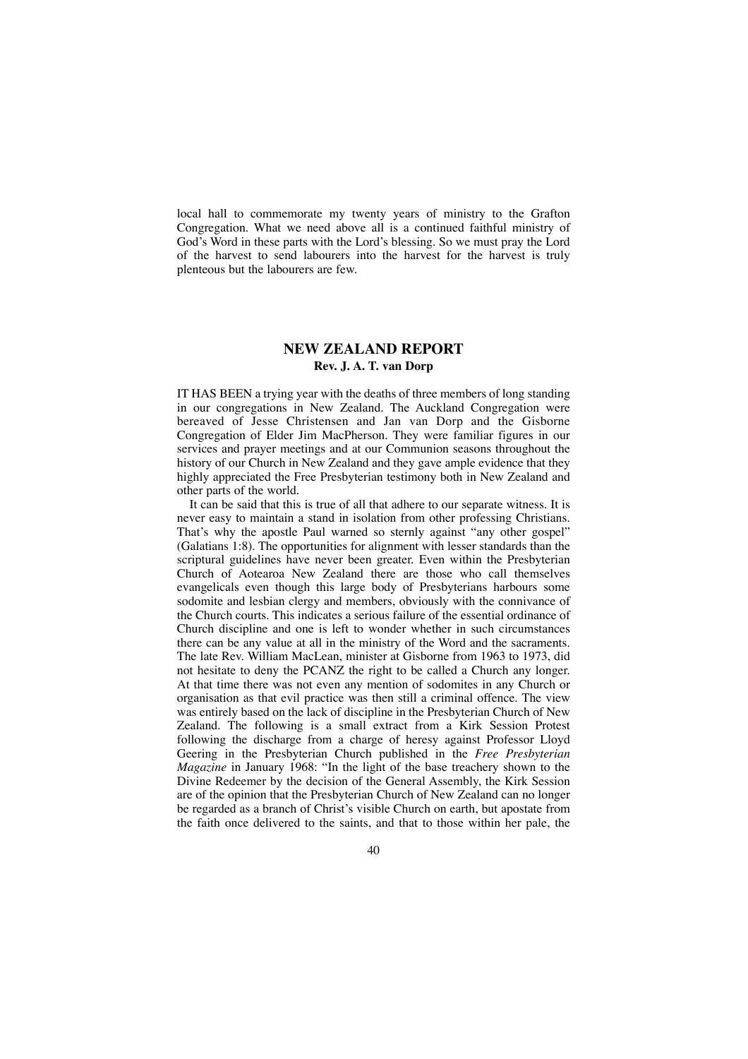local hall to commemorate my twenty years of ministry to the Grafton Congregation. What we need above all is a continued faithful ministry of God's Word in these parts with the Lord's blessing. So we must pray the Lord of the harvest to send labourers into the harvest for the harvest is truly plenteous but the labourers are few.

## NEW ZEALAND REPORT

**Rev. J. A. T. van Dorp**

IT HAS BEEN a trying year with the deaths of three members of long standing in our congregations in New Zealand. The Auckland Congregation were bereaved of Jesse Christensen and Jan van Dorp and the Gisborne Congregation of Elder Jim MacPherson. They were familiar figures in our services and prayer meetings and at our Communion seasons throughout the history of our Church in New Zealand and they gave ample evidence that they highly appreciated the Free Presbyterian testimony both in New Zealand and other parts of the world.

It can be said that this is true of all that adhere to our separate witness. It is never easy to maintain a stand in isolation from other professing Christians. That's why the apostle Paul warned so sternly against "any other gospel" (Galatians 1:8). The opportunities for alignment with lesser standards than the scriptural guidelines have never been greater. Even within the Presbyterian Church of Aotearoa New Zealand there are those who call themselves evangelicals even though this large body of Presbyterians harbours some sodomite and lesbian clergy and members, obviously with the connivance of the Church courts. This indicates a serious failure of the essential ordinance of Church discipline and one is left to wonder whether in such circumstances there can be any value at all in the ministry of the Word and the sacraments. The late Rev. William MacLean, minister at Gisborne from 1963 to 1973, did not hesitate to deny the PCANZ the right to be called a Church any longer. At that time there was not even any mention of sodomites in any Church or organisation as that evil practice was then still a criminal offence. The view was entirely based on the lack of discipline in the Presbyterian Church of New Zealand. The following is a small extract from a Kirk Session Protest following the discharge from a charge of heresy against Professor Lloyd Geering in the Presbyterian Church published in the *Free Presbyterian Magazine* in January 1968: "In the light of the base treachery shown to the Divine Redeemer by the decision of the General Assembly, the Kirk Session are of the opinion that the Presbyterian Church of New Zealand can no longer be regarded as a branch of Christ's visible Church on earth, but apostate from the faith once delivered to the saints, and that to those within her pale, the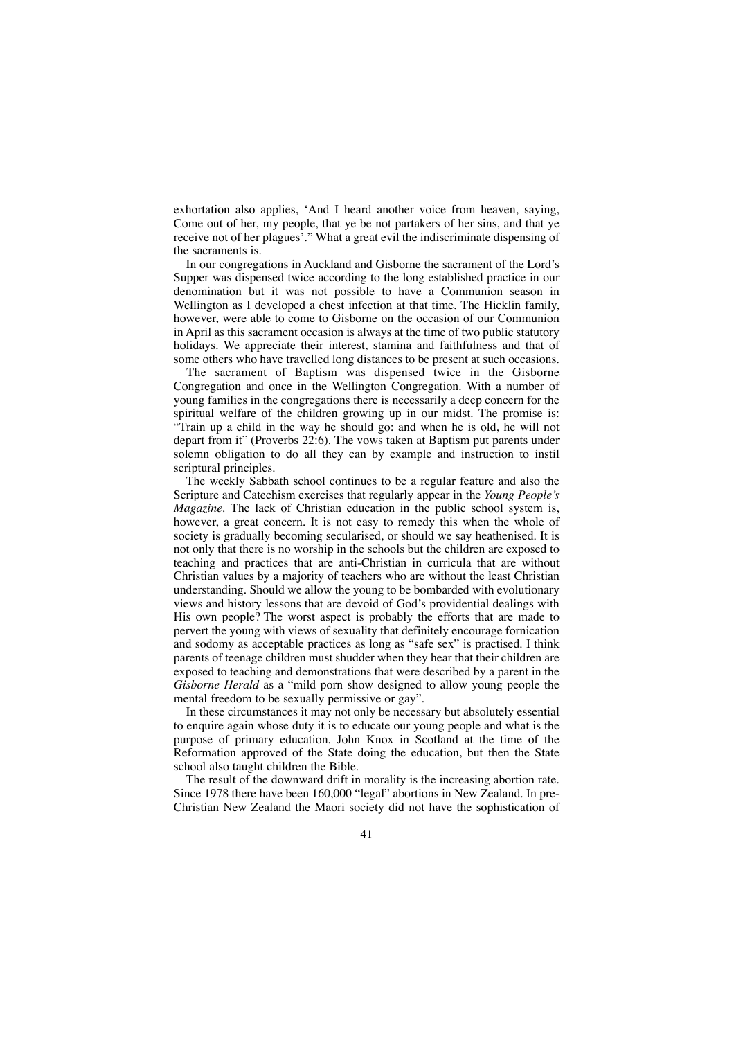exhortation also applies, 'And I heard another voice from heaven, saying, Come out of her, my people, that ye be not partakers of her sins, and that ye receive not of her plagues'." What a great evil the indiscriminate dispensing of the sacraments is.

In our congregations in Auckland and Gisborne the sacrament of the Lord's Supper was dispensed twice according to the long established practice in our denomination but it was not possible to have a Communion season in Wellington as I developed a chest infection at that time. The Hicklin family, however, were able to come to Gisborne on the occasion of our Communion in April as this sacrament occasion is always at the time of two public statutory holidays. We appreciate their interest, stamina and faithfulness and that of some others who have travelled long distances to be present at such occasions.

The sacrament of Baptism was dispensed twice in the Gisborne Congregation and once in the Wellington Congregation. With a number of young families in the congregations there is necessarily a deep concern for the spiritual welfare of the children growing up in our midst. The promise is: "Train up a child in the way he should go: and when he is old, he will not depart from it" (Proverbs 22:6). The vows taken at Baptism put parents under solemn obligation to do all they can by example and instruction to instil scriptural principles.

The weekly Sabbath school continues to be a regular feature and also the Scripture and Catechism exercises that regularly appear in the *Young People's Magazine*. The lack of Christian education in the public school system is, however, a great concern. It is not easy to remedy this when the whole of society is gradually becoming secularised, or should we say heathenised. It is not only that there is no worship in the schools but the children are exposed to teaching and practices that are anti-Christian in curricula that are without Christian values by a majority of teachers who are without the least Christian understanding. Should we allow the young to be bombarded with evolutionary views and history lessons that are devoid of God's providential dealings with His own people? The worst aspect is probably the efforts that are made to pervert the young with views of sexuality that definitely encourage fornication and sodomy as acceptable practices as long as "safe sex" is practised. I think parents of teenage children must shudder when they hear that their children are exposed to teaching and demonstrations that were described by a parent in the *Gisborne Herald* as a "mild porn show designed to allow young people the mental freedom to be sexually permissive or gay".

In these circumstances it may not only be necessary but absolutely essential to enquire again whose duty it is to educate our young people and what is the purpose of primary education. John Knox in Scotland at the time of the Reformation approved of the State doing the education, but then the State school also taught children the Bible.

The result of the downward drift in morality is the increasing abortion rate. Since 1978 there have been 160,000 "legal" abortions in New Zealand. In pre-Christian New Zealand the Maori society did not have the sophistication of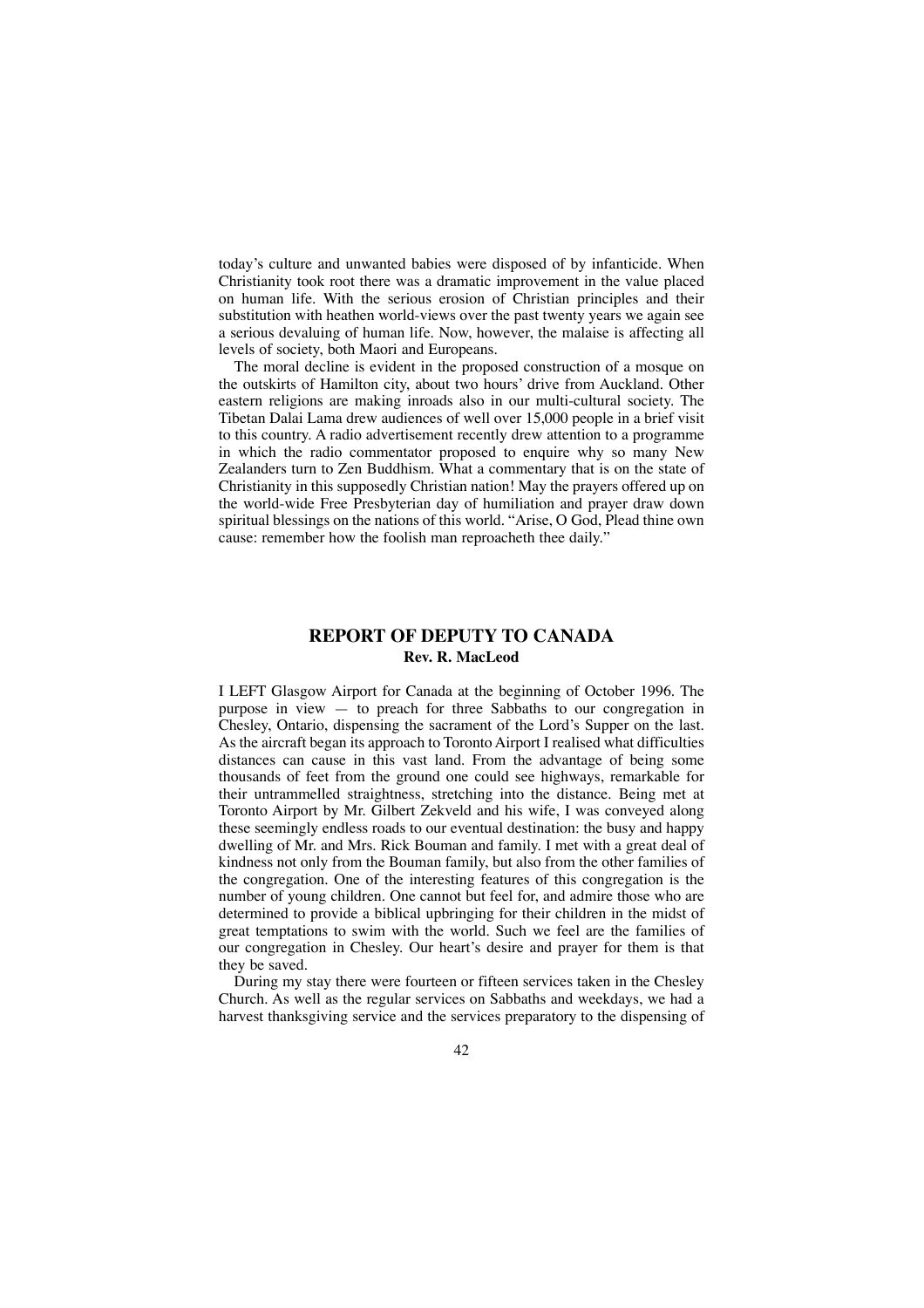today's culture and unwanted babies were disposed of by infanticide. When Christianity took root there was a dramatic improvement in the value placed on human life. With the serious erosion of Christian principles and their substitution with heathen world-views over the past twenty years we again see a serious devaluing of human life. Now, however, the malaise is affecting all levels of society, both Maori and Europeans.

The moral decline is evident in the proposed construction of a mosque on the outskirts of Hamilton city, about two hours' drive from Auckland. Other eastern religions are making inroads also in our multi-cultural society. The Tibetan Dalai Lama drew audiences of well over 15,000 people in a brief visit to this country. A radio advertisement recently drew attention to a programme in which the radio commentator proposed to enquire why so many New Zealanders turn to Zen Buddhism. What a commentary that is on the state of Christianity in this supposedly Christian nation! May the prayers offered up on the world-wide Free Presbyterian day of humiliation and prayer draw down spiritual blessings on the nations of this world. "Arise, O God, Plead thine own cause: remember how the foolish man reproacheth thee daily."

## REPORT OF DEPUTY TO CANADA

**Rev. R. MacLeod**

I LEFT Glasgow Airport for Canada at the beginning of October 1996. The purpose in view — to preach for three Sabbaths to our congregation in Chesley, Ontario, dispensing the sacrament of the Lord's Supper on the last. As the aircraft began its approach to Toronto Airport I realised what difficulties distances can cause in this vast land. From the advantage of being some thousands of feet from the ground one could see highways, remarkable for their untrammelled straightness, stretching into the distance. Being met at Toronto Airport by Mr. Gilbert Zekveld and his wife, I was conveyed along these seemingly endless roads to our eventual destination: the busy and happy dwelling of Mr. and Mrs. Rick Bouman and family. I met with a great deal of kindness not only from the Bouman family, but also from the other families of the congregation. One of the interesting features of this congregation is the number of young children. One cannot but feel for, and admire those who are determined to provide a biblical upbringing for their children in the midst of great temptations to swim with the world. Such we feel are the families of our congregation in Chesley. Our heart's desire and prayer for them is that they be saved.

During my stay there were fourteen or fifteen services taken in the Chesley Church. As well as the regular services on Sabbaths and weekdays, we had a harvest thanksgiving service and the services preparatory to the dispensing of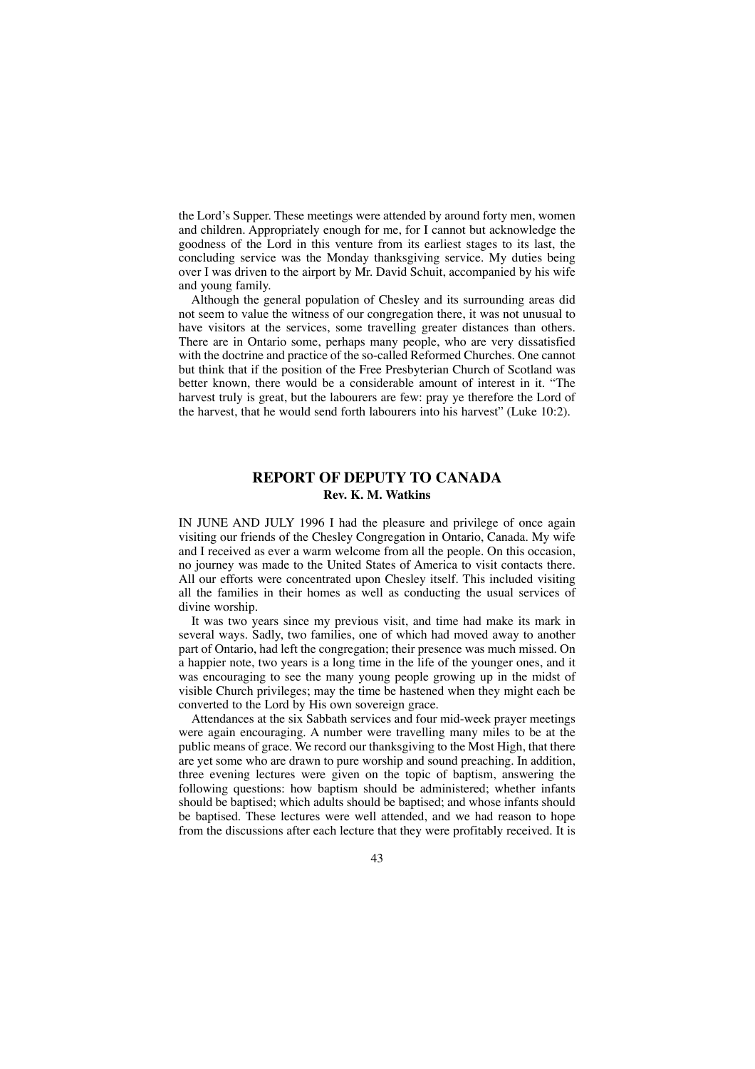the Lord's Supper. These meetings were attended by around forty men, women and children. Appropriately enough for me, for I cannot but acknowledge the goodness of the Lord in this venture from its earliest stages to its last, the concluding service was the Monday thanksgiving service. My duties being over I was driven to the airport by Mr. David Schuit, accompanied by his wife and young family.

Although the general population of Chesley and its surrounding areas did not seem to value the witness of our congregation there, it was not unusual to have visitors at the services, some travelling greater distances than others. There are in Ontario some, perhaps many people, who are very dissatisfied with the doctrine and practice of the so-called Reformed Churches. One cannot but think that if the position of the Free Presbyterian Church of Scotland was better known, there would be a considerable amount of interest in it. "The harvest truly is great, but the labourers are few: pray ye therefore the Lord of the harvest, that he would send forth labourers into his harvest" (Luke 10:2).

## REPORT OF DEPUTY TO CANADA

**Rev. K. M. Watkins**

IN JUNE AND JULY 1996 I had the pleasure and privilege of once again visiting our friends of the Chesley Congregation in Ontario, Canada. My wife and I received as ever a warm welcome from all the people. On this occasion, no journey was made to the United States of America to visit contacts there. All our efforts were concentrated upon Chesley itself. This included visiting all the families in their homes as well as conducting the usual services of divine worship.

It was two years since my previous visit, and time had make its mark in several ways. Sadly, two families, one of which had moved away to another part of Ontario, had left the congregation; their presence was much missed. On a happier note, two years is a long time in the life of the younger ones, and it was encouraging to see the many young people growing up in the midst of visible Church privileges; may the time be hastened when they might each be converted to the Lord by His own sovereign grace.

Attendances at the six Sabbath services and four mid-week prayer meetings were again encouraging. A number were travelling many miles to be at the public means of grace. We record our thanksgiving to the Most High, that there are yet some who are drawn to pure worship and sound preaching. In addition, three evening lectures were given on the topic of baptism, answering the following questions: how baptism should be administered; whether infants should be baptised; which adults should be baptised; and whose infants should be baptised. These lectures were well attended, and we had reason to hope from the discussions after each lecture that they were profitably received. It is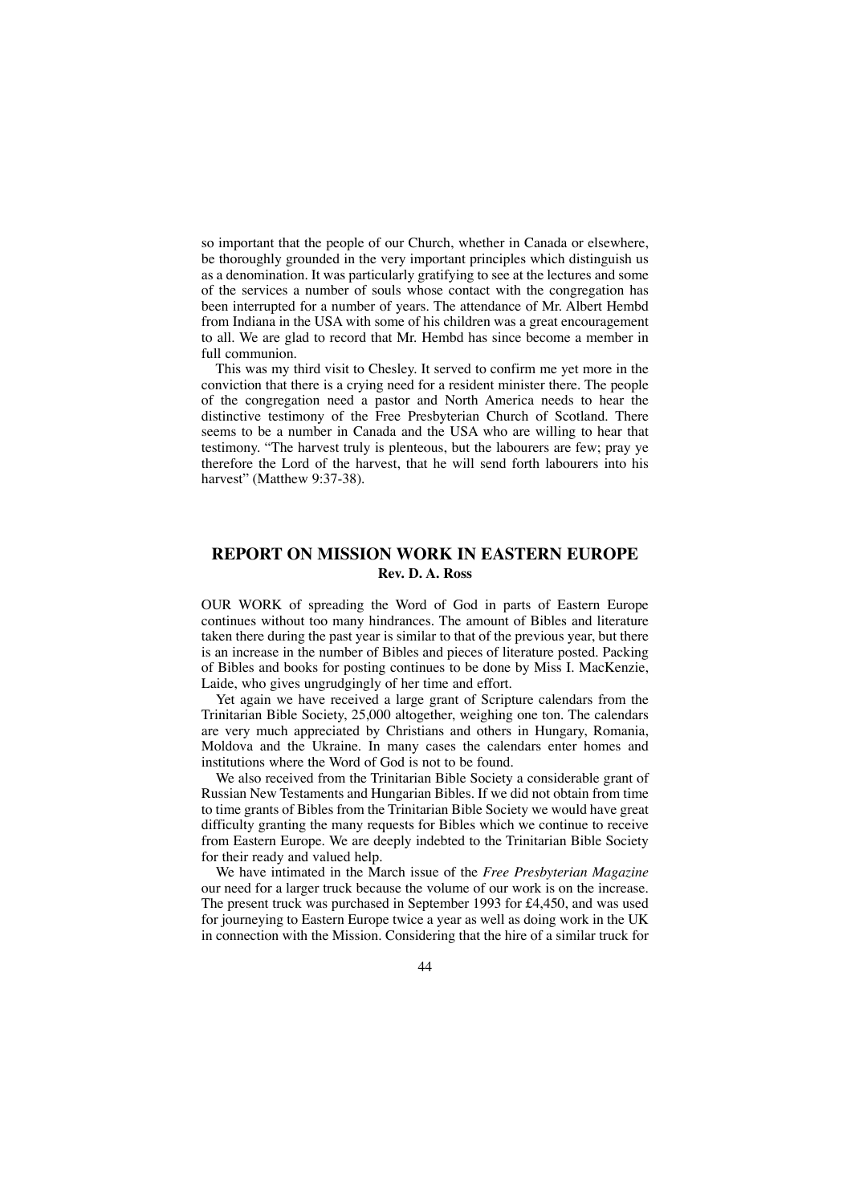so important that the people of our Church, whether in Canada or elsewhere, be thoroughly grounded in the very important principles which distinguish us as a denomination. It was particularly gratifying to see at the lectures and some of the services a number of souls whose contact with the congregation has been interrupted for a number of years. The attendance of Mr. Albert Hembd from Indiana in the USA with some of his children was a great encouragement to all. We are glad to record that Mr. Hembd has since become a member in full communion.

This was my third visit to Chesley. It served to confirm me yet more in the conviction that there is a crying need for a resident minister there. The people of the congregation need a pastor and North America needs to hear the distinctive testimony of the Free Presbyterian Church of Scotland. There seems to be a number in Canada and the USA who are willing to hear that testimony. "The harvest truly is plenteous, but the labourers are few; pray ye therefore the Lord of the harvest, that he will send forth labourers into his harvest" (Matthew 9:37-38).

## REPORT ON MISSION WORK IN EASTERN EUROPE

**Rev. D. A. Ross**

OUR WORK of spreading the Word of God in parts of Eastern Europe continues without too many hindrances. The amount of Bibles and literature taken there during the past year is similar to that of the previous year, but there is an increase in the number of Bibles and pieces of literature posted. Packing of Bibles and books for posting continues to be done by Miss I. MacKenzie, Laide, who gives ungrudgingly of her time and effort.

Yet again we have received a large grant of Scripture calendars from the Trinitarian Bible Society, 25,000 altogether, weighing one ton. The calendars are very much appreciated by Christians and others in Hungary, Romania, Moldova and the Ukraine. In many cases the calendars enter homes and institutions where the Word of God is not to be found.

We also received from the Trinitarian Bible Society a considerable grant of Russian New Testaments and Hungarian Bibles. If we did not obtain from time to time grants of Bibles from the Trinitarian Bible Society we would have great difficulty granting the many requests for Bibles which we continue to receive from Eastern Europe. We are deeply indebted to the Trinitarian Bible Society for their ready and valued help.

We have intimated in the March issue of the *Free Presbyterian Magazine* our need for a larger truck because the volume of our work is on the increase. The present truck was purchased in September 1993 for £4,450, and was used for journeying to Eastern Europe twice a year as well as doing work in the UK in connection with the Mission. Considering that the hire of a similar truck for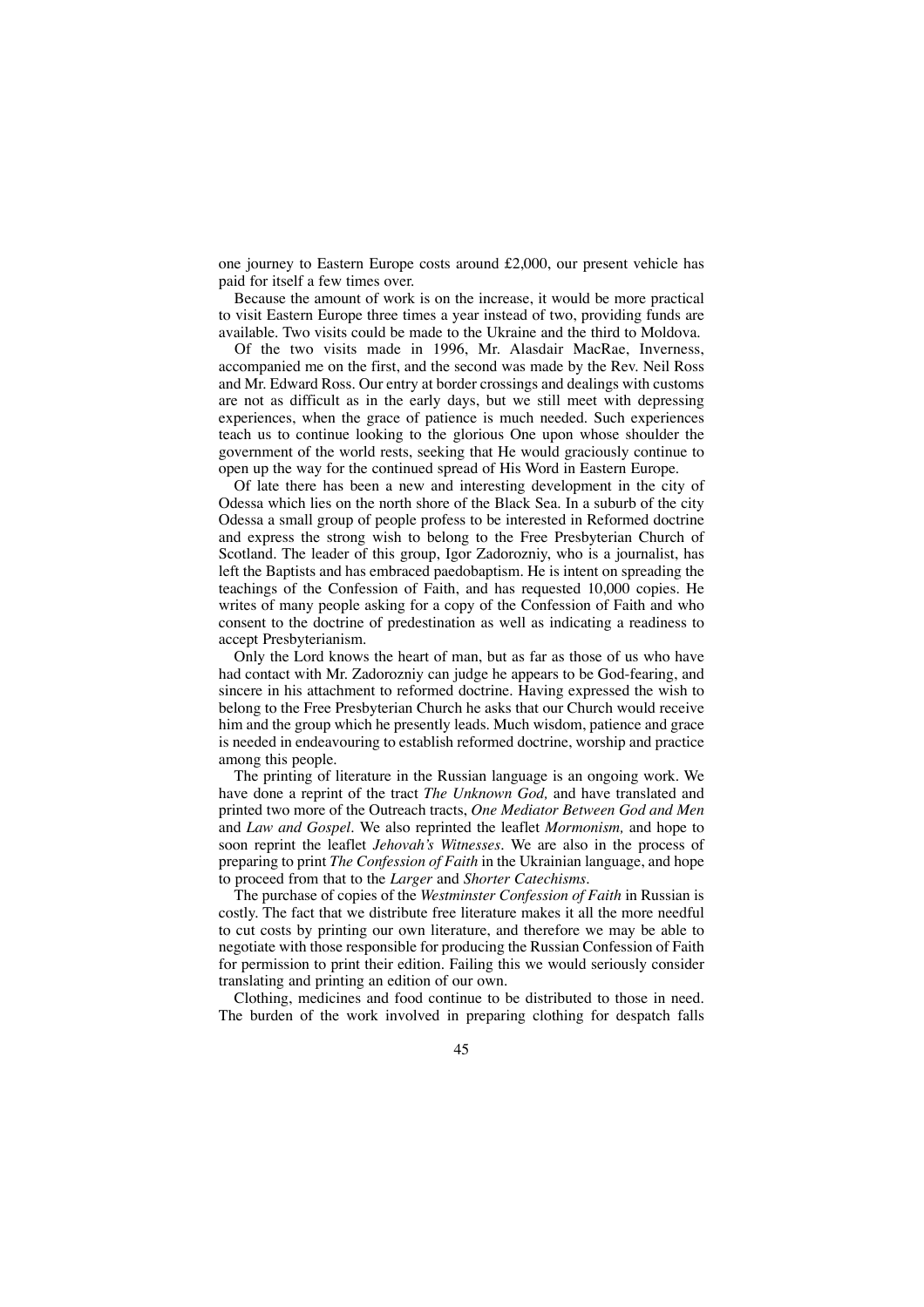one journey to Eastern Europe costs around £2,000, our present vehicle has paid for itself a few times over.

Because the amount of work is on the increase, it would be more practical to visit Eastern Europe three times a year instead of two, providing funds are available. Two visits could be made to the Ukraine and the third to Moldova.

Of the two visits made in 1996, Mr. Alasdair MacRae, Inverness, accompanied me on the first, and the second was made by the Rev. Neil Ross and Mr. Edward Ross. Our entry at border crossings and dealings with customs are not as difficult as in the early days, but we still meet with depressing experiences, when the grace of patience is much needed. Such experiences teach us to continue looking to the glorious One upon whose shoulder the government of the world rests, seeking that He would graciously continue to open up the way for the continued spread of His Word in Eastern Europe.

Of late there has been a new and interesting development in the city of Odessa which lies on the north shore of the Black Sea. In a suburb of the city Odessa a small group of people profess to be interested in Reformed doctrine and express the strong wish to belong to the Free Presbyterian Church of Scotland. The leader of this group, Igor Zadorozniy, who is a journalist, has left the Baptists and has embraced paedobaptism. He is intent on spreading the teachings of the Confession of Faith, and has requested 10,000 copies. He writes of many people asking for a copy of the Confession of Faith and who consent to the doctrine of predestination as well as indicating a readiness to accept Presbyterianism.

Only the Lord knows the heart of man, but as far as those of us who have had contact with Mr. Zadorozniy can judge he appears to be God-fearing, and sincere in his attachment to reformed doctrine. Having expressed the wish to belong to the Free Presbyterian Church he asks that our Church would receive him and the group which he presently leads. Much wisdom, patience and grace is needed in endeavouring to establish reformed doctrine, worship and practice among this people.

The printing of literature in the Russian language is an ongoing work. We have done a reprint of the tract *The Unknown God,* and have translated and printed two more of the Outreach tracts, *One Mediator Between God and Men* and *Law and Gospel*. We also reprinted the leaflet *Mormonism,* and hope to soon reprint the leaflet *Jehovah's Witnesses*. We are also in the process of preparing to print *The Confession of Faith* in the Ukrainian language, and hope to proceed from that to the *Larger* and *Shorter Catechisms*.

The purchase of copies of the *Westminster Confession of Faith* in Russian is costly. The fact that we distribute free literature makes it all the more needful to cut costs by printing our own literature, and therefore we may be able to negotiate with those responsible for producing the Russian Confession of Faith for permission to print their edition. Failing this we would seriously consider translating and printing an edition of our own.

Clothing, medicines and food continue to be distributed to those in need. The burden of the work involved in preparing clothing for despatch falls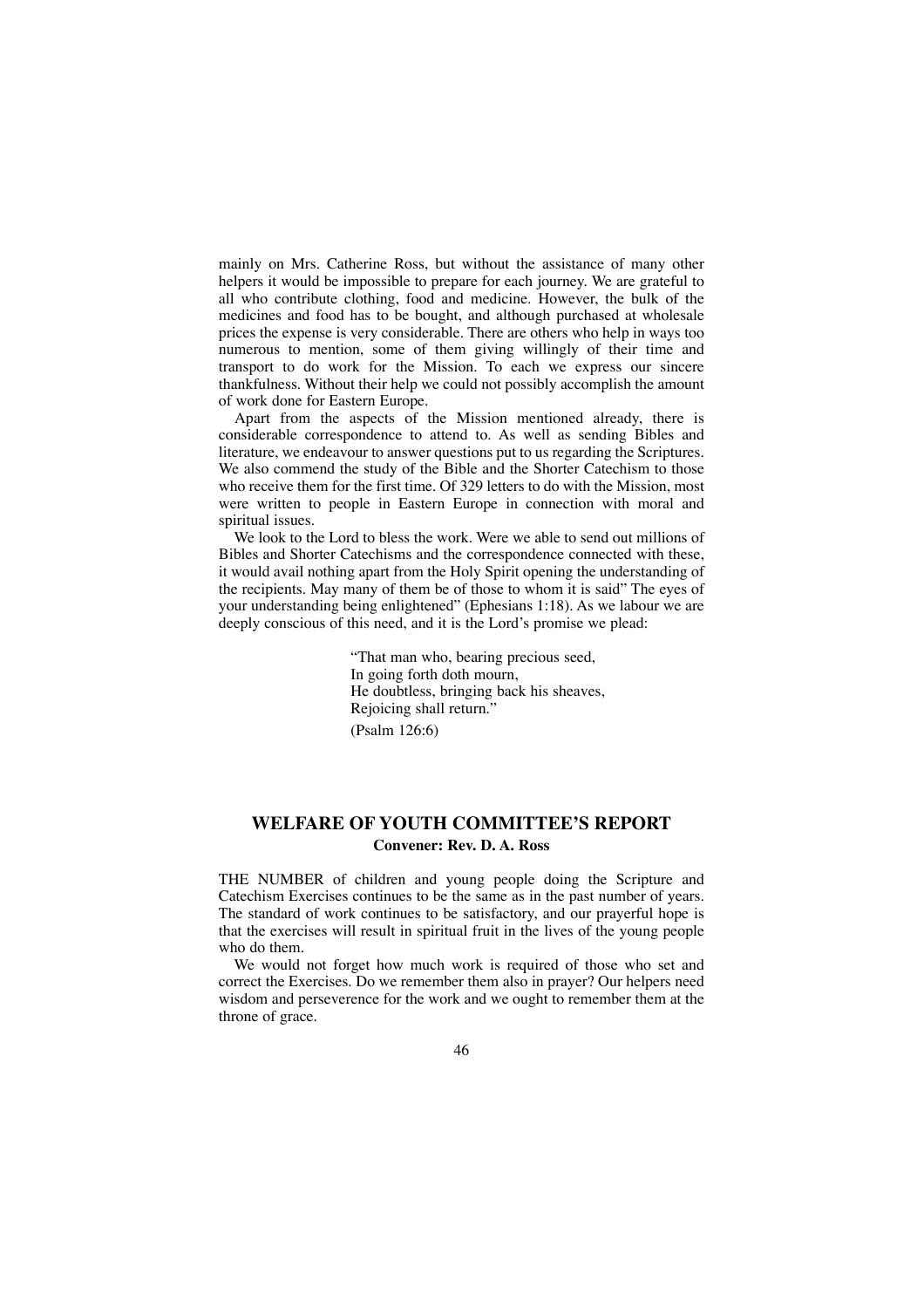mainly on Mrs. Catherine Ross, but without the assistance of many other helpers it would be impossible to prepare for each journey. We are grateful to all who contribute clothing, food and medicine. However, the bulk of the medicines and food has to be bought, and although purchased at wholesale prices the expense is very considerable. There are others who help in ways too numerous to mention, some of them giving willingly of their time and transport to do work for the Mission. To each we express our sincere thankfulness. Without their help we could not possibly accomplish the amount of work done for Eastern Europe.

Apart from the aspects of the Mission mentioned already, there is considerable correspondence to attend to. As well as sending Bibles and literature, we endeavour to answer questions put to us regarding the Scriptures. We also commend the study of the Bible and the Shorter Catechism to those who receive them for the first time. Of 329 letters to do with the Mission, most were written to people in Eastern Europe in connection with moral and spiritual issues.

We look to the Lord to bless the work. Were we able to send out millions of Bibles and Shorter Catechisms and the correspondence connected with these, it would avail nothing apart from the Holy Spirit opening the understanding of the recipients. May many of them be of those to whom it is said" The eyes of your understanding being enlightened" (Ephesians 1:18). As we labour we are deeply conscious of this need, and it is the Lord's promise we plead:

> "That man who, bearing precious seed,
> In going forth doth mourn,
> He doubtless, bringing back his sheaves,
> Rejoicing shall return."
>
> (Psalm 126:6)

## WELFARE OF YOUTH COMMITTEE'S REPORT

**Convener: Rev. D. A. Ross**

THE NUMBER of children and young people doing the Scripture and Catechism Exercises continues to be the same as in the past number of years. The standard of work continues to be satisfactory, and our prayerful hope is that the exercises will result in spiritual fruit in the lives of the young people who do them.

We would not forget how much work is required of those who set and correct the Exercises. Do we remember them also in prayer? Our helpers need wisdom and perseverence for the work and we ought to remember them at the throne of grace.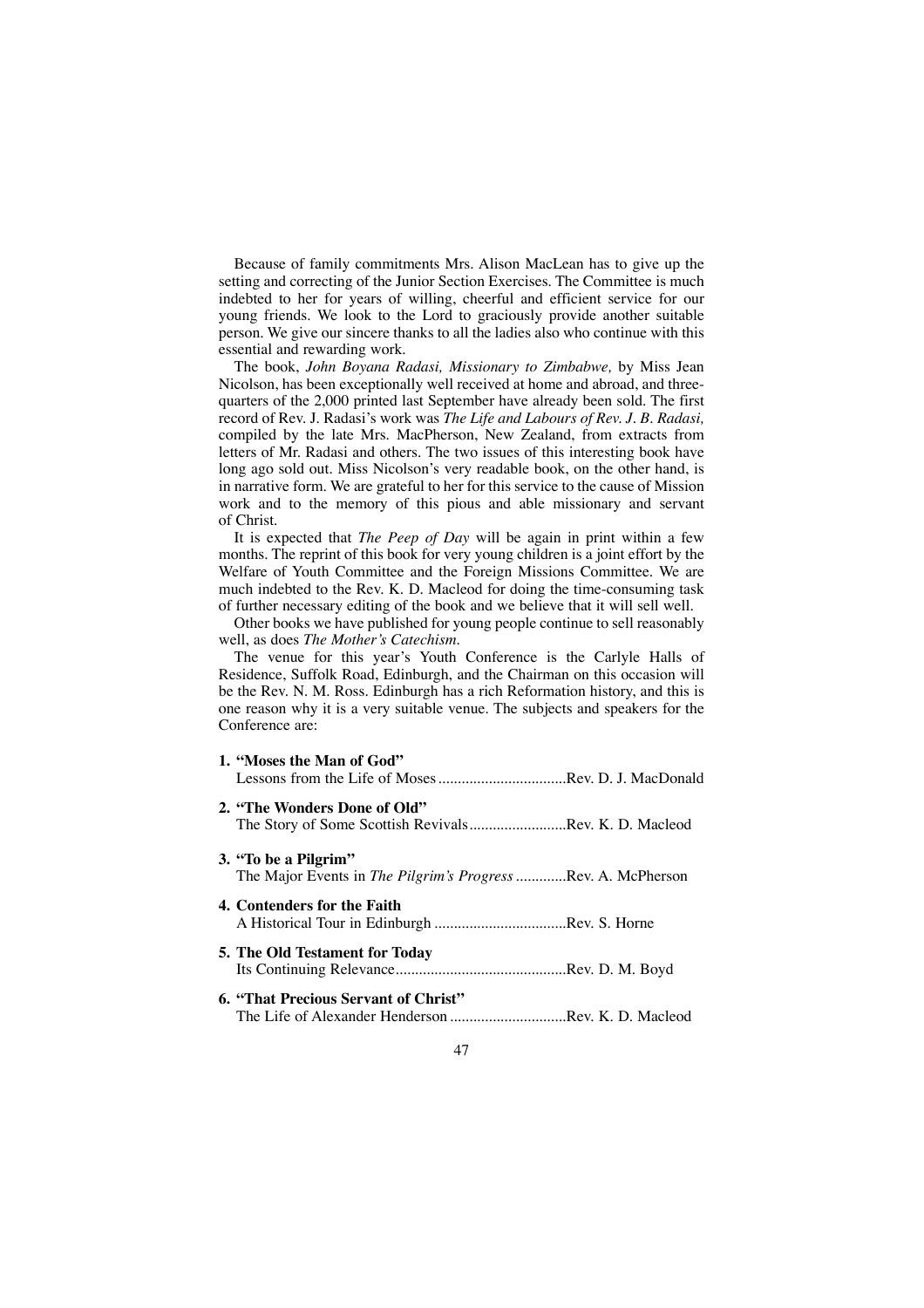Because of family commitments Mrs. Alison MacLean has to give up the setting and correcting of the Junior Section Exercises. The Committee is much indebted to her for years of willing, cheerful and efficient service for our young friends. We look to the Lord to graciously provide another suitable person. We give our sincere thanks to all the ladies also who continue with this essential and rewarding work.

The book, *John Boyana Radasi, Missionary to Zimbabwe,* by Miss Jean Nicolson, has been exceptionally well received at home and abroad, and three-quarters of the 2,000 printed last September have already been sold. The first record of Rev. J. Radasi's work was *The Life and Labours of Rev. J. B. Radasi,* compiled by the late Mrs. MacPherson, New Zealand, from extracts from letters of Mr. Radasi and others. The two issues of this interesting book have long ago sold out. Miss Nicolson's very readable book, on the other hand, is in narrative form. We are grateful to her for this service to the cause of Mission work and to the memory of this pious and able missionary and servant of Christ.

It is expected that *The Peep of Day* will be again in print within a few months. The reprint of this book for very young children is a joint effort by the Welfare of Youth Committee and the Foreign Missions Committee. We are much indebted to the Rev. K. D. Macleod for doing the time-consuming task of further necessary editing of the book and we believe that it will sell well.

Other books we have published for young people continue to sell reasonably well, as does *The Mother's Catechism.*

The venue for this year's Youth Conference is the Carlyle Halls of Residence, Suffolk Road, Edinburgh, and the Chairman on this occasion will be the Rev. N. M. Ross. Edinburgh has a rich Reformation history, and this is one reason why it is a very suitable venue. The subjects and speakers for the Conference are:

**1. "Moses the Man of God"**
Lessons from the Life of Moses .................................Rev. D. J. MacDonald

**2. "The Wonders Done of Old"**
The Story of Some Scottish Revivals.........................Rev. K. D. Macleod

**3. "To be a Pilgrim"**
The Major Events in *The Pilgrim's Progress* .............Rev. A. McPherson

**4. Contenders for the Faith**
A Historical Tour in Edinburgh ..................................Rev. S. Horne

**5. The Old Testament for Today**
Its Continuing Relevance............................................Rev. D. M. Boyd

**6. "That Precious Servant of Christ"**
The Life of Alexander Henderson ..............................Rev. K. D. Macleod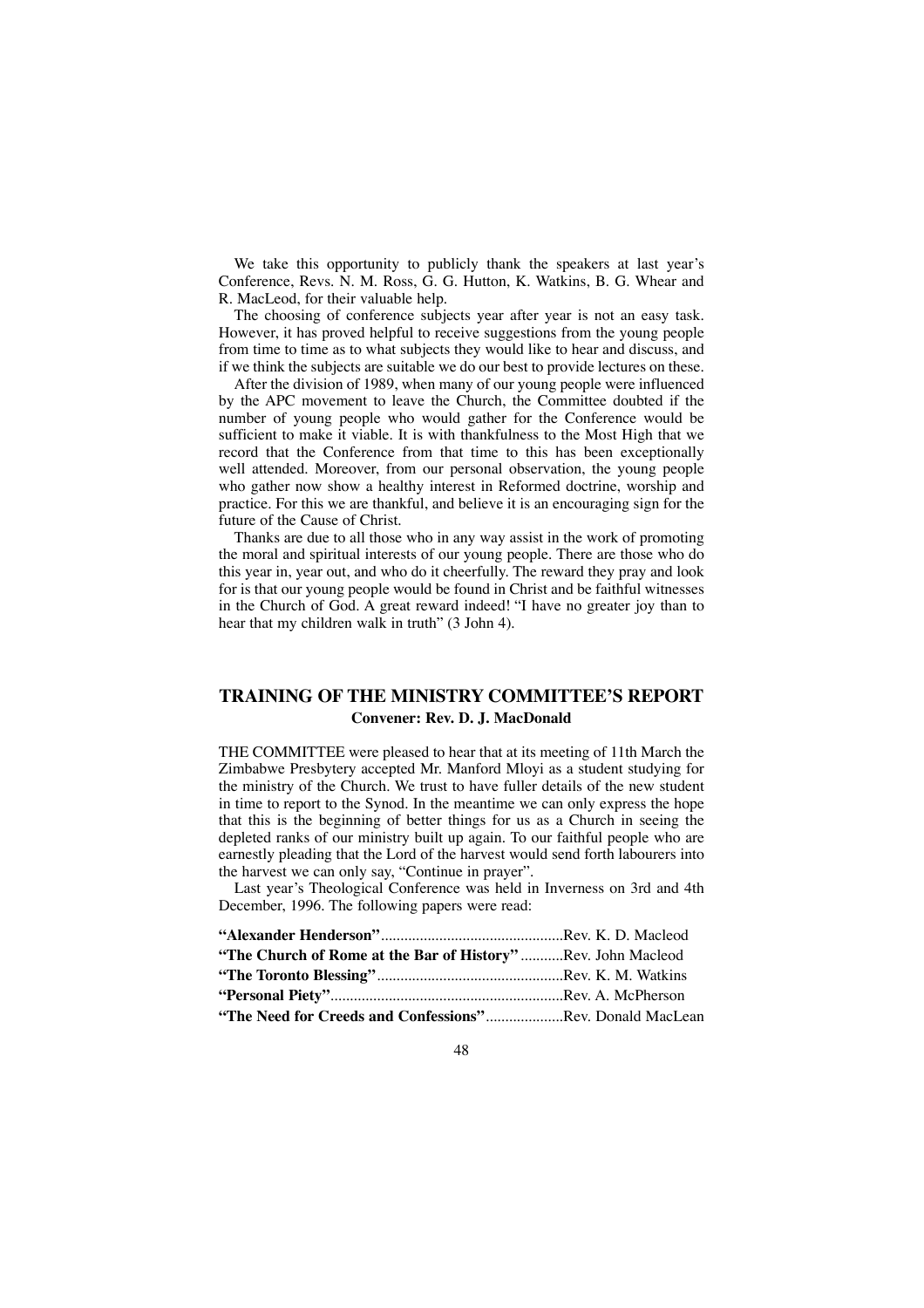We take this opportunity to publicly thank the speakers at last year's Conference, Revs. N. M. Ross, G. G. Hutton, K. Watkins, B. G. Whear and R. MacLeod, for their valuable help.

The choosing of conference subjects year after year is not an easy task. However, it has proved helpful to receive suggestions from the young people from time to time as to what subjects they would like to hear and discuss, and if we think the subjects are suitable we do our best to provide lectures on these.

After the division of 1989, when many of our young people were influenced by the APC movement to leave the Church, the Committee doubted if the number of young people who would gather for the Conference would be sufficient to make it viable. It is with thankfulness to the Most High that we record that the Conference from that time to this has been exceptionally well attended. Moreover, from our personal observation, the young people who gather now show a healthy interest in Reformed doctrine, worship and practice. For this we are thankful, and believe it is an encouraging sign for the future of the Cause of Christ.

Thanks are due to all those who in any way assist in the work of promoting the moral and spiritual interests of our young people. There are those who do this year in, year out, and who do it cheerfully. The reward they pray and look for is that our young people would be found in Christ and be faithful witnesses in the Church of God. A great reward indeed! "I have no greater joy than to hear that my children walk in truth" (3 John 4).

## TRAINING OF THE MINISTRY COMMITTEE'S REPORT

**Convener: Rev. D. J. MacDonald**

THE COMMITTEE were pleased to hear that at its meeting of 11th March the Zimbabwe Presbytery accepted Mr. Manford Mloyi as a student studying for the ministry of the Church. We trust to have fuller details of the new student in time to report to the Synod. In the meantime we can only express the hope that this is the beginning of better things for us as a Church in seeing the depleted ranks of our ministry built up again. To our faithful people who are earnestly pleading that the Lord of the harvest would send forth labourers into the harvest we can only say, "Continue in prayer".

Last year's Theological Conference was held in Inverness on 3rd and 4th December, 1996. The following papers were read:

**"Alexander Henderson"**...............................................Rev. K. D. Macleod
**"The Church of Rome at the Bar of History"**...........Rev. John Macleod
**"The Toronto Blessing"**................................................Rev. K. M. Watkins
**"Personal Piety"**............................................................Rev. A. McPherson
**"The Need for Creeds and Confessions"**....................Rev. Donald MacLean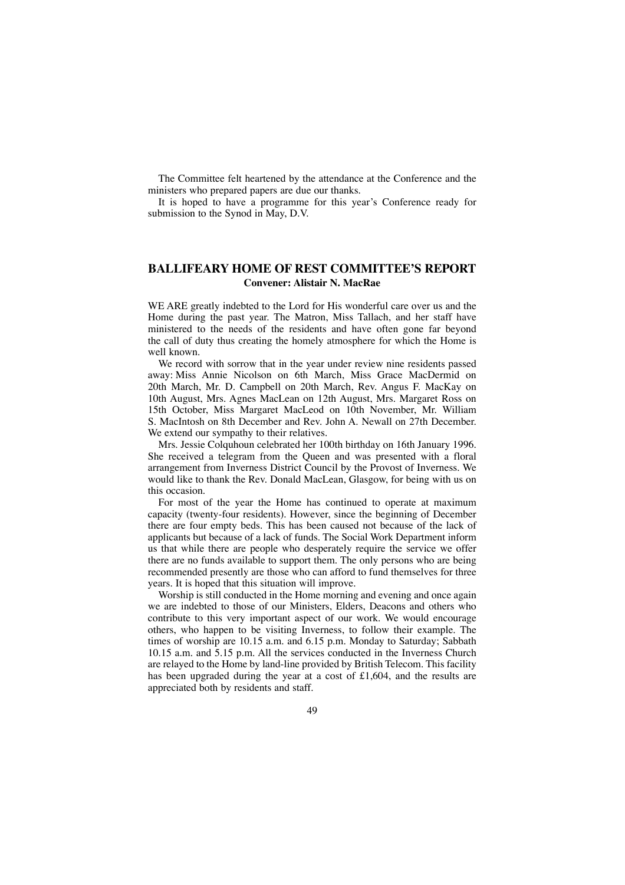The Committee felt heartened by the attendance at the Conference and the ministers who prepared papers are due our thanks.

It is hoped to have a programme for this year's Conference ready for submission to the Synod in May, D.V.

## BALLIFEARY HOME OF REST COMMITTEE'S REPORT

**Convener: Alistair N. MacRae**

WE ARE greatly indebted to the Lord for His wonderful care over us and the Home during the past year. The Matron, Miss Tallach, and her staff have ministered to the needs of the residents and have often gone far beyond the call of duty thus creating the homely atmosphere for which the Home is well known.

We record with sorrow that in the year under review nine residents passed away: Miss Annie Nicolson on 6th March, Miss Grace MacDermid on 20th March, Mr. D. Campbell on 20th March, Rev. Angus F. MacKay on 10th August, Mrs. Agnes MacLean on 12th August, Mrs. Margaret Ross on 15th October, Miss Margaret MacLeod on 10th November, Mr. William S. MacIntosh on 8th December and Rev. John A. Newall on 27th December. We extend our sympathy to their relatives.

Mrs. Jessie Colquhoun celebrated her 100th birthday on 16th January 1996. She received a telegram from the Queen and was presented with a floral arrangement from Inverness District Council by the Provost of Inverness. We would like to thank the Rev. Donald MacLean, Glasgow, for being with us on this occasion.

For most of the year the Home has continued to operate at maximum capacity (twenty-four residents). However, since the beginning of December there are four empty beds. This has been caused not because of the lack of applicants but because of a lack of funds. The Social Work Department inform us that while there are people who desperately require the service we offer there are no funds available to support them. The only persons who are being recommended presently are those who can afford to fund themselves for three years. It is hoped that this situation will improve.

Worship is still conducted in the Home morning and evening and once again we are indebted to those of our Ministers, Elders, Deacons and others who contribute to this very important aspect of our work. We would encourage others, who happen to be visiting Inverness, to follow their example. The times of worship are 10.15 a.m. and 6.15 p.m. Monday to Saturday; Sabbath 10.15 a.m. and 5.15 p.m. All the services conducted in the Inverness Church are relayed to the Home by land-line provided by British Telecom. This facility has been upgraded during the year at a cost of £1,604, and the results are appreciated both by residents and staff.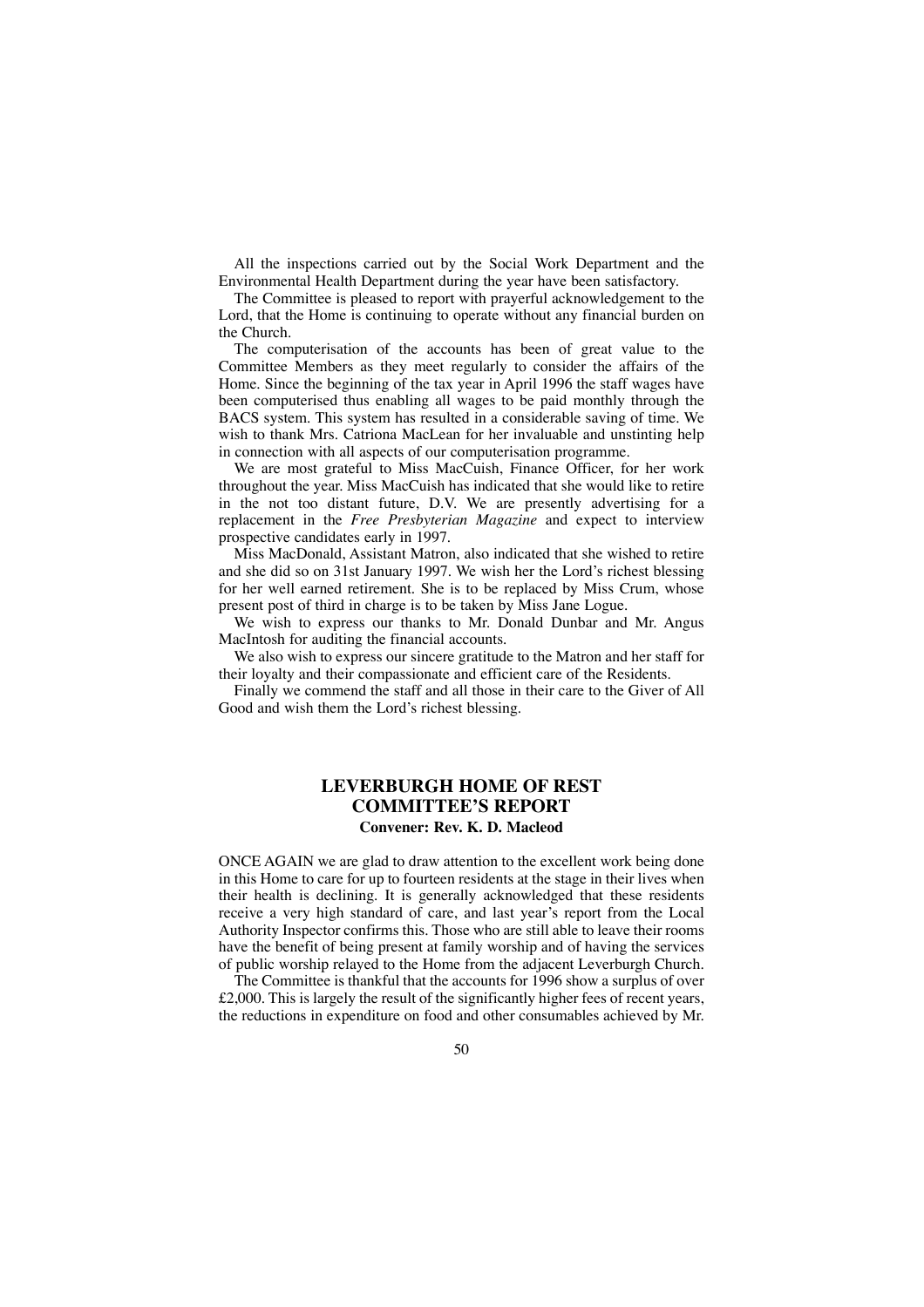All the inspections carried out by the Social Work Department and the Environmental Health Department during the year have been satisfactory.

The Committee is pleased to report with prayerful acknowledgement to the Lord, that the Home is continuing to operate without any financial burden on the Church.

The computerisation of the accounts has been of great value to the Committee Members as they meet regularly to consider the affairs of the Home. Since the beginning of the tax year in April 1996 the staff wages have been computerised thus enabling all wages to be paid monthly through the BACS system. This system has resulted in a considerable saving of time. We wish to thank Mrs. Catriona MacLean for her invaluable and unstinting help in connection with all aspects of our computerisation programme.

We are most grateful to Miss MacCuish, Finance Officer, for her work throughout the year. Miss MacCuish has indicated that she would like to retire in the not too distant future, D.V. We are presently advertising for a replacement in the *Free Presbyterian Magazine* and expect to interview prospective candidates early in 1997.

Miss MacDonald, Assistant Matron, also indicated that she wished to retire and she did so on 31st January 1997. We wish her the Lord's richest blessing for her well earned retirement. She is to be replaced by Miss Crum, whose present post of third in charge is to be taken by Miss Jane Logue.

We wish to express our thanks to Mr. Donald Dunbar and Mr. Angus MacIntosh for auditing the financial accounts.

We also wish to express our sincere gratitude to the Matron and her staff for their loyalty and their compassionate and efficient care of the Residents.

Finally we commend the staff and all those in their care to the Giver of All Good and wish them the Lord's richest blessing.

## LEVERBURGH HOME OF REST COMMITTEE'S REPORT

**Convener: Rev. K. D. Macleod**

ONCE AGAIN we are glad to draw attention to the excellent work being done in this Home to care for up to fourteen residents at the stage in their lives when their health is declining. It is generally acknowledged that these residents receive a very high standard of care, and last year's report from the Local Authority Inspector confirms this. Those who are still able to leave their rooms have the benefit of being present at family worship and of having the services of public worship relayed to the Home from the adjacent Leverburgh Church.

The Committee is thankful that the accounts for 1996 show a surplus of over £2,000. This is largely the result of the significantly higher fees of recent years, the reductions in expenditure on food and other consumables achieved by Mr.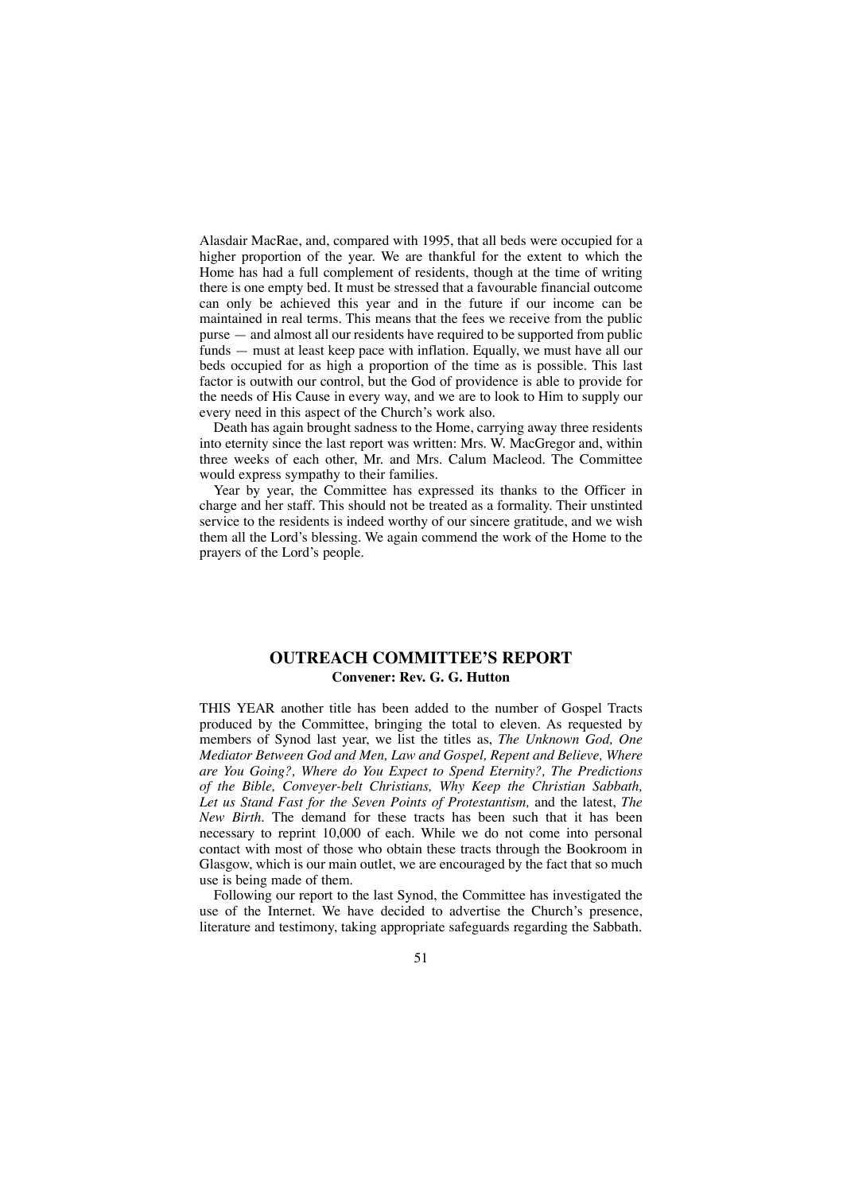Alasdair MacRae, and, compared with 1995, that all beds were occupied for a higher proportion of the year. We are thankful for the extent to which the Home has had a full complement of residents, though at the time of writing there is one empty bed. It must be stressed that a favourable financial outcome can only be achieved this year and in the future if our income can be maintained in real terms. This means that the fees we receive from the public purse — and almost all our residents have required to be supported from public funds — must at least keep pace with inflation. Equally, we must have all our beds occupied for as high a proportion of the time as is possible. This last factor is outwith our control, but the God of providence is able to provide for the needs of His Cause in every way, and we are to look to Him to supply our every need in this aspect of the Church's work also.

Death has again brought sadness to the Home, carrying away three residents into eternity since the last report was written: Mrs. W. MacGregor and, within three weeks of each other, Mr. and Mrs. Calum Macleod. The Committee would express sympathy to their families.

Year by year, the Committee has expressed its thanks to the Officer in charge and her staff. This should not be treated as a formality. Their unstinted service to the residents is indeed worthy of our sincere gratitude, and we wish them all the Lord's blessing. We again commend the work of the Home to the prayers of the Lord's people.

## OUTREACH COMMITTEE'S REPORT

**Convener: Rev. G. G. Hutton**

THIS YEAR another title has been added to the number of Gospel Tracts produced by the Committee, bringing the total to eleven. As requested by members of Synod last year, we list the titles as, *The Unknown God, One Mediator Between God and Men, Law and Gospel, Repent and Believe, Where are You Going?, Where do You Expect to Spend Eternity?, The Predictions of the Bible, Conveyer-belt Christians, Why Keep the Christian Sabbath, Let us Stand Fast for the Seven Points of Protestantism,* and the latest, *The New Birth*. The demand for these tracts has been such that it has been necessary to reprint 10,000 of each. While we do not come into personal contact with most of those who obtain these tracts through the Bookroom in Glasgow, which is our main outlet, we are encouraged by the fact that so much use is being made of them.

Following our report to the last Synod, the Committee has investigated the use of the Internet. We have decided to advertise the Church's presence, literature and testimony, taking appropriate safeguards regarding the Sabbath.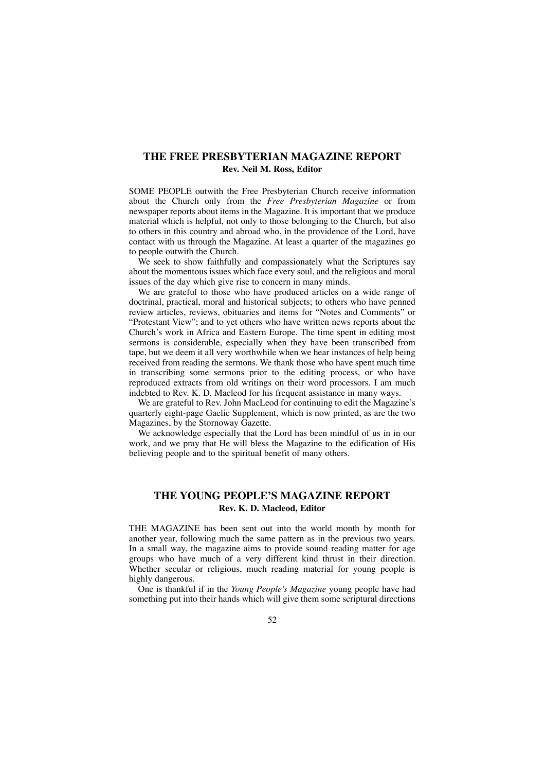## THE FREE PRESBYTERIAN MAGAZINE REPORT

**Rev. Neil M. Ross, Editor**

SOME PEOPLE outwith the Free Presbyterian Church receive information about the Church only from the *Free Presbyterian Magazine* or from newspaper reports about items in the Magazine. It is important that we produce material which is helpful, not only to those belonging to the Church, but also to others in this country and abroad who, in the providence of the Lord, have contact with us through the Magazine. At least a quarter of the magazines go to people outwith the Church.

We seek to show faithfully and compassionately what the Scriptures say about the momentous issues which face every soul, and the religious and moral issues of the day which give rise to concern in many minds.

We are grateful to those who have produced articles on a wide range of doctrinal, practical, moral and historical subjects; to others who have penned review articles, reviews, obituaries and items for "Notes and Comments" or "Protestant View"; and to yet others who have written news reports about the Church's work in Africa and Eastern Europe. The time spent in editing most sermons is considerable, especially when they have been transcribed from tape, but we deem it all very worthwhile when we hear instances of help being received from reading the sermons. We thank those who have spent much time in transcribing some sermons prior to the editing process, or who have reproduced extracts from old writings on their word processors. I am much indebted to Rev. K. D. Macleod for his frequent assistance in many ways.

We are grateful to Rev. John MacLeod for continuing to edit the Magazine's quarterly eight-page Gaelic Supplement, which is now printed, as are the two Magazines, by the Stornoway Gazette.

We acknowledge especially that the Lord has been mindful of us in in our work, and we pray that He will bless the Magazine to the edification of His believing people and to the spiritual benefit of many others.

## THE YOUNG PEOPLE'S MAGAZINE REPORT

**Rev. K. D. Macleod, Editor**

THE MAGAZINE has been sent out into the world month by month for another year, following much the same pattern as in the previous two years. In a small way, the magazine aims to provide sound reading matter for age groups who have much of a very different kind thrust in their direction. Whether secular or religious, much reading material for young people is highly dangerous.

One is thankful if in the *Young People's Magazine* young people have had something put into their hands which will give them some scriptural directions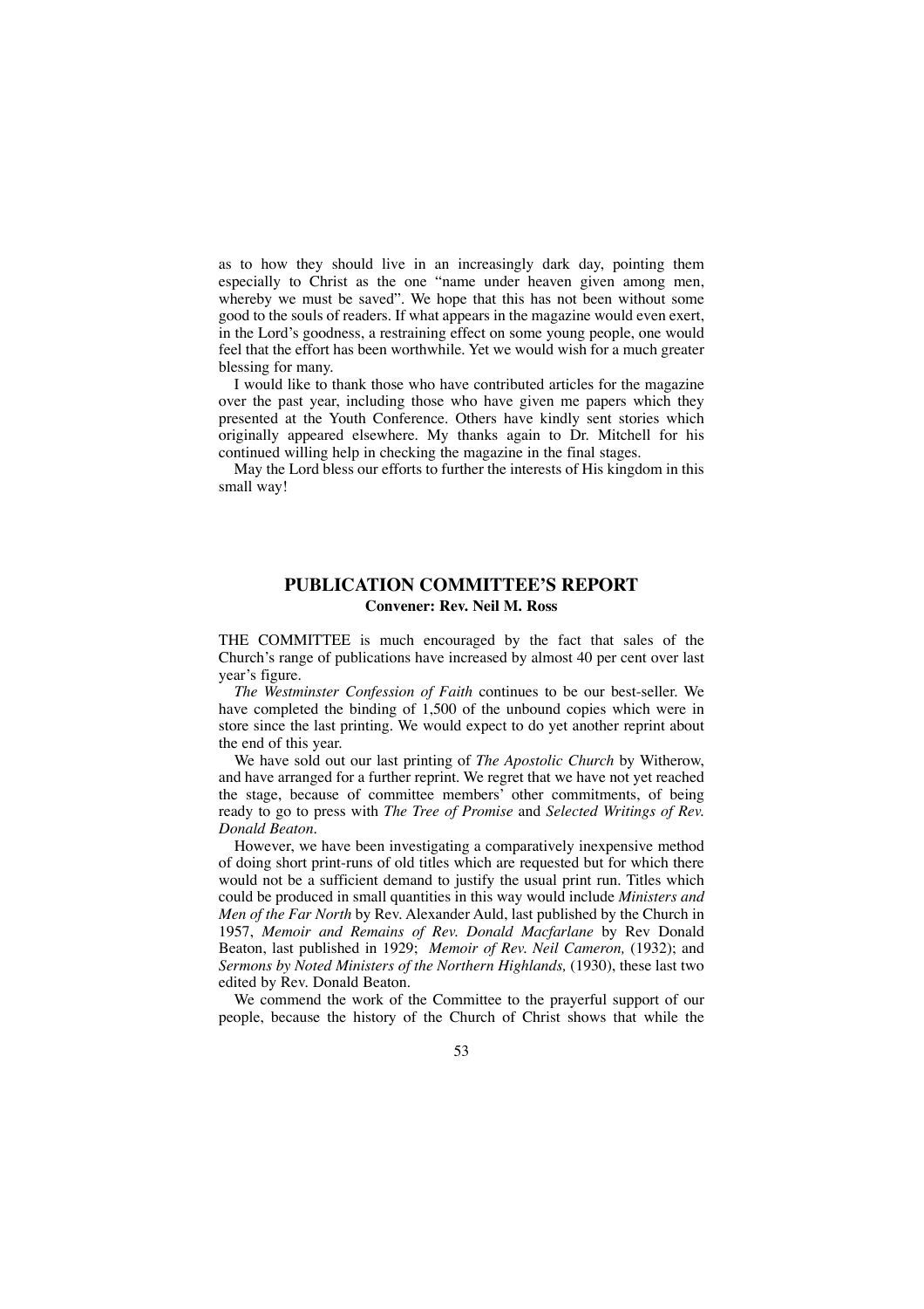as to how they should live in an increasingly dark day, pointing them especially to Christ as the one "name under heaven given among men, whereby we must be saved". We hope that this has not been without some good to the souls of readers. If what appears in the magazine would even exert, in the Lord's goodness, a restraining effect on some young people, one would feel that the effort has been worthwhile. Yet we would wish for a much greater blessing for many.

I would like to thank those who have contributed articles for the magazine over the past year, including those who have given me papers which they presented at the Youth Conference. Others have kindly sent stories which originally appeared elsewhere. My thanks again to Dr. Mitchell for his continued willing help in checking the magazine in the final stages.

May the Lord bless our efforts to further the interests of His kingdom in this small way!

## PUBLICATION COMMITTEE'S REPORT

**Convener: Rev. Neil M. Ross**

THE COMMITTEE is much encouraged by the fact that sales of the Church's range of publications have increased by almost 40 per cent over last year's figure.

*The Westminster Confession of Faith* continues to be our best-seller. We have completed the binding of 1,500 of the unbound copies which were in store since the last printing. We would expect to do yet another reprint about the end of this year.

We have sold out our last printing of *The Apostolic Church* by Witherow, and have arranged for a further reprint. We regret that we have not yet reached the stage, because of committee members' other commitments, of being ready to go to press with *The Tree of Promise* and *Selected Writings of Rev. Donald Beaton*.

However, we have been investigating a comparatively inexpensive method of doing short print-runs of old titles which are requested but for which there would not be a sufficient demand to justify the usual print run. Titles which could be produced in small quantities in this way would include *Ministers and Men of the Far North* by Rev. Alexander Auld, last published by the Church in 1957, *Memoir and Remains of Rev. Donald Macfarlane* by Rev Donald Beaton, last published in 1929; *Memoir of Rev. Neil Cameron,* (1932); and *Sermons by Noted Ministers of the Northern Highlands,* (1930), these last two edited by Rev. Donald Beaton.

We commend the work of the Committee to the prayerful support of our people, because the history of the Church of Christ shows that while the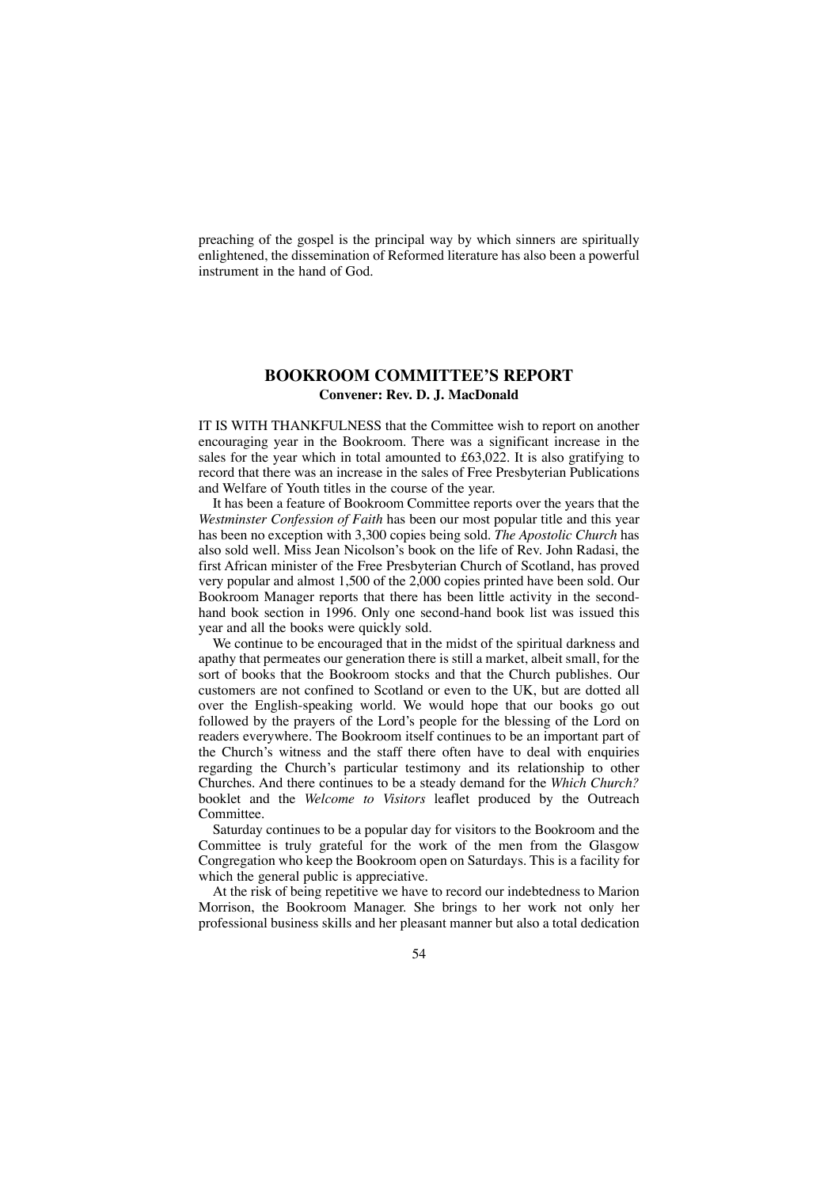preaching of the gospel is the principal way by which sinners are spiritually enlightened, the dissemination of Reformed literature has also been a powerful instrument in the hand of God.

## BOOKROOM COMMITTEE'S REPORT

**Convener: Rev. D. J. MacDonald**

IT IS WITH THANKFULNESS that the Committee wish to report on another encouraging year in the Bookroom. There was a significant increase in the sales for the year which in total amounted to £63,022. It is also gratifying to record that there was an increase in the sales of Free Presbyterian Publications and Welfare of Youth titles in the course of the year.

It has been a feature of Bookroom Committee reports over the years that the *Westminster Confession of Faith* has been our most popular title and this year has been no exception with 3,300 copies being sold. *The Apostolic Church* has also sold well. Miss Jean Nicolson's book on the life of Rev. John Radasi, the first African minister of the Free Presbyterian Church of Scotland, has proved very popular and almost 1,500 of the 2,000 copies printed have been sold. Our Bookroom Manager reports that there has been little activity in the second-hand book section in 1996. Only one second-hand book list was issued this year and all the books were quickly sold.

We continue to be encouraged that in the midst of the spiritual darkness and apathy that permeates our generation there is still a market, albeit small, for the sort of books that the Bookroom stocks and that the Church publishes. Our customers are not confined to Scotland or even to the UK, but are dotted all over the English-speaking world. We would hope that our books go out followed by the prayers of the Lord's people for the blessing of the Lord on readers everywhere. The Bookroom itself continues to be an important part of the Church's witness and the staff there often have to deal with enquiries regarding the Church's particular testimony and its relationship to other Churches. And there continues to be a steady demand for the *Which Church?* booklet and the *Welcome to Visitors* leaflet produced by the Outreach Committee.

Saturday continues to be a popular day for visitors to the Bookroom and the Committee is truly grateful for the work of the men from the Glasgow Congregation who keep the Bookroom open on Saturdays. This is a facility for which the general public is appreciative.

At the risk of being repetitive we have to record our indebtedness to Marion Morrison, the Bookroom Manager. She brings to her work not only her professional business skills and her pleasant manner but also a total dedication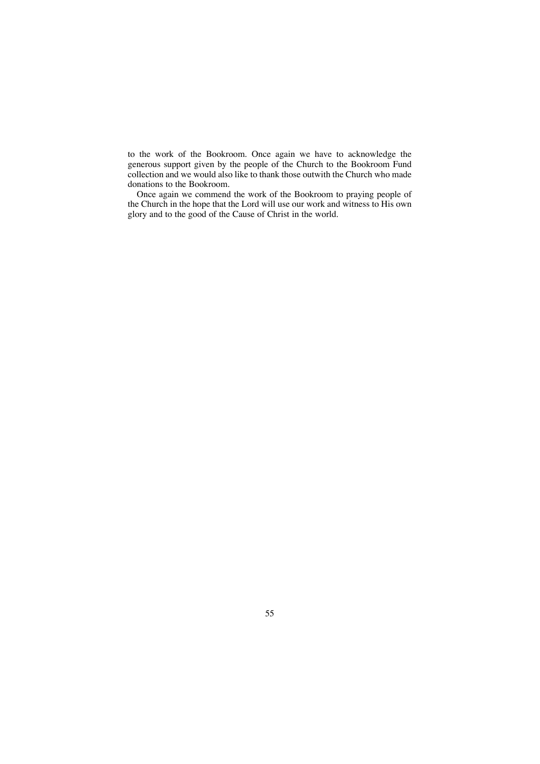to the work of the Bookroom. Once again we have to acknowledge the generous support given by the people of the Church to the Bookroom Fund collection and we would also like to thank those outwith the Church who made donations to the Bookroom.

Once again we commend the work of the Bookroom to praying people of the Church in the hope that the Lord will use our work and witness to His own glory and to the good of the Cause of Christ in the world.